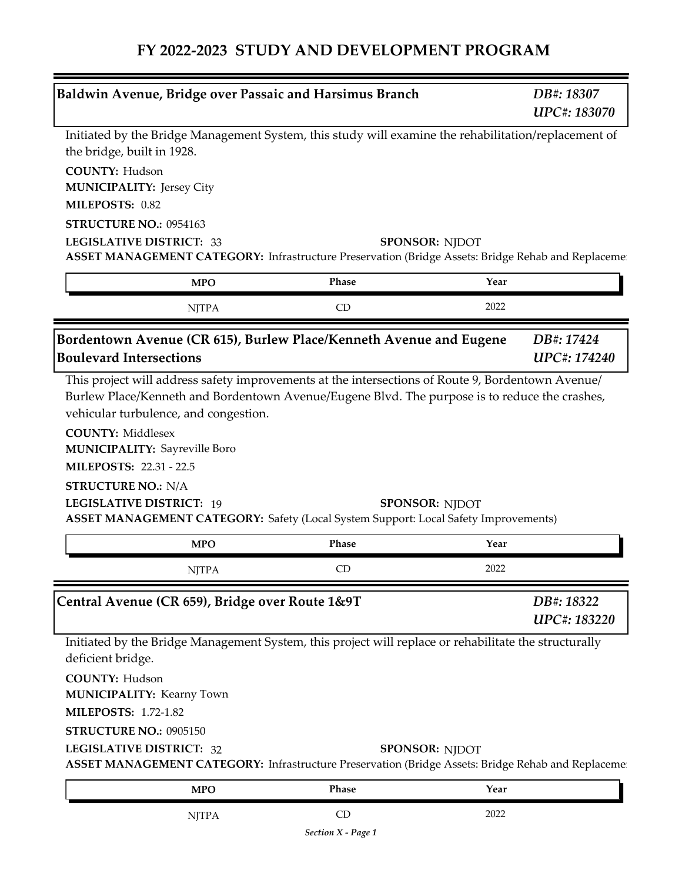# FY 2022-2023 STUDY AND DEVELOPMENT PROGRAM

## Baldwin Avenue, Bridge over Passaic and Harsimus Branch

*DB#: 18307*
*UPC#: 183070*

Initiated by the Bridge Management System, this study will examine the rehabilitation/replacement of the bridge, built in 1928.

**COUNTY:** Hudson
**MUNICIPALITY:** Jersey City
**MILEPOSTS:** 0.82
**STRUCTURE NO.:** 0954163
**LEGISLATIVE DISTRICT:** 33
**SPONSOR:** NJDOT
**ASSET MANAGEMENT CATEGORY:** Infrastructure Preservation (Bridge Assets: Bridge Rehab and Replaceme

| MPO | Phase | Year |
|---|---|---|
| NJTPA | CD | 2022 |

## Bordentown Avenue (CR 615), Burlew Place/Kenneth Avenue and Eugene Boulevard Intersections

*DB#: 17424*
*UPC#: 174240*

This project will address safety improvements at the intersections of Route 9, Bordentown Avenue/ Burlew Place/Kenneth and Bordentown Avenue/Eugene Blvd. The purpose is to reduce the crashes, vehicular turbulence, and congestion.

**COUNTY:** Middlesex
**MUNICIPALITY:** Sayreville Boro
**MILEPOSTS:** 22.31 - 22.5
**STRUCTURE NO.:** N/A
**LEGISLATIVE DISTRICT:** 19
**SPONSOR:** NJDOT
**ASSET MANAGEMENT CATEGORY:** Safety (Local System Support: Local Safety Improvements)

| MPO | Phase | Year |
|---|---|---|
| NJTPA | CD | 2022 |

## Central Avenue (CR 659), Bridge over Route 1&9T

*DB#: 18322*
*UPC#: 183220*

Initiated by the Bridge Management System, this project will replace or rehabilitate the structurally deficient bridge.

**COUNTY:** Hudson
**MUNICIPALITY:** Kearny Town
**MILEPOSTS:** 1.72-1.82
**STRUCTURE NO.:** 0905150
**LEGISLATIVE DISTRICT:** 32
**SPONSOR:** NJDOT
**ASSET MANAGEMENT CATEGORY:** Infrastructure Preservation (Bridge Assets: Bridge Rehab and Replaceme

| MPO | Phase | Year |
|---|---|---|
| NJTPA | CD | 2022 |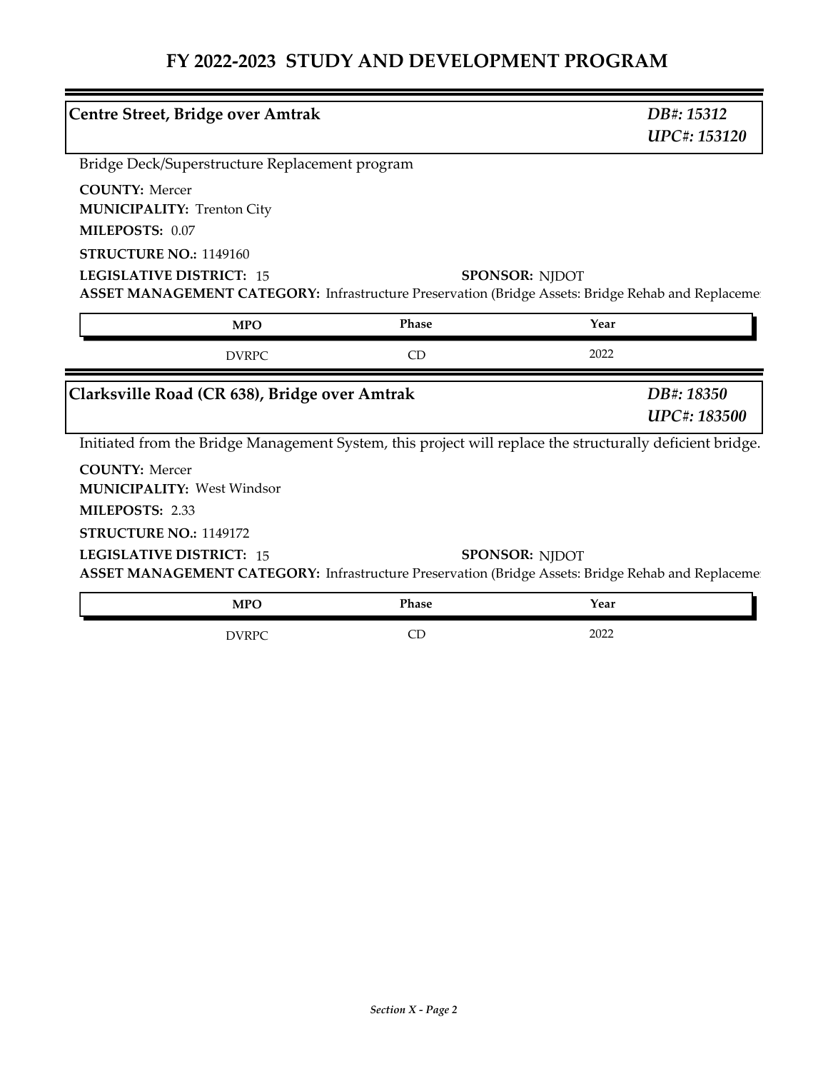# FY 2022-2023 STUDY AND DEVELOPMENT PROGRAM

## Centre Street, Bridge over Amtrak

*DB#: 15312*
*UPC#: 153120*

Bridge Deck/Superstructure Replacement program

**COUNTY:** Mercer
**MUNICIPALITY:** Trenton City
**MILEPOSTS:** 0.07
**STRUCTURE NO.:** 1149160
**LEGISLATIVE DISTRICT:** 15
**SPONSOR:** NJDOT
**ASSET MANAGEMENT CATEGORY:** Infrastructure Preservation (Bridge Assets: Bridge Rehab and Replaceme

| MPO | Phase | Year |
|---|---|---|
| DVRPC | CD | 2022 |

## Clarksville Road (CR 638), Bridge over Amtrak

*DB#: 18350*
*UPC#: 183500*

Initiated from the Bridge Management System, this project will replace the structurally deficient bridge.

**COUNTY:** Mercer
**MUNICIPALITY:** West Windsor
**MILEPOSTS:** 2.33
**STRUCTURE NO.:** 1149172
**LEGISLATIVE DISTRICT:** 15
**SPONSOR:** NJDOT
**ASSET MANAGEMENT CATEGORY:** Infrastructure Preservation (Bridge Assets: Bridge Rehab and Replaceme

| MPO | Phase | Year |
|---|---|---|
| DVRPC | CD | 2022 |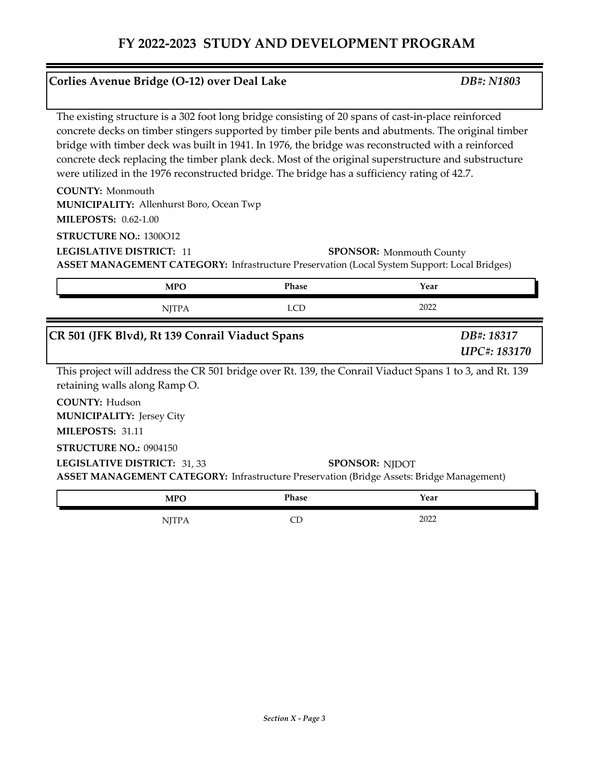# FY 2022-2023 STUDY AND DEVELOPMENT PROGRAM

## Corlies Avenue Bridge (O-12) over Deal Lake

*DB#: N1803*

The existing structure is a 302 foot long bridge consisting of 20 spans of cast-in-place reinforced concrete decks on timber stingers supported by timber pile bents and abutments. The original timber bridge with timber deck was built in 1941. In 1976, the bridge was reconstructed with a reinforced concrete deck replacing the timber plank deck. Most of the original superstructure and substructure were utilized in the 1976 reconstructed bridge. The bridge has a sufficiency rating of 42.7.

**COUNTY:** Monmouth
**MUNICIPALITY:** Allenhurst Boro, Ocean Twp
**MILEPOSTS:** 0.62-1.00
**STRUCTURE NO.:** 1300O12
**LEGISLATIVE DISTRICT:** 11
**SPONSOR:** Monmouth County
**ASSET MANAGEMENT CATEGORY:** Infrastructure Preservation (Local System Support: Local Bridges)

| MPO | Phase | Year |
|---|---|---|
| NJTPA | LCD | 2022 |

## CR 501 (JFK Blvd), Rt 139 Conrail Viaduct Spans

*DB#: 18317*
*UPC#: 183170*

This project will address the CR 501 bridge over Rt. 139, the Conrail Viaduct Spans 1 to 3, and Rt. 139 retaining walls along Ramp O.

**COUNTY:** Hudson
**MUNICIPALITY:** Jersey City
**MILEPOSTS:** 31.11
**STRUCTURE NO.:** 0904150
**LEGISLATIVE DISTRICT:** 31, 33
**SPONSOR:** NJDOT
**ASSET MANAGEMENT CATEGORY:** Infrastructure Preservation (Bridge Assets: Bridge Management)

| MPO | Phase | Year |
|---|---|---|
| NJTPA | CD | 2022 |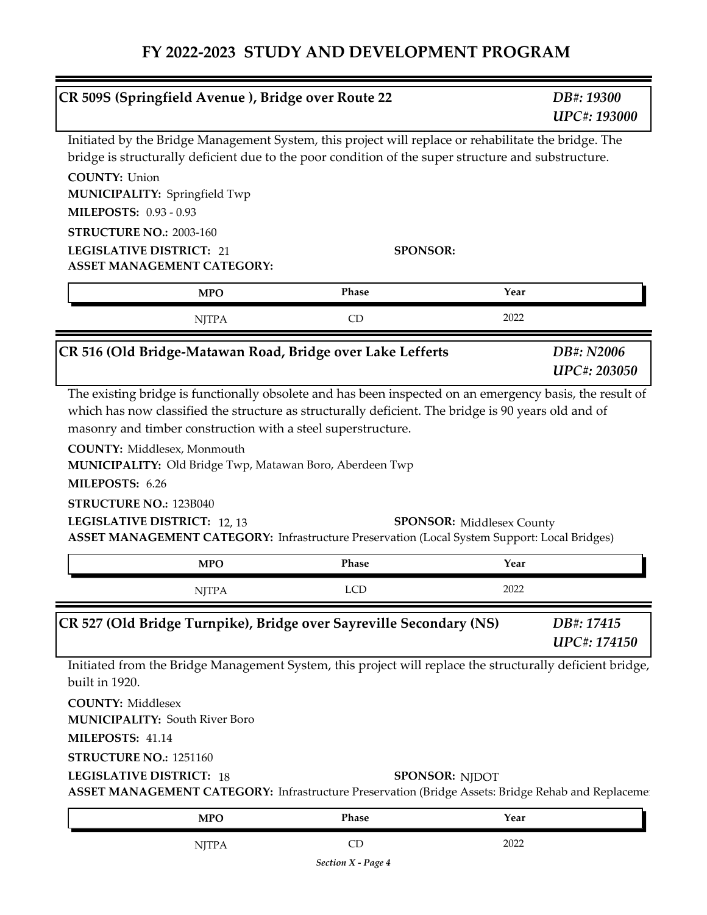# FY 2022-2023 STUDY AND DEVELOPMENT PROGRAM

## CR 509S (Springfield Avenue ), Bridge over Route 22

*DB#: 19300*
*UPC#: 193000*

Initiated by the Bridge Management System, this project will replace or rehabilitate the bridge. The bridge is structurally deficient due to the poor condition of the super structure and substructure.

**COUNTY:** Union
**MUNICIPALITY:** Springfield Twp
**MILEPOSTS:** 0.93 - 0.93
**STRUCTURE NO.:** 2003-160
**LEGISLATIVE DISTRICT:** 21
**SPONSOR:**
**ASSET MANAGEMENT CATEGORY:**

| MPO | Phase | Year |
|---|---|---|
| NJTPA | CD | 2022 |

## CR 516 (Old Bridge-Matawan Road, Bridge over Lake Lefferts

*DB#: N2006*
*UPC#: 203050*

The existing bridge is functionally obsolete and has been inspected on an emergency basis, the result of which has now classified the structure as structurally deficient. The bridge is 90 years old and of masonry and timber construction with a steel superstructure.

**COUNTY:** Middlesex, Monmouth
**MUNICIPALITY:** Old Bridge Twp, Matawan Boro, Aberdeen Twp
**MILEPOSTS:** 6.26
**STRUCTURE NO.:** 123B040
**LEGISLATIVE DISTRICT:** 12, 13
**SPONSOR:** Middlesex County
**ASSET MANAGEMENT CATEGORY:** Infrastructure Preservation (Local System Support: Local Bridges)

| MPO | Phase | Year |
|---|---|---|
| NJTPA | LCD | 2022 |

## CR 527 (Old Bridge Turnpike), Bridge over Sayreville Secondary (NS)

*DB#: 17415*
*UPC#: 174150*

Initiated from the Bridge Management System, this project will replace the structurally deficient bridge, built in 1920.

**COUNTY:** Middlesex
**MUNICIPALITY:** South River Boro
**MILEPOSTS:** 41.14
**STRUCTURE NO.:** 1251160
**LEGISLATIVE DISTRICT:** 18
**SPONSOR:** NJDOT
**ASSET MANAGEMENT CATEGORY:** Infrastructure Preservation (Bridge Assets: Bridge Rehab and Replaceme

| MPO | Phase | Year |
|---|---|---|
| NJTPA | CD | 2022 |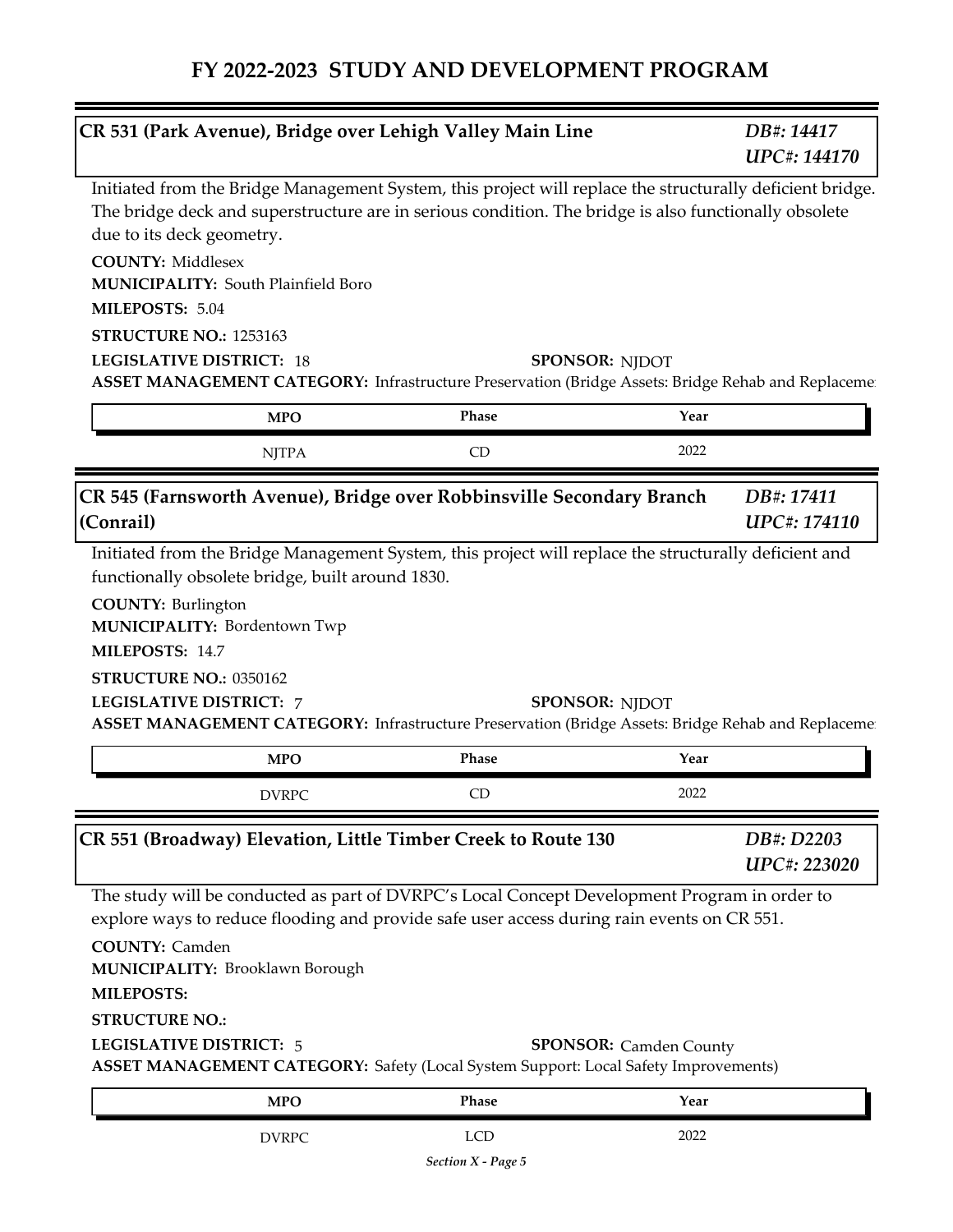# FY 2022-2023 STUDY AND DEVELOPMENT PROGRAM

## CR 531 (Park Avenue), Bridge over Lehigh Valley Main Line

*DB#: 14417*
*UPC#: 144170*

Initiated from the Bridge Management System, this project will replace the structurally deficient bridge. The bridge deck and superstructure are in serious condition. The bridge is also functionally obsolete due to its deck geometry.

**COUNTY:** Middlesex
**MUNICIPALITY:** South Plainfield Boro
**MILEPOSTS:** 5.04
**STRUCTURE NO.:** 1253163
**LEGISLATIVE DISTRICT:** 18
**SPONSOR:** NJDOT
**ASSET MANAGEMENT CATEGORY:** Infrastructure Preservation (Bridge Assets: Bridge Rehab and Replaceme

| MPO | Phase | Year |
|---|---|---|
| NJTPA | CD | 2022 |

## CR 545 (Farnsworth Avenue), Bridge over Robbinsville Secondary Branch (Conrail)

*DB#: 17411*
*UPC#: 174110*

Initiated from the Bridge Management System, this project will replace the structurally deficient and functionally obsolete bridge, built around 1830.

**COUNTY:** Burlington
**MUNICIPALITY:** Bordentown Twp
**MILEPOSTS:** 14.7
**STRUCTURE NO.:** 0350162
**LEGISLATIVE DISTRICT:** 7
**SPONSOR:** NJDOT
**ASSET MANAGEMENT CATEGORY:** Infrastructure Preservation (Bridge Assets: Bridge Rehab and Replaceme

| MPO | Phase | Year |
|---|---|---|
| DVRPC | CD | 2022 |

## CR 551 (Broadway) Elevation, Little Timber Creek to Route 130

*DB#: D2203*
*UPC#: 223020*

The study will be conducted as part of DVRPC's Local Concept Development Program in order to explore ways to reduce flooding and provide safe user access during rain events on CR 551.

**COUNTY:** Camden
**MUNICIPALITY:** Brooklawn Borough
**MILEPOSTS:**
**STRUCTURE NO.:**
**LEGISLATIVE DISTRICT:** 5
**SPONSOR:** Camden County
**ASSET MANAGEMENT CATEGORY:** Safety (Local System Support: Local Safety Improvements)

| MPO | Phase | Year |
|---|---|---|
| DVRPC | LCD | 2022 |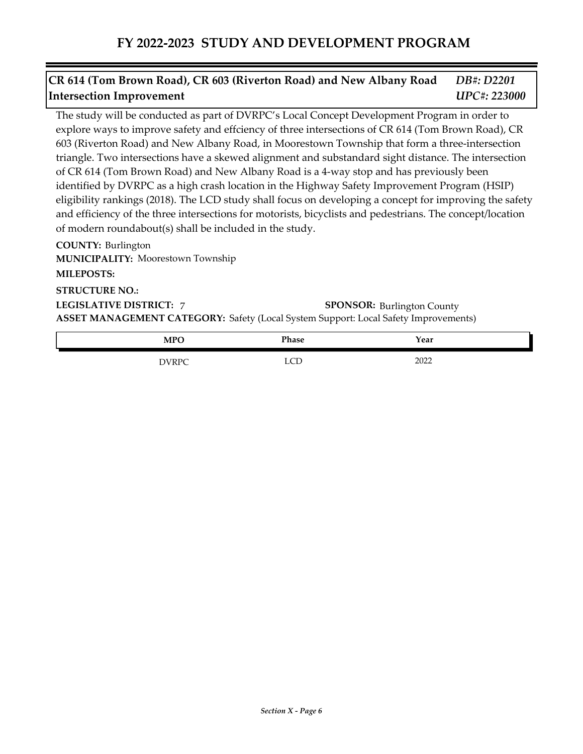# FY 2022-2023 STUDY AND DEVELOPMENT PROGRAM

## CR 614 (Tom Brown Road), CR 603 (Riverton Road) and New Albany Road Intersection Improvement

*DB#: D2201*
*UPC#: 223000*

The study will be conducted as part of DVRPC's Local Concept Development Program in order to explore ways to improve safety and effciency of three intersections of CR 614 (Tom Brown Road), CR 603 (Riverton Road) and New Albany Road, in Moorestown Township that form a three-intersection triangle. Two intersections have a skewed alignment and substandard sight distance. The intersection of CR 614 (Tom Brown Road) and New Albany Road is a 4-way stop and has previously been identified by DVRPC as a high crash location in the Highway Safety Improvement Program (HSIP) eligibility rankings (2018). The LCD study shall focus on developing a concept for improving the safety and efficiency of the three intersections for motorists, bicyclists and pedestrians. The concept/location of modern roundabout(s) shall be included in the study.

**COUNTY:** Burlington
**MUNICIPALITY:** Moorestown Township
**MILEPOSTS:**
**STRUCTURE NO.:**
**LEGISLATIVE DISTRICT:** 7
**SPONSOR:** Burlington County
**ASSET MANAGEMENT CATEGORY:** Safety (Local System Support: Local Safety Improvements)

| MPO | Phase | Year |
|---|---|---|
| DVRPC | LCD | 2022 |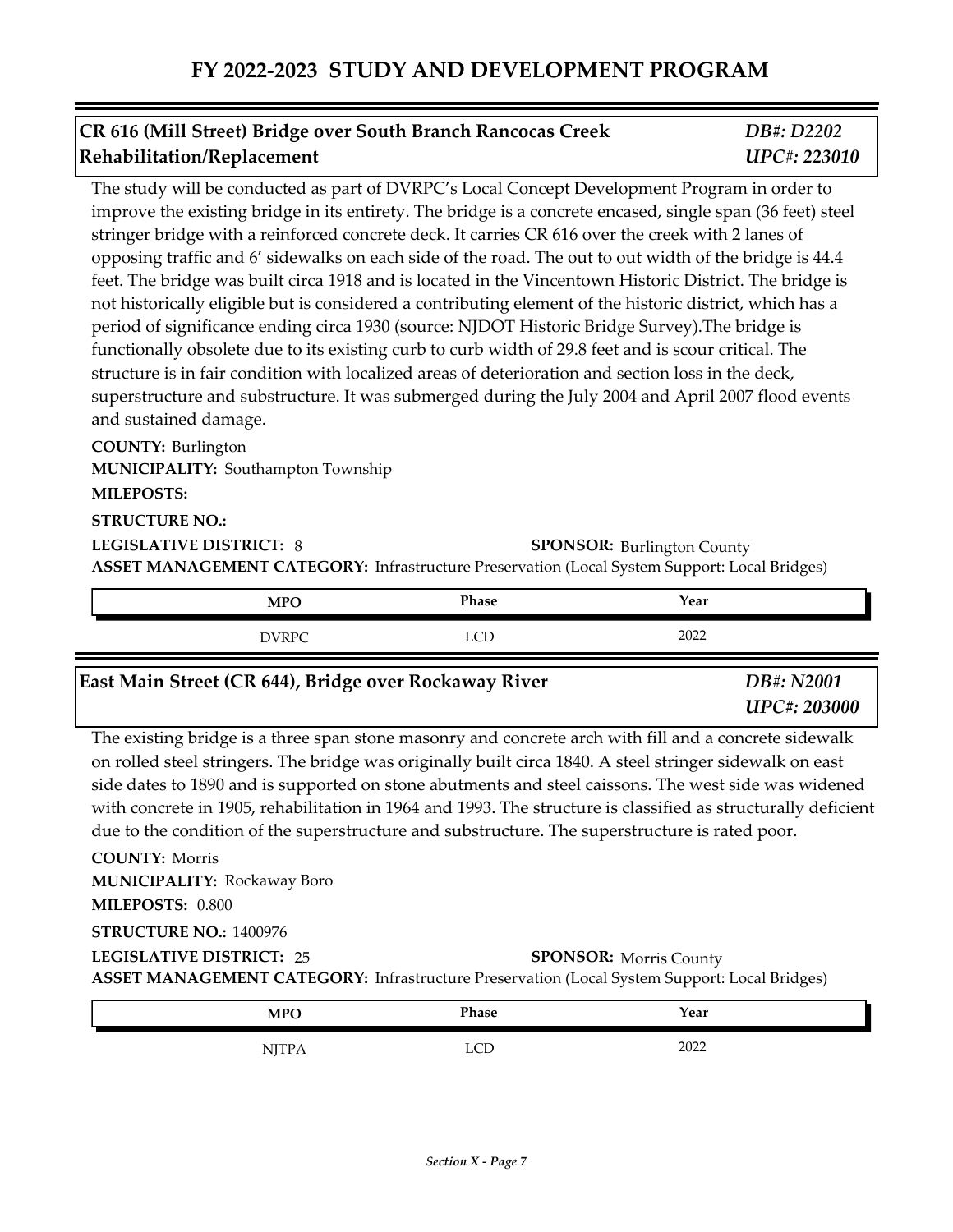# FY 2022-2023 STUDY AND DEVELOPMENT PROGRAM

## CR 616 (Mill Street) Bridge over South Branch Rancocas Creek Rehabilitation/Replacement

*DB#: D2202*
*UPC#: 223010*

The study will be conducted as part of DVRPC's Local Concept Development Program in order to improve the existing bridge in its entirety. The bridge is a concrete encased, single span (36 feet) steel stringer bridge with a reinforced concrete deck. It carries CR 616 over the creek with 2 lanes of opposing traffic and 6' sidewalks on each side of the road. The out to out width of the bridge is 44.4 feet. The bridge was built circa 1918 and is located in the Vincentown Historic District. The bridge is not historically eligible but is considered a contributing element of the historic district, which has a period of significance ending circa 1930 (source: NJDOT Historic Bridge Survey).The bridge is functionally obsolete due to its existing curb to curb width of 29.8 feet and is scour critical. The structure is in fair condition with localized areas of deterioration and section loss in the deck, superstructure and substructure. It was submerged during the July 2004 and April 2007 flood events and sustained damage.

**COUNTY:** Burlington
**MUNICIPALITY:** Southampton Township
**MILEPOSTS:**
**STRUCTURE NO.:**
**LEGISLATIVE DISTRICT:** 8
**SPONSOR:** Burlington County
**ASSET MANAGEMENT CATEGORY:** Infrastructure Preservation (Local System Support: Local Bridges)

| MPO | Phase | Year |
|---|---|---|
| DVRPC | LCD | 2022 |

## East Main Street (CR 644), Bridge over Rockaway River

*DB#: N2001*
*UPC#: 203000*

The existing bridge is a three span stone masonry and concrete arch with fill and a concrete sidewalk on rolled steel stringers. The bridge was originally built circa 1840. A steel stringer sidewalk on east side dates to 1890 and is supported on stone abutments and steel caissons. The west side was widened with concrete in 1905, rehabilitation in 1964 and 1993. The structure is classified as structurally deficient due to the condition of the superstructure and substructure. The superstructure is rated poor.

**COUNTY:** Morris
**MUNICIPALITY:** Rockaway Boro
**MILEPOSTS:** 0.800
**STRUCTURE NO.:** 1400976
**LEGISLATIVE DISTRICT:** 25
**SPONSOR:** Morris County
**ASSET MANAGEMENT CATEGORY:** Infrastructure Preservation (Local System Support: Local Bridges)

| MPO | Phase | Year |
|---|---|---|
| NJTPA | LCD | 2022 |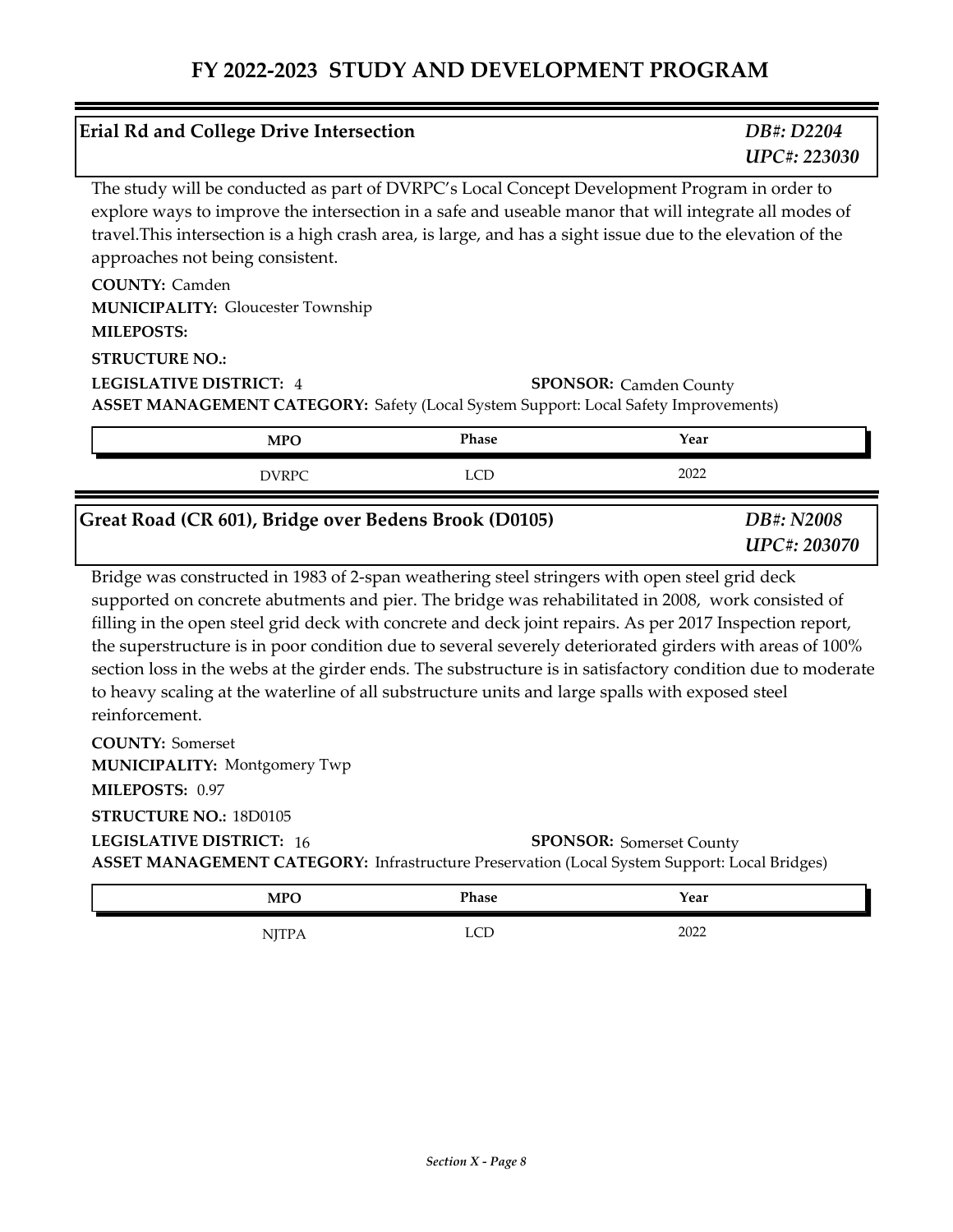# FY 2022-2023 STUDY AND DEVELOPMENT PROGRAM

## Erial Rd and College Drive Intersection

*DB#: D2204*
*UPC#: 223030*

The study will be conducted as part of DVRPC's Local Concept Development Program in order to explore ways to improve the intersection in a safe and useable manor that will integrate all modes of travel.This intersection is a high crash area, is large, and has a sight issue due to the elevation of the approaches not being consistent.

**COUNTY:** Camden
**MUNICIPALITY:** Gloucester Township
**MILEPOSTS:**
**STRUCTURE NO.:**
**LEGISLATIVE DISTRICT:** 4
**SPONSOR:** Camden County
**ASSET MANAGEMENT CATEGORY:** Safety (Local System Support: Local Safety Improvements)

| MPO | Phase | Year |
|---|---|---|
| DVRPC | LCD | 2022 |

## Great Road (CR 601), Bridge over Bedens Brook (D0105)

*DB#: N2008*
*UPC#: 203070*

Bridge was constructed in 1983 of 2-span weathering steel stringers with open steel grid deck supported on concrete abutments and pier. The bridge was rehabilitated in 2008, work consisted of filling in the open steel grid deck with concrete and deck joint repairs. As per 2017 Inspection report, the superstructure is in poor condition due to several severely deteriorated girders with areas of 100% section loss in the webs at the girder ends. The substructure is in satisfactory condition due to moderate to heavy scaling at the waterline of all substructure units and large spalls with exposed steel reinforcement.

**COUNTY:** Somerset
**MUNICIPALITY:** Montgomery Twp
**MILEPOSTS:** 0.97
**STRUCTURE NO.:** 18D0105
**LEGISLATIVE DISTRICT:** 16
**SPONSOR:** Somerset County
**ASSET MANAGEMENT CATEGORY:** Infrastructure Preservation (Local System Support: Local Bridges)

| MPO | Phase | Year |
|---|---|---|
| NJTPA | LCD | 2022 |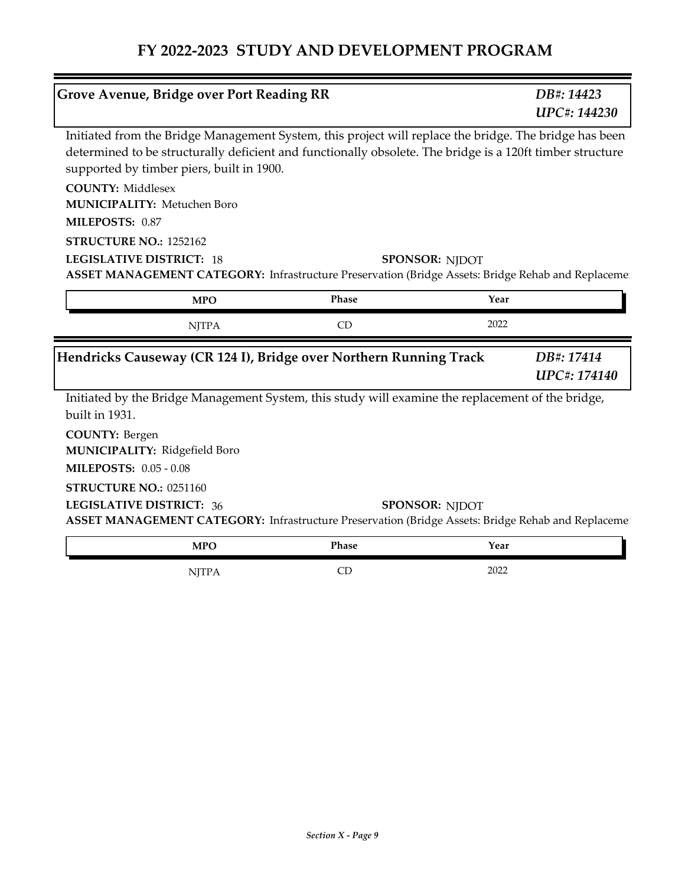# FY 2022-2023 STUDY AND DEVELOPMENT PROGRAM

## Grove Avenue, Bridge over Port Reading RR

*DB#: 14423*
*UPC#: 144230*

Initiated from the Bridge Management System, this project will replace the bridge. The bridge has been determined to be structurally deficient and functionally obsolete. The bridge is a 120ft timber structure supported by timber piers, built in 1900.

**COUNTY:** Middlesex
**MUNICIPALITY:** Metuchen Boro
**MILEPOSTS:** 0.87
**STRUCTURE NO.:** 1252162
**LEGISLATIVE DISTRICT:** 18
**SPONSOR:** NJDOT
**ASSET MANAGEMENT CATEGORY:** Infrastructure Preservation (Bridge Assets: Bridge Rehab and Replaceme

| MPO | Phase | Year |
|---|---|---|
| NJTPA | CD | 2022 |

## Hendricks Causeway (CR 124 I), Bridge over Northern Running Track

*DB#: 17414*
*UPC#: 174140*

Initiated by the Bridge Management System, this study will examine the replacement of the bridge, built in 1931.

**COUNTY:** Bergen
**MUNICIPALITY:** Ridgefield Boro
**MILEPOSTS:** 0.05 - 0.08
**STRUCTURE NO.:** 0251160
**LEGISLATIVE DISTRICT:** 36
**SPONSOR:** NJDOT
**ASSET MANAGEMENT CATEGORY:** Infrastructure Preservation (Bridge Assets: Bridge Rehab and Replaceme

| MPO | Phase | Year |
|---|---|---|
| NJTPA | CD | 2022 |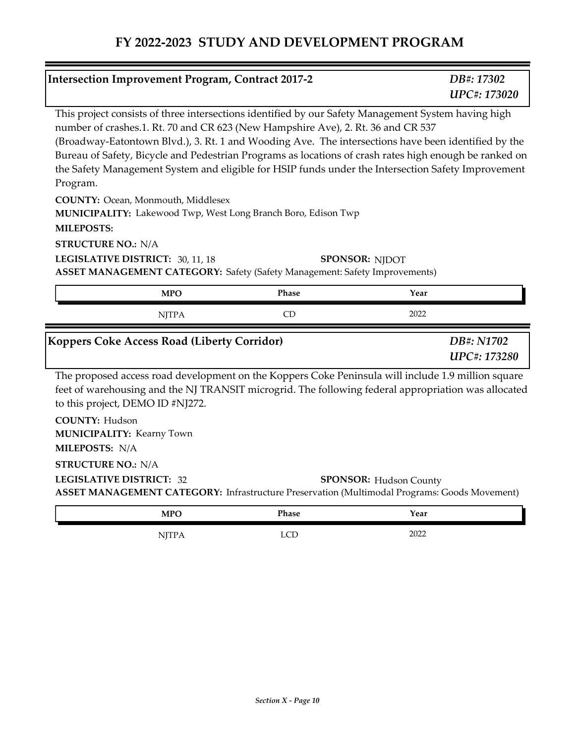# FY 2022-2023 STUDY AND DEVELOPMENT PROGRAM

## Intersection Improvement Program, Contract 2017-2

*DB#: 17302*
*UPC#: 173020*

This project consists of three intersections identified by our Safety Management System having high number of crashes.1. Rt. 70 and CR 623 (New Hampshire Ave), 2. Rt. 36 and CR 537 (Broadway-Eatontown Blvd.), 3. Rt. 1 and Wooding Ave. The intersections have been identified by the Bureau of Safety, Bicycle and Pedestrian Programs as locations of crash rates high enough be ranked on the Safety Management System and eligible for HSIP funds under the Intersection Safety Improvement Program.

**COUNTY:** Ocean, Monmouth, Middlesex
**MUNICIPALITY:** Lakewood Twp, West Long Branch Boro, Edison Twp
**MILEPOSTS:**
**STRUCTURE NO.:** N/A
**LEGISLATIVE DISTRICT:** 30, 11, 18
**SPONSOR:** NJDOT
**ASSET MANAGEMENT CATEGORY:** Safety (Safety Management: Safety Improvements)

| MPO | Phase | Year |
|---|---|---|
| NJTPA | CD | 2022 |

## Koppers Coke Access Road (Liberty Corridor)

*DB#: N1702*
*UPC#: 173280*

The proposed access road development on the Koppers Coke Peninsula will include 1.9 million square feet of warehousing and the NJ TRANSIT microgrid. The following federal appropriation was allocated to this project, DEMO ID #NJ272.

**COUNTY:** Hudson
**MUNICIPALITY:** Kearny Town
**MILEPOSTS:** N/A
**STRUCTURE NO.:** N/A
**LEGISLATIVE DISTRICT:** 32
**SPONSOR:** Hudson County
**ASSET MANAGEMENT CATEGORY:** Infrastructure Preservation (Multimodal Programs: Goods Movement)

| MPO | Phase | Year |
|---|---|---|
| NJTPA | LCD | 2022 |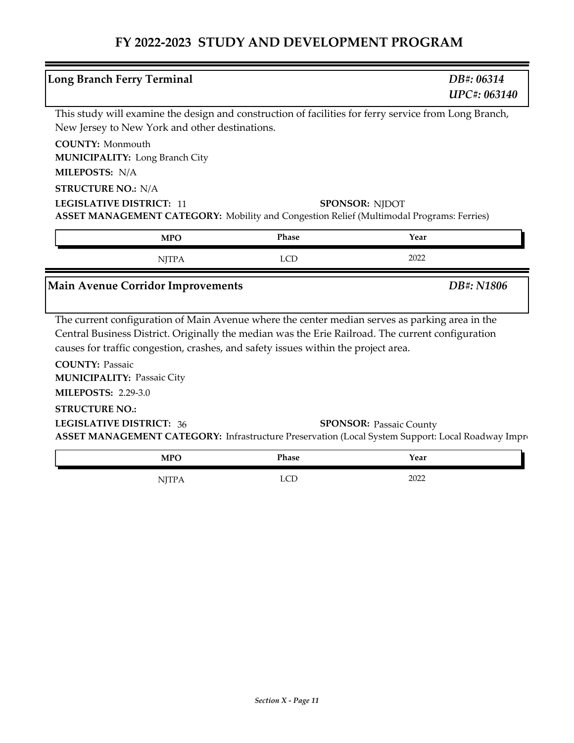# FY 2022-2023 STUDY AND DEVELOPMENT PROGRAM

## Long Branch Ferry Terminal

*DB#: 06314*
*UPC#: 063140*

This study will examine the design and construction of facilities for ferry service from Long Branch, New Jersey to New York and other destinations.

**COUNTY:** Monmouth
**MUNICIPALITY:** Long Branch City
**MILEPOSTS:** N/A
**STRUCTURE NO.:** N/A
**LEGISLATIVE DISTRICT:** 11
**SPONSOR:** NJDOT
**ASSET MANAGEMENT CATEGORY:** Mobility and Congestion Relief (Multimodal Programs: Ferries)

| MPO | Phase | Year |
|---|---|---|
| NJTPA | LCD | 2022 |

## Main Avenue Corridor Improvements

*DB#: N1806*

The current configuration of Main Avenue where the center median serves as parking area in the Central Business District. Originally the median was the Erie Railroad. The current configuration causes for traffic congestion, crashes, and safety issues within the project area.

**COUNTY:** Passaic
**MUNICIPALITY:** Passaic City
**MILEPOSTS:** 2.29-3.0
**STRUCTURE NO.:**
**LEGISLATIVE DISTRICT:** 36
**SPONSOR:** Passaic County
**ASSET MANAGEMENT CATEGORY:** Infrastructure Preservation (Local System Support: Local Roadway Impro

| MPO | Phase | Year |
|---|---|---|
| NJTPA | LCD | 2022 |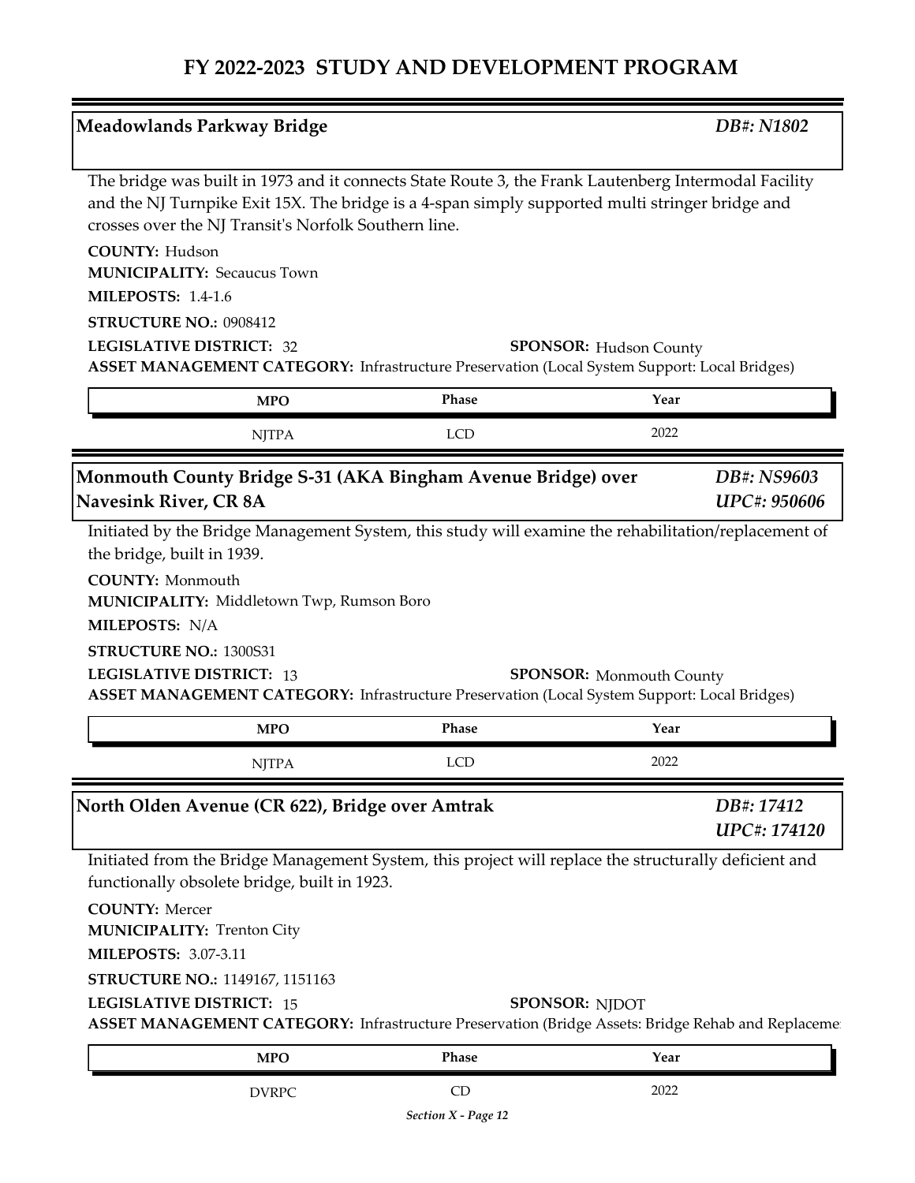# FY 2022-2023 STUDY AND DEVELOPMENT PROGRAM

## Meadowlands Parkway Bridge

*DB#: N1802*

The bridge was built in 1973 and it connects State Route 3, the Frank Lautenberg Intermodal Facility and the NJ Turnpike Exit 15X. The bridge is a 4-span simply supported multi stringer bridge and crosses over the NJ Transit's Norfolk Southern line.

**COUNTY:** Hudson
**MUNICIPALITY:** Secaucus Town
**MILEPOSTS:** 1.4-1.6
**STRUCTURE NO.:** 0908412
**LEGISLATIVE DISTRICT:** 32
**SPONSOR:** Hudson County
**ASSET MANAGEMENT CATEGORY:** Infrastructure Preservation (Local System Support: Local Bridges)

| MPO | Phase | Year |
|---|---|---|
| NJTPA | LCD | 2022 |

## Monmouth County Bridge S-31 (AKA Bingham Avenue Bridge) over Navesink River, CR 8A

*DB#: NS9603*
*UPC#: 950606*

Initiated by the Bridge Management System, this study will examine the rehabilitation/replacement of the bridge, built in 1939.

**COUNTY:** Monmouth
**MUNICIPALITY:** Middletown Twp, Rumson Boro
**MILEPOSTS:** N/A
**STRUCTURE NO.:** 1300S31
**LEGISLATIVE DISTRICT:** 13
**SPONSOR:** Monmouth County
**ASSET MANAGEMENT CATEGORY:** Infrastructure Preservation (Local System Support: Local Bridges)

| MPO | Phase | Year |
|---|---|---|
| NJTPA | LCD | 2022 |

## North Olden Avenue (CR 622), Bridge over Amtrak

*DB#: 17412*
*UPC#: 174120*

Initiated from the Bridge Management System, this project will replace the structurally deficient and functionally obsolete bridge, built in 1923.

**COUNTY:** Mercer
**MUNICIPALITY:** Trenton City
**MILEPOSTS:** 3.07-3.11
**STRUCTURE NO.:** 1149167, 1151163
**LEGISLATIVE DISTRICT:** 15
**SPONSOR:** NJDOT
**ASSET MANAGEMENT CATEGORY:** Infrastructure Preservation (Bridge Assets: Bridge Rehab and Replaceme

| MPO | Phase | Year |
|---|---|---|
| DVRPC | CD | 2022 |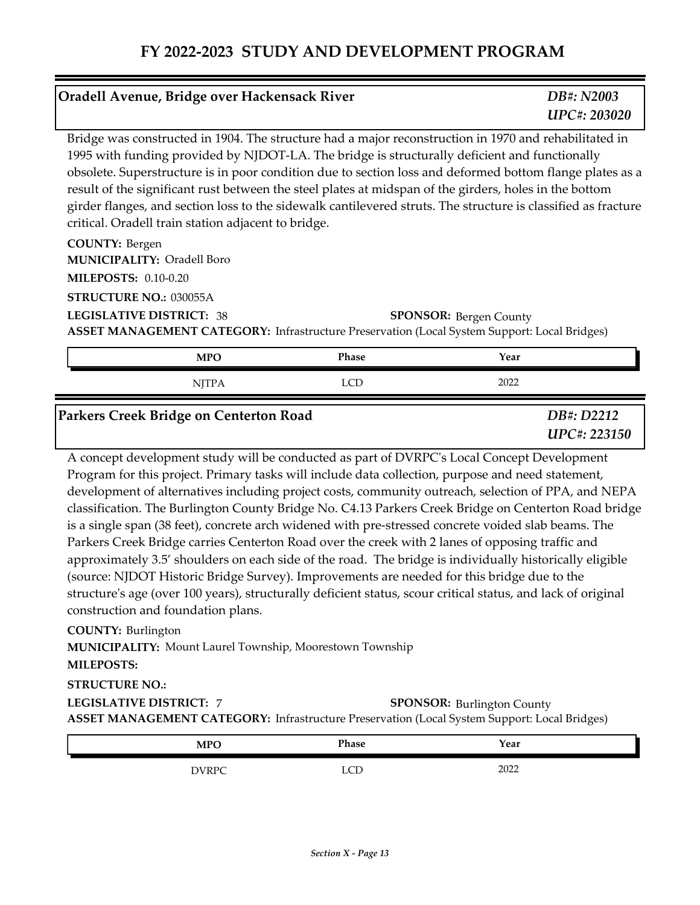# FY 2022-2023 STUDY AND DEVELOPMENT PROGRAM

## Oradell Avenue, Bridge over Hackensack River

*DB#: N2003*
*UPC#: 203020*

Bridge was constructed in 1904. The structure had a major reconstruction in 1970 and rehabilitated in 1995 with funding provided by NJDOT-LA. The bridge is structurally deficient and functionally obsolete. Superstructure is in poor condition due to section loss and deformed bottom flange plates as a result of the significant rust between the steel plates at midspan of the girders, holes in the bottom girder flanges, and section loss to the sidewalk cantilevered struts. The structure is classified as fracture critical. Oradell train station adjacent to bridge.

**COUNTY:** Bergen
**MUNICIPALITY:** Oradell Boro
**MILEPOSTS:** 0.10-0.20
**STRUCTURE NO.:** 030055A
**LEGISLATIVE DISTRICT:** 38
**SPONSOR:** Bergen County
**ASSET MANAGEMENT CATEGORY:** Infrastructure Preservation (Local System Support: Local Bridges)

| MPO | Phase | Year |
|---|---|---|
| NJTPA | LCD | 2022 |

## Parkers Creek Bridge on Centerton Road

*DB#: D2212*
*UPC#: 223150*

A concept development study will be conducted as part of DVRPC's Local Concept Development Program for this project. Primary tasks will include data collection, purpose and need statement, development of alternatives including project costs, community outreach, selection of PPA, and NEPA classification. The Burlington County Bridge No. C4.13 Parkers Creek Bridge on Centerton Road bridge is a single span (38 feet), concrete arch widened with pre-stressed concrete voided slab beams. The Parkers Creek Bridge carries Centerton Road over the creek with 2 lanes of opposing traffic and approximately 3.5′ shoulders on each side of the road. The bridge is individually historically eligible (source: NJDOT Historic Bridge Survey). Improvements are needed for this bridge due to the structure's age (over 100 years), structurally deficient status, scour critical status, and lack of original construction and foundation plans.

**COUNTY:** Burlington
**MUNICIPALITY:** Mount Laurel Township, Moorestown Township
**MILEPOSTS:**
**STRUCTURE NO.:**
**LEGISLATIVE DISTRICT:** 7
**SPONSOR:** Burlington County
**ASSET MANAGEMENT CATEGORY:** Infrastructure Preservation (Local System Support: Local Bridges)

| MPO | Phase | Year |
|---|---|---|
| DVRPC | LCD | 2022 |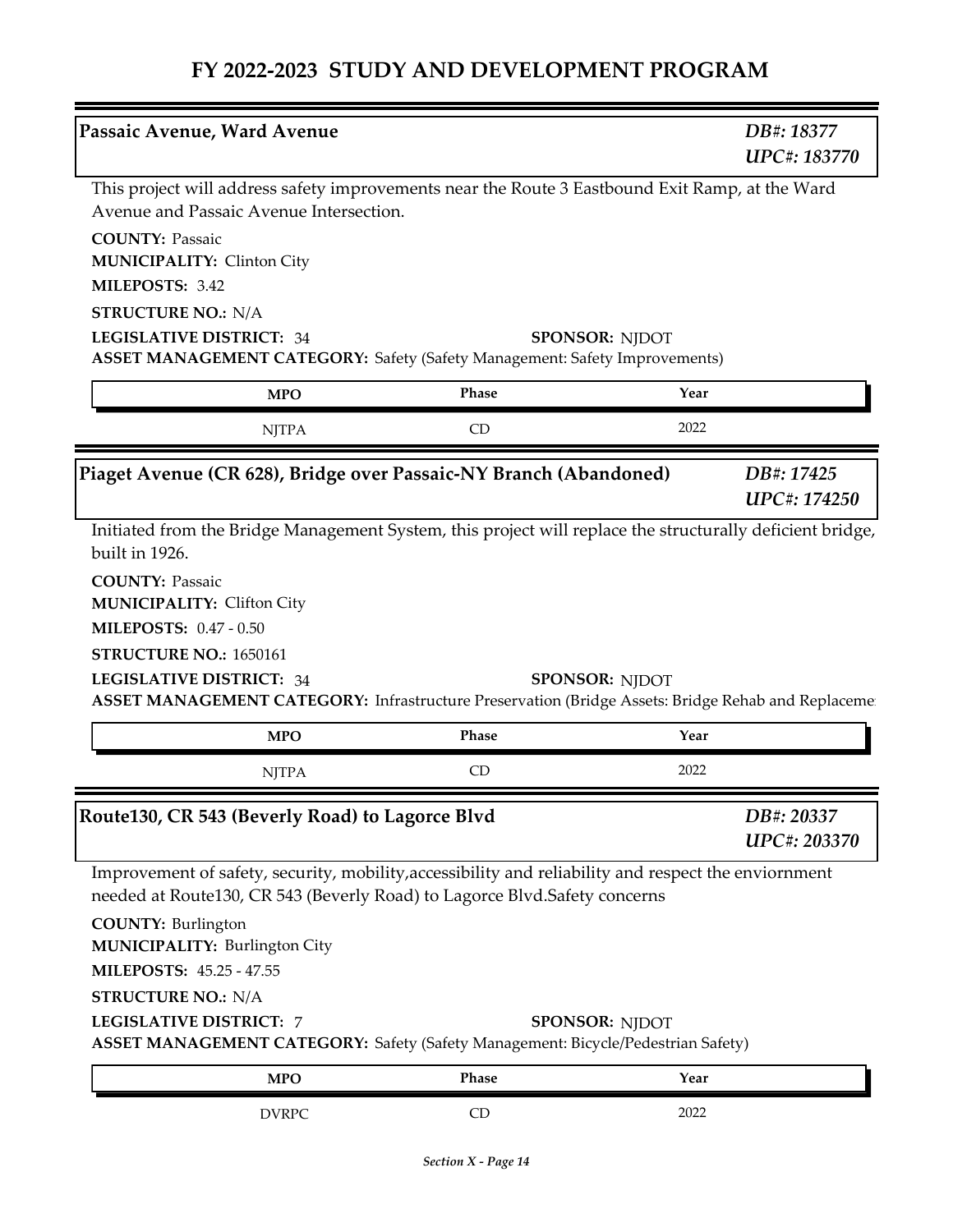# FY 2022-2023 STUDY AND DEVELOPMENT PROGRAM

## Passaic Avenue, Ward Avenue

*DB#: 18377*
*UPC#: 183770*

This project will address safety improvements near the Route 3 Eastbound Exit Ramp, at the Ward Avenue and Passaic Avenue Intersection.

**COUNTY:** Passaic
**MUNICIPALITY:** Clinton City
**MILEPOSTS:** 3.42
**STRUCTURE NO.:** N/A
**LEGISLATIVE DISTRICT:** 34
**SPONSOR:** NJDOT
**ASSET MANAGEMENT CATEGORY:** Safety (Safety Management: Safety Improvements)

| MPO | Phase | Year |
|---|---|---|
| NJTPA | CD | 2022 |

## Piaget Avenue (CR 628), Bridge over Passaic-NY Branch (Abandoned)

*DB#: 17425*
*UPC#: 174250*

Initiated from the Bridge Management System, this project will replace the structurally deficient bridge, built in 1926.

**COUNTY:** Passaic
**MUNICIPALITY:** Clifton City
**MILEPOSTS:** 0.47 - 0.50
**STRUCTURE NO.:** 1650161
**LEGISLATIVE DISTRICT:** 34
**SPONSOR:** NJDOT
**ASSET MANAGEMENT CATEGORY:** Infrastructure Preservation (Bridge Assets: Bridge Rehab and Replaceme

| MPO | Phase | Year |
|---|---|---|
| NJTPA | CD | 2022 |

## Route130, CR 543 (Beverly Road) to Lagorce Blvd

*DB#: 20337*
*UPC#: 203370*

Improvement of safety, security, mobility,accessibility and reliability and respect the enviornment needed at Route130, CR 543 (Beverly Road) to Lagorce Blvd.Safety concerns

**COUNTY:** Burlington
**MUNICIPALITY:** Burlington City
**MILEPOSTS:** 45.25 - 47.55
**STRUCTURE NO.:** N/A
**LEGISLATIVE DISTRICT:** 7
**SPONSOR:** NJDOT
**ASSET MANAGEMENT CATEGORY:** Safety (Safety Management: Bicycle/Pedestrian Safety)

| MPO | Phase | Year |
|---|---|---|
| DVRPC | CD | 2022 |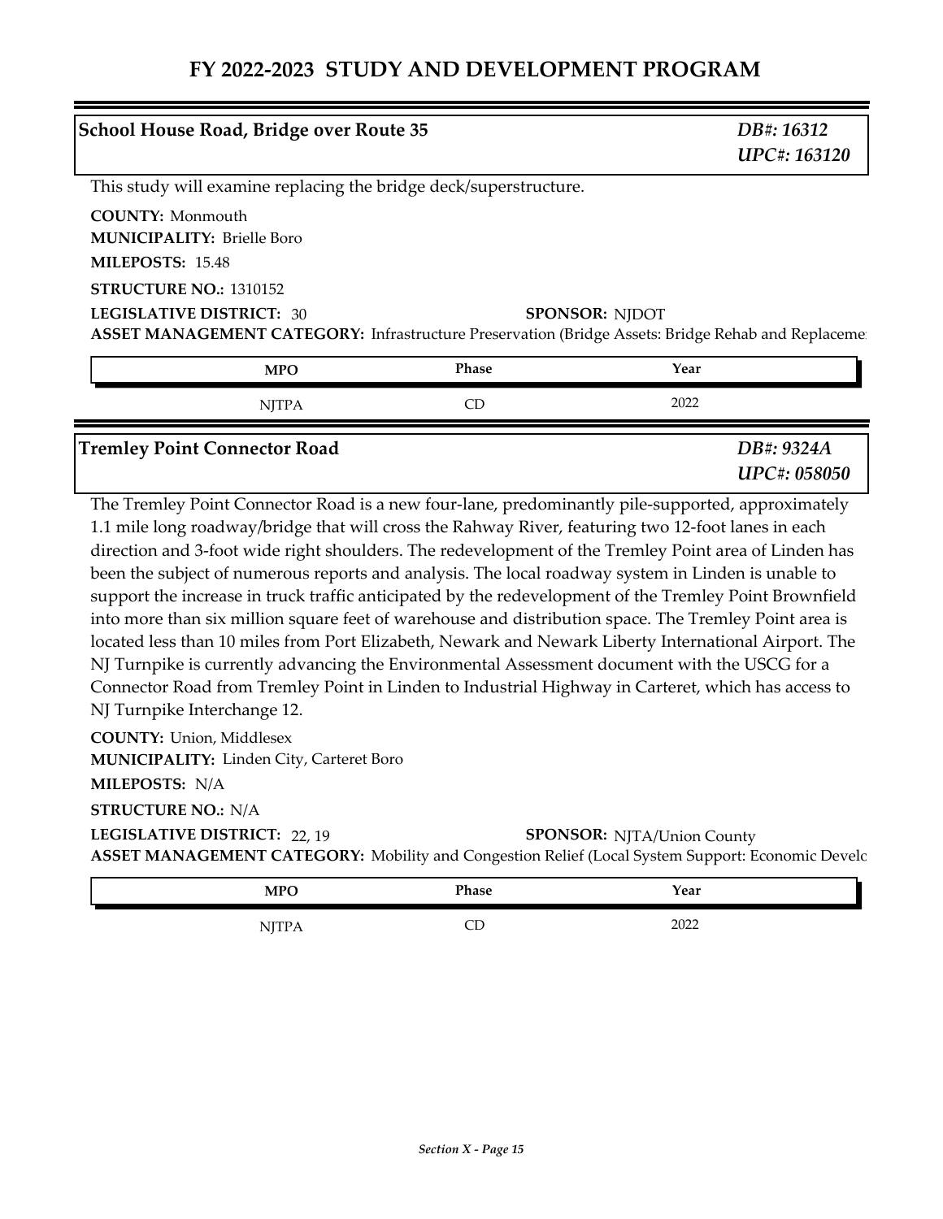# FY 2022-2023 STUDY AND DEVELOPMENT PROGRAM

## School House Road, Bridge over Route 35

*DB#: 16312*
*UPC#: 163120*

This study will examine replacing the bridge deck/superstructure.

**COUNTY:** Monmouth
**MUNICIPALITY:** Brielle Boro
**MILEPOSTS:** 15.48
**STRUCTURE NO.:** 1310152
**LEGISLATIVE DISTRICT:** 30
**SPONSOR:** NJDOT
**ASSET MANAGEMENT CATEGORY:** Infrastructure Preservation (Bridge Assets: Bridge Rehab and Replaceme

| MPO | Phase | Year |
|---|---|---|
| NJTPA | CD | 2022 |

## Tremley Point Connector Road

*DB#: 9324A*
*UPC#: 058050*

The Tremley Point Connector Road is a new four-lane, predominantly pile-supported, approximately 1.1 mile long roadway/bridge that will cross the Rahway River, featuring two 12-foot lanes in each direction and 3-foot wide right shoulders. The redevelopment of the Tremley Point area of Linden has been the subject of numerous reports and analysis. The local roadway system in Linden is unable to support the increase in truck traffic anticipated by the redevelopment of the Tremley Point Brownfield into more than six million square feet of warehouse and distribution space. The Tremley Point area is located less than 10 miles from Port Elizabeth, Newark and Newark Liberty International Airport. The NJ Turnpike is currently advancing the Environmental Assessment document with the USCG for a Connector Road from Tremley Point in Linden to Industrial Highway in Carteret, which has access to NJ Turnpike Interchange 12.

**COUNTY:** Union, Middlesex
**MUNICIPALITY:** Linden City, Carteret Boro
**MILEPOSTS:** N/A
**STRUCTURE NO.:** N/A
**LEGISLATIVE DISTRICT:** 22, 19
**SPONSOR:** NJTA/Union County
**ASSET MANAGEMENT CATEGORY:** Mobility and Congestion Relief (Local System Support: Economic Develo

| MPO | Phase | Year |
|---|---|---|
| NJTPA | CD | 2022 |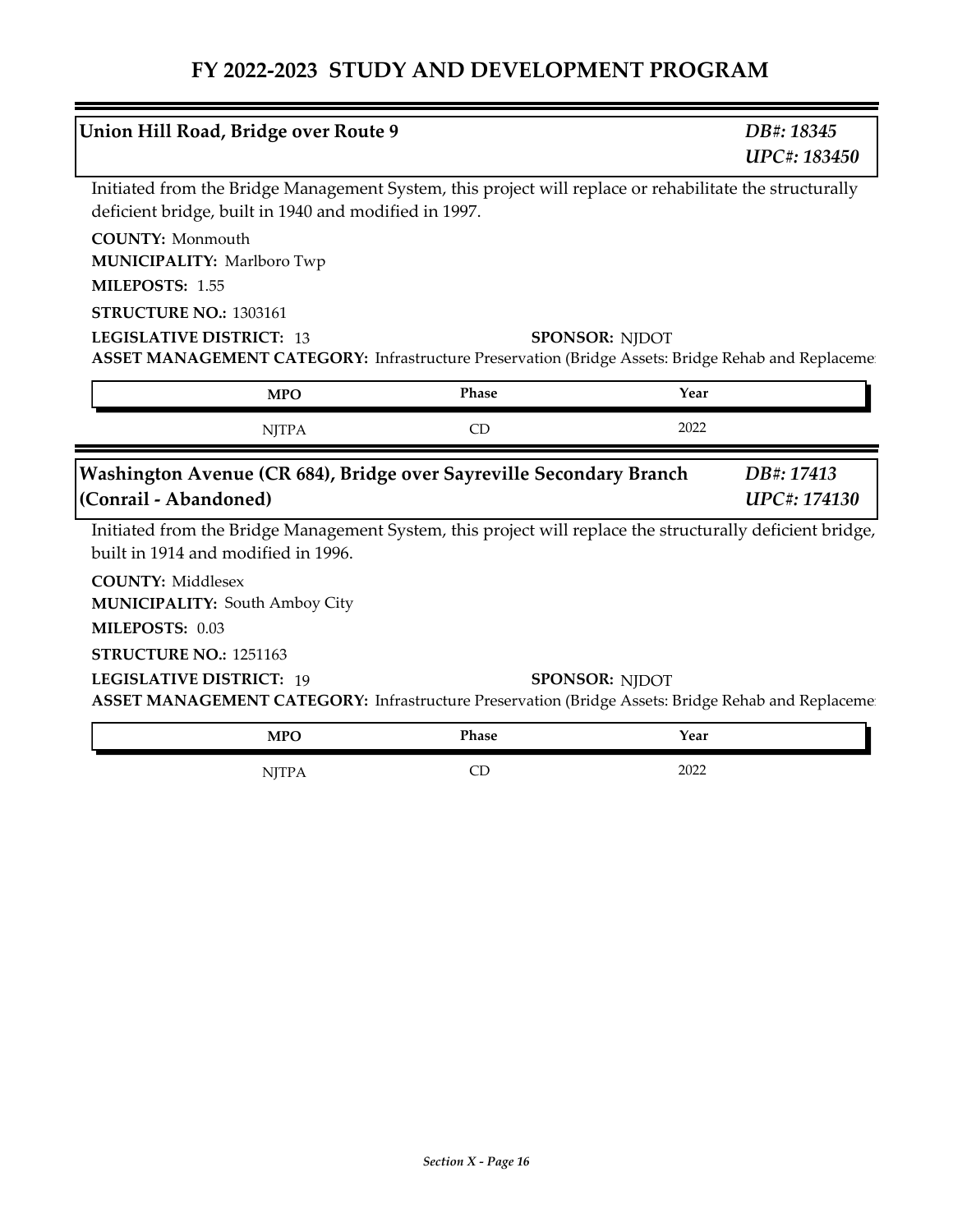# FY 2022-2023 STUDY AND DEVELOPMENT PROGRAM

## Union Hill Road, Bridge over Route 9

*DB#: 18345*
*UPC#: 183450*

Initiated from the Bridge Management System, this project will replace or rehabilitate the structurally deficient bridge, built in 1940 and modified in 1997.

**COUNTY:** Monmouth
**MUNICIPALITY:** Marlboro Twp
**MILEPOSTS:** 1.55
**STRUCTURE NO.:** 1303161
**LEGISLATIVE DISTRICT:** 13
**SPONSOR:** NJDOT
**ASSET MANAGEMENT CATEGORY:** Infrastructure Preservation (Bridge Assets: Bridge Rehab and Replaceme

| MPO | Phase | Year |
|---|---|---|
| NJTPA | CD | 2022 |

## Washington Avenue (CR 684), Bridge over Sayreville Secondary Branch (Conrail - Abandoned)

*DB#: 17413*
*UPC#: 174130*

Initiated from the Bridge Management System, this project will replace the structurally deficient bridge, built in 1914 and modified in 1996.

**COUNTY:** Middlesex
**MUNICIPALITY:** South Amboy City
**MILEPOSTS:** 0.03
**STRUCTURE NO.:** 1251163
**LEGISLATIVE DISTRICT:** 19
**SPONSOR:** NJDOT
**ASSET MANAGEMENT CATEGORY:** Infrastructure Preservation (Bridge Assets: Bridge Rehab and Replaceme

| MPO | Phase | Year |
|---|---|---|
| NJTPA | CD | 2022 |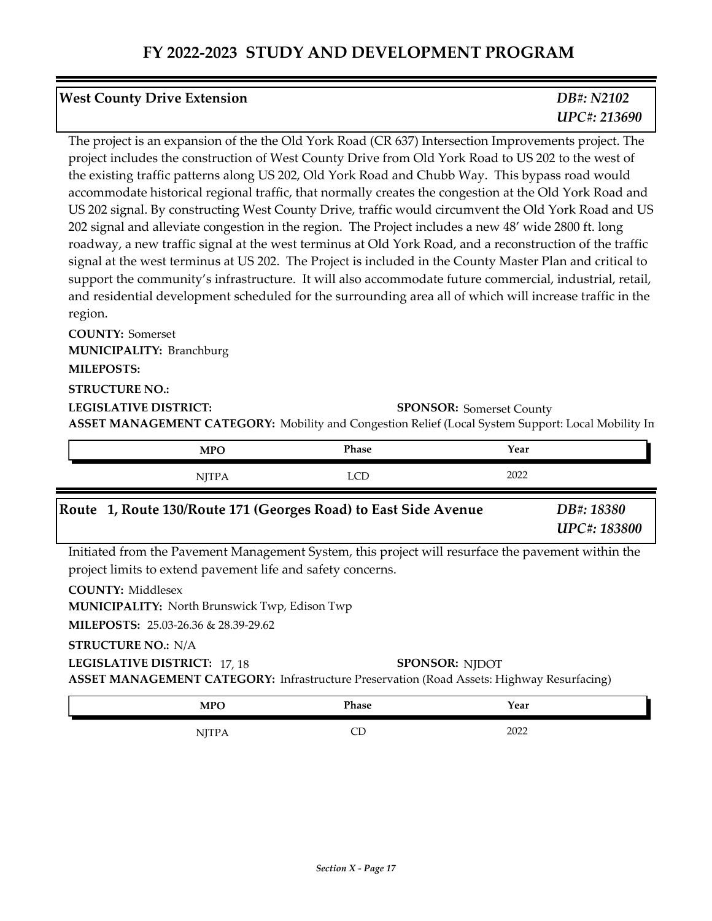# FY 2022-2023 STUDY AND DEVELOPMENT PROGRAM

## West County Drive Extension

*DB#: N2102*
*UPC#: 213690*

The project is an expansion of the the Old York Road (CR 637) Intersection Improvements project. The project includes the construction of West County Drive from Old York Road to US 202 to the west of the existing traffic patterns along US 202, Old York Road and Chubb Way. This bypass road would accommodate historical regional traffic, that normally creates the congestion at the Old York Road and US 202 signal. By constructing West County Drive, traffic would circumvent the Old York Road and US 202 signal and alleviate congestion in the region. The Project includes a new 48' wide 2800 ft. long roadway, a new traffic signal at the west terminus at Old York Road, and a reconstruction of the traffic signal at the west terminus at US 202. The Project is included in the County Master Plan and critical to support the community's infrastructure. It will also accommodate future commercial, industrial, retail, and residential development scheduled for the surrounding area all of which will increase traffic in the region.

**COUNTY:** Somerset
**MUNICIPALITY:** Branchburg
**MILEPOSTS:**
**STRUCTURE NO.:**
**LEGISLATIVE DISTRICT:**
**SPONSOR:** Somerset County
**ASSET MANAGEMENT CATEGORY:** Mobility and Congestion Relief (Local System Support: Local Mobility In

| MPO | Phase | Year |
|---|---|---|
| NJTPA | LCD | 2022 |

## Route 1, Route 130/Route 171 (Georges Road) to East Side Avenue

*DB#: 18380*
*UPC#: 183800*

Initiated from the Pavement Management System, this project will resurface the pavement within the project limits to extend pavement life and safety concerns.

**COUNTY:** Middlesex
**MUNICIPALITY:** North Brunswick Twp, Edison Twp
**MILEPOSTS:** 25.03-26.36 & 28.39-29.62
**STRUCTURE NO.:** N/A
**LEGISLATIVE DISTRICT:** 17, 18
**SPONSOR:** NJDOT
**ASSET MANAGEMENT CATEGORY:** Infrastructure Preservation (Road Assets: Highway Resurfacing)

| MPO | Phase | Year |
|---|---|---|
| NJTPA | CD | 2022 |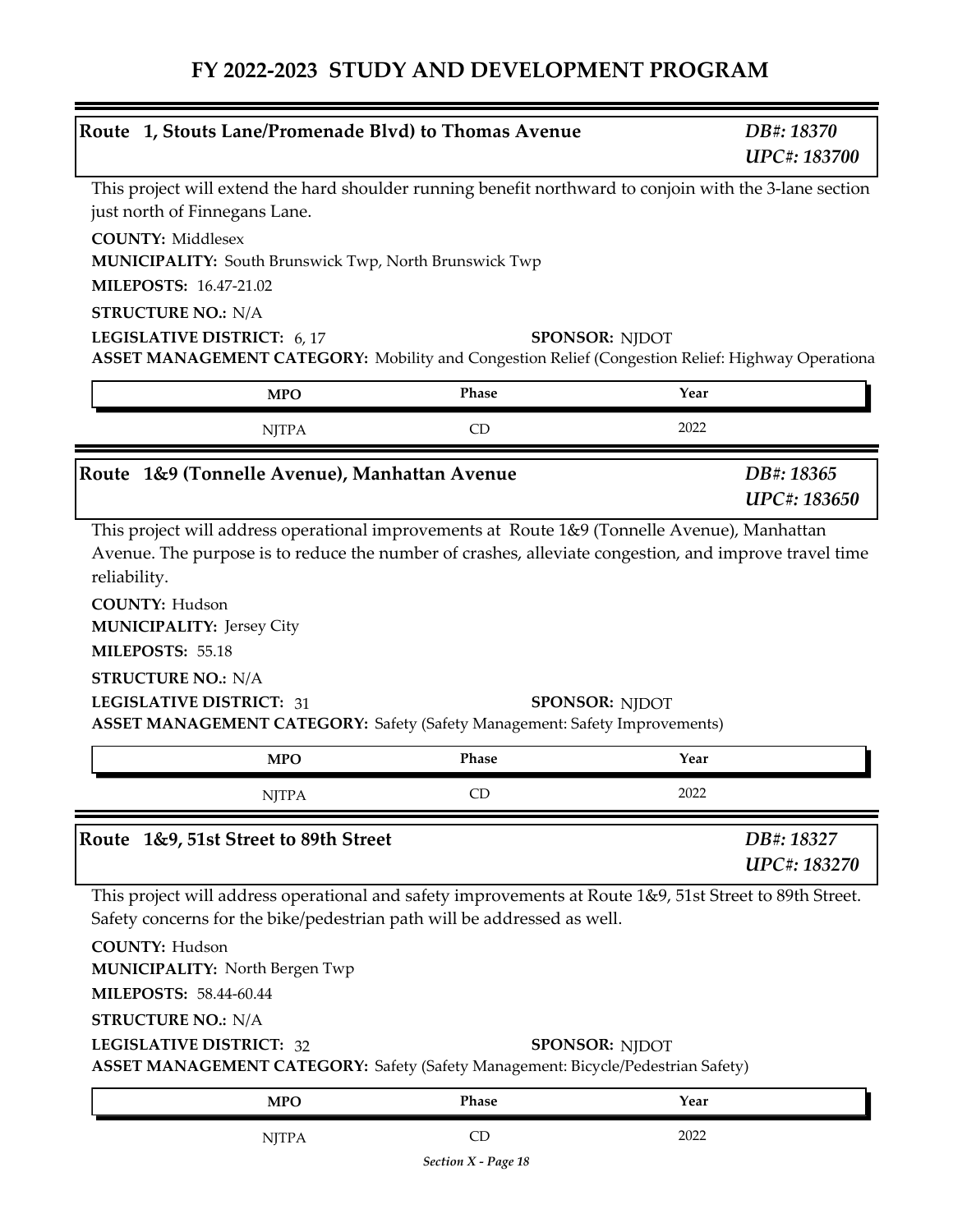# FY 2022-2023 STUDY AND DEVELOPMENT PROGRAM

## Route 1, Stouts Lane/Promenade Blvd) to Thomas Avenue

*DB#: 18370*
*UPC#: 183700*

This project will extend the hard shoulder running benefit northward to conjoin with the 3-lane section just north of Finnegans Lane.

**COUNTY:** Middlesex
**MUNICIPALITY:** South Brunswick Twp, North Brunswick Twp
**MILEPOSTS:** 16.47-21.02
**STRUCTURE NO.:** N/A
**LEGISLATIVE DISTRICT:** 6, 17
**SPONSOR:** NJDOT
**ASSET MANAGEMENT CATEGORY:** Mobility and Congestion Relief (Congestion Relief: Highway Operationa

| MPO | Phase | Year |
|---|---|---|
| NJTPA | CD | 2022 |

## Route 1&9 (Tonnelle Avenue), Manhattan Avenue

*DB#: 18365*
*UPC#: 183650*

This project will address operational improvements at Route 1&9 (Tonnelle Avenue), Manhattan Avenue. The purpose is to reduce the number of crashes, alleviate congestion, and improve travel time reliability.

**COUNTY:** Hudson
**MUNICIPALITY:** Jersey City
**MILEPOSTS:** 55.18
**STRUCTURE NO.:** N/A
**LEGISLATIVE DISTRICT:** 31
**SPONSOR:** NJDOT
**ASSET MANAGEMENT CATEGORY:** Safety (Safety Management: Safety Improvements)

| MPO | Phase | Year |
|---|---|---|
| NJTPA | CD | 2022 |

## Route 1&9, 51st Street to 89th Street

*DB#: 18327*
*UPC#: 183270*

This project will address operational and safety improvements at Route 1&9, 51st Street to 89th Street. Safety concerns for the bike/pedestrian path will be addressed as well.

**COUNTY:** Hudson
**MUNICIPALITY:** North Bergen Twp
**MILEPOSTS:** 58.44-60.44
**STRUCTURE NO.:** N/A
**LEGISLATIVE DISTRICT:** 32
**SPONSOR:** NJDOT
**ASSET MANAGEMENT CATEGORY:** Safety (Safety Management: Bicycle/Pedestrian Safety)

| MPO | Phase | Year |
|---|---|---|
| NJTPA | CD | 2022 |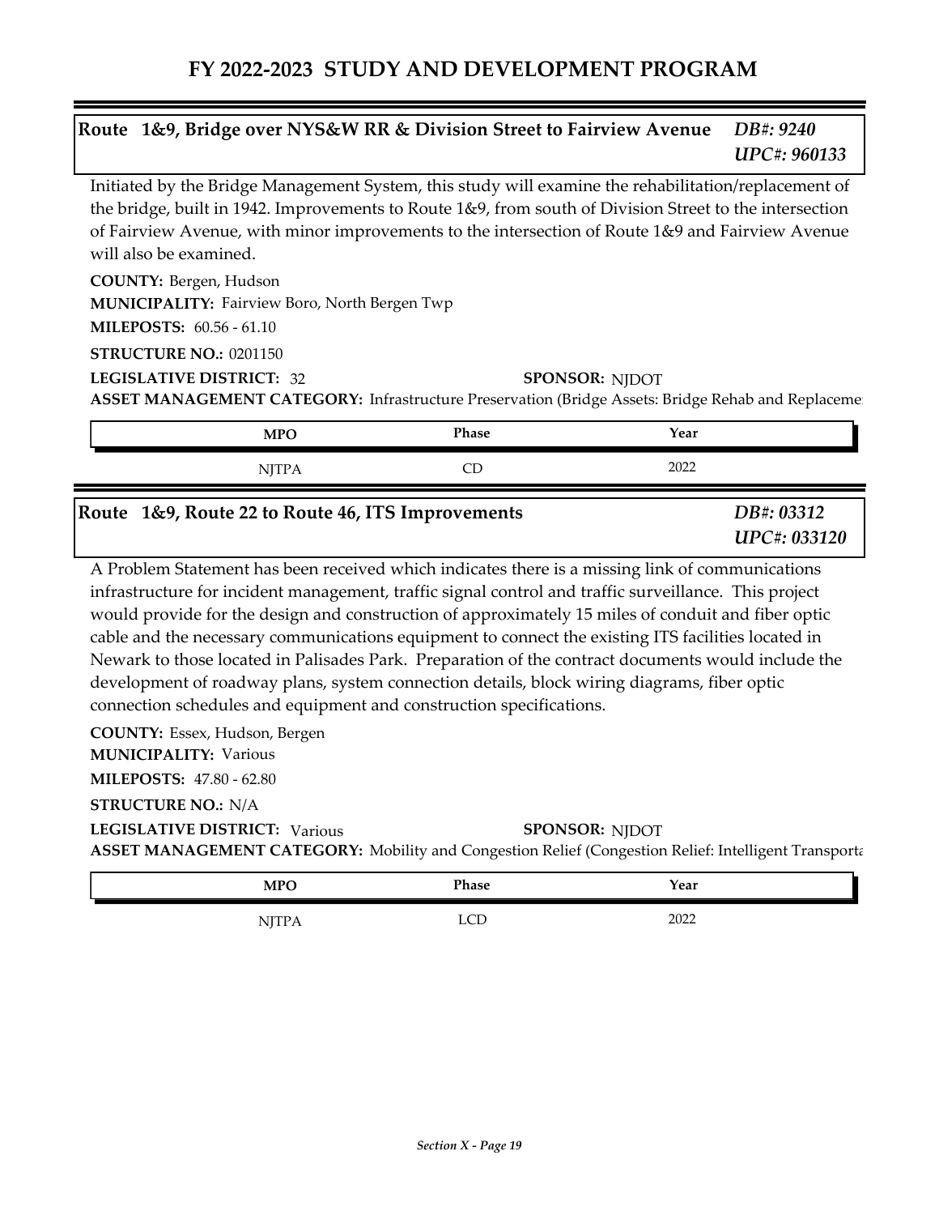# FY 2022-2023 STUDY AND DEVELOPMENT PROGRAM

## Route 1&9, Bridge over NYS&W RR & Division Street to Fairview Avenue

*DB#: 9240*
*UPC#: 960133*

Initiated by the Bridge Management System, this study will examine the rehabilitation/replacement of the bridge, built in 1942. Improvements to Route 1&9, from south of Division Street to the intersection of Fairview Avenue, with minor improvements to the intersection of Route 1&9 and Fairview Avenue will also be examined.

**COUNTY:** Bergen, Hudson
**MUNICIPALITY:** Fairview Boro, North Bergen Twp
**MILEPOSTS:** 60.56 - 61.10
**STRUCTURE NO.:** 0201150
**LEGISLATIVE DISTRICT:** 32
**SPONSOR:** NJDOT
**ASSET MANAGEMENT CATEGORY:** Infrastructure Preservation (Bridge Assets: Bridge Rehab and Replaceme

| MPO | Phase | Year |
|---|---|---|
| NJTPA | CD | 2022 |

## Route 1&9, Route 22 to Route 46, ITS Improvements

*DB#: 03312*
*UPC#: 033120*

A Problem Statement has been received which indicates there is a missing link of communications infrastructure for incident management, traffic signal control and traffic surveillance. This project would provide for the design and construction of approximately 15 miles of conduit and fiber optic cable and the necessary communications equipment to connect the existing ITS facilities located in Newark to those located in Palisades Park. Preparation of the contract documents would include the development of roadway plans, system connection details, block wiring diagrams, fiber optic connection schedules and equipment and construction specifications.

**COUNTY:** Essex, Hudson, Bergen
**MUNICIPALITY:** Various
**MILEPOSTS:** 47.80 - 62.80
**STRUCTURE NO.:** N/A
**LEGISLATIVE DISTRICT:** Various
**SPONSOR:** NJDOT
**ASSET MANAGEMENT CATEGORY:** Mobility and Congestion Relief (Congestion Relief: Intelligent Transporta

| MPO | Phase | Year |
|---|---|---|
| NJTPA | LCD | 2022 |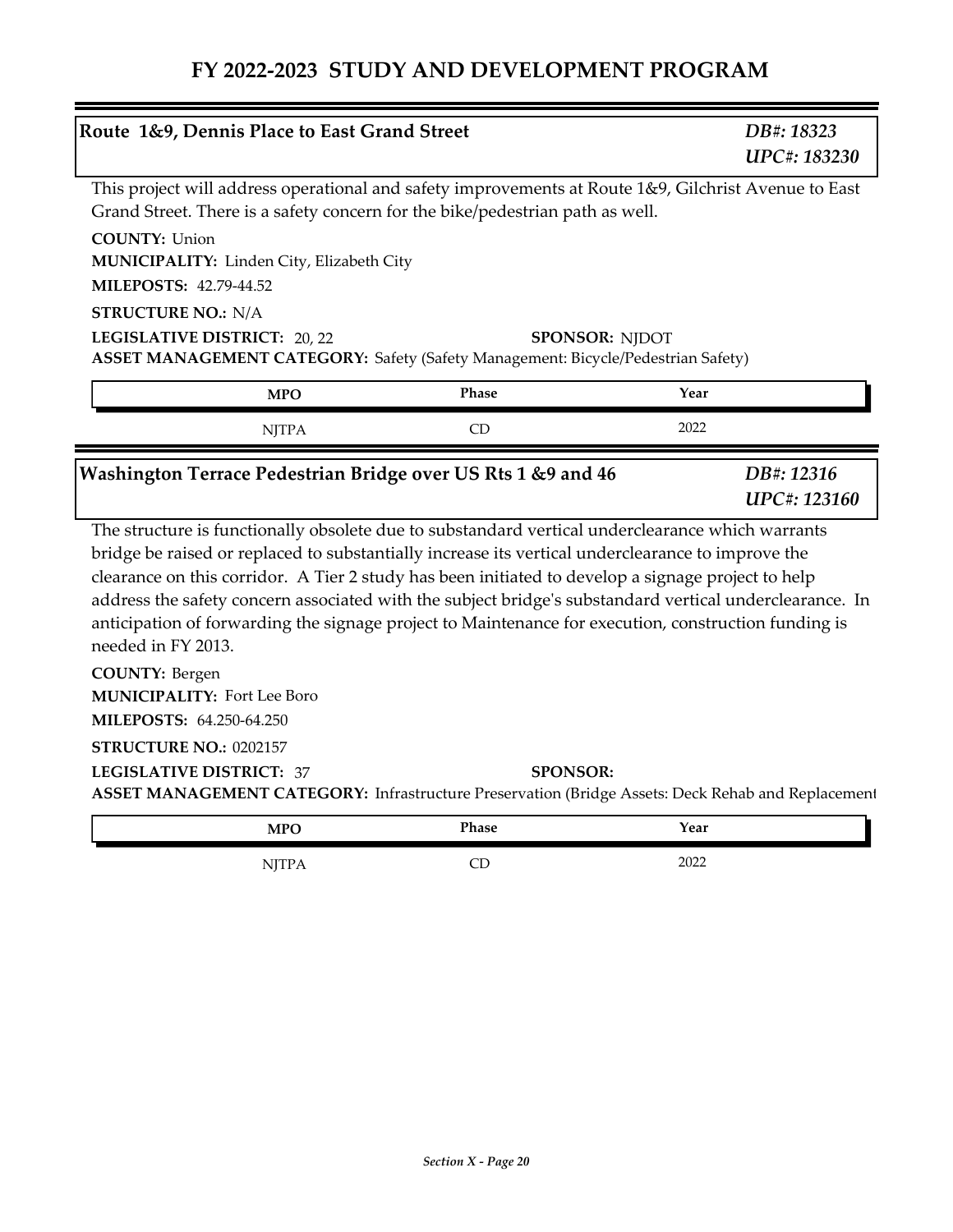# FY 2022-2023 STUDY AND DEVELOPMENT PROGRAM

## Route 1&9, Dennis Place to East Grand Street

*DB#: 18323*
*UPC#: 183230*

This project will address operational and safety improvements at Route 1&9, Gilchrist Avenue to East Grand Street. There is a safety concern for the bike/pedestrian path as well.

**COUNTY:** Union
**MUNICIPALITY:** Linden City, Elizabeth City
**MILEPOSTS:** 42.79-44.52
**STRUCTURE NO.:** N/A
**LEGISLATIVE DISTRICT:** 20, 22
**SPONSOR:** NJDOT
**ASSET MANAGEMENT CATEGORY:** Safety (Safety Management: Bicycle/Pedestrian Safety)

| MPO | Phase | Year |
| --- | --- | --- |
| NJTPA | CD | 2022 |

## Washington Terrace Pedestrian Bridge over US Rts 1 &9 and 46

*DB#: 12316*
*UPC#: 123160*

The structure is functionally obsolete due to substandard vertical underclearance which warrants bridge be raised or replaced to substantially increase its vertical underclearance to improve the clearance on this corridor. A Tier 2 study has been initiated to develop a signage project to help address the safety concern associated with the subject bridge's substandard vertical underclearance. In anticipation of forwarding the signage project to Maintenance for execution, construction funding is needed in FY 2013.

**COUNTY:** Bergen
**MUNICIPALITY:** Fort Lee Boro
**MILEPOSTS:** 64.250-64.250
**STRUCTURE NO.:** 0202157
**LEGISLATIVE DISTRICT:** 37
**SPONSOR:**
**ASSET MANAGEMENT CATEGORY:** Infrastructure Preservation (Bridge Assets: Deck Rehab and Replacement

| MPO | Phase | Year |
| --- | --- | --- |
| NJTPA | CD | 2022 |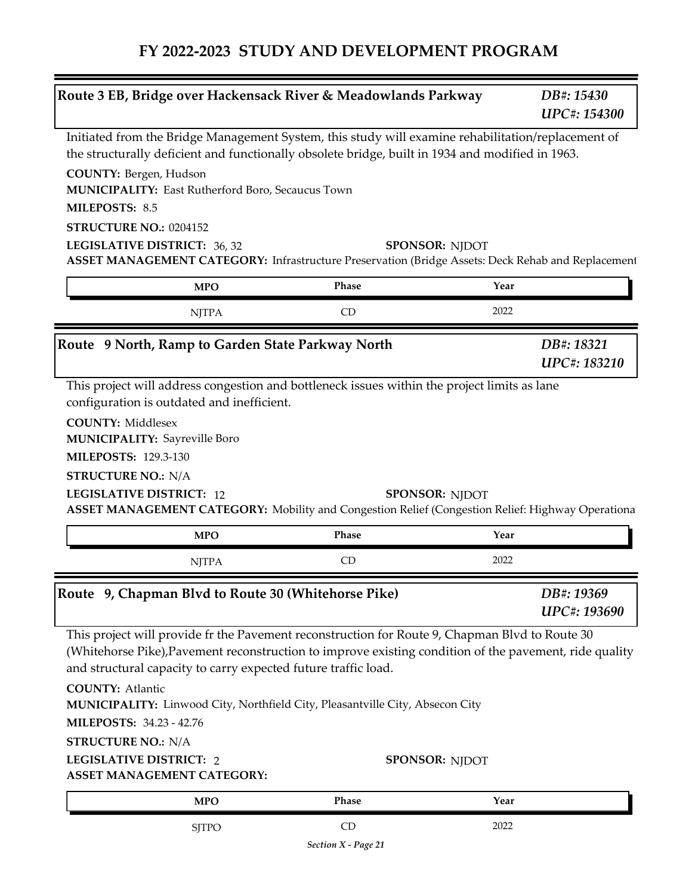# FY 2022-2023 STUDY AND DEVELOPMENT PROGRAM

## Route 3 EB, Bridge over Hackensack River & Meadowlands Parkway

*DB#: 15430*
*UPC#: 154300*

Initiated from the Bridge Management System, this study will examine rehabilitation/replacement of the structurally deficient and functionally obsolete bridge, built in 1934 and modified in 1963.

**COUNTY:** Bergen, Hudson
**MUNICIPALITY:** East Rutherford Boro, Secaucus Town
**MILEPOSTS:** 8.5
**STRUCTURE NO.:** 0204152
**LEGISLATIVE DISTRICT:** 36, 32
**SPONSOR:** NJDOT
**ASSET MANAGEMENT CATEGORY:** Infrastructure Preservation (Bridge Assets: Deck Rehab and Replacement

| MPO | Phase | Year |
|---|---|---|
| NJTPA | CD | 2022 |

## Route 9 North, Ramp to Garden State Parkway North

*DB#: 18321*
*UPC#: 183210*

This project will address congestion and bottleneck issues within the project limits as lane configuration is outdated and inefficient.

**COUNTY:** Middlesex
**MUNICIPALITY:** Sayreville Boro
**MILEPOSTS:** 129.3-130
**STRUCTURE NO.:** N/A
**LEGISLATIVE DISTRICT:** 12
**SPONSOR:** NJDOT
**ASSET MANAGEMENT CATEGORY:** Mobility and Congestion Relief (Congestion Relief: Highway Operationa

| MPO | Phase | Year |
|---|---|---|
| NJTPA | CD | 2022 |

## Route 9, Chapman Blvd to Route 30 (Whitehorse Pike)

*DB#: 19369*
*UPC#: 193690*

This project will provide fr the Pavement reconstruction for Route 9, Chapman Blvd to Route 30 (Whitehorse Pike),Pavement reconstruction to improve existing condition of the pavement, ride quality and structural capacity to carry expected future traffic load.

**COUNTY:** Atlantic
**MUNICIPALITY:** Linwood City, Northfield City, Pleasantville City, Absecon City
**MILEPOSTS:** 34.23 - 42.76
**STRUCTURE NO.:** N/A
**LEGISLATIVE DISTRICT:** 2
**SPONSOR:** NJDOT
**ASSET MANAGEMENT CATEGORY:**

| MPO | Phase | Year |
|---|---|---|
| SJTPO | CD | 2022 |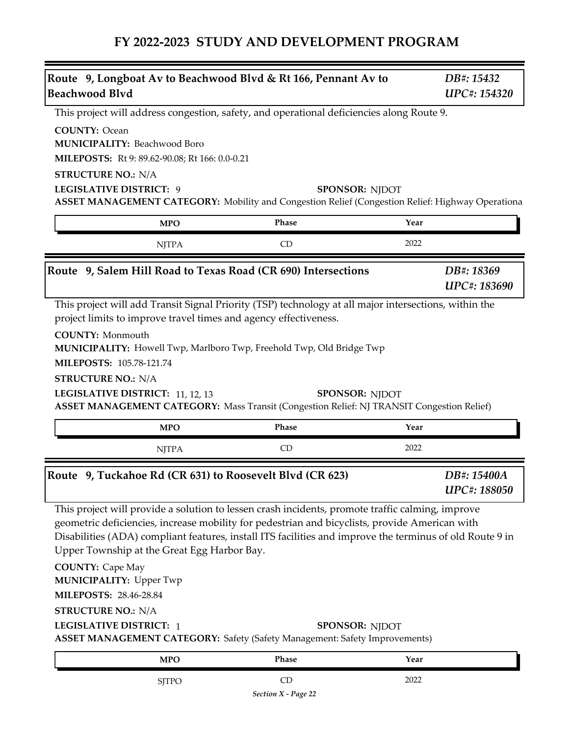## Route 9, Longboat Av to Beachwood Blvd & Rt 166, Pennant Av to Beachwood Blvd

*DB#: 15432*
*UPC#: 154320*

This project will address congestion, safety, and operational deficiencies along Route 9.

**COUNTY:** Ocean
**MUNICIPALITY:** Beachwood Boro
**MILEPOSTS:** Rt 9: 89.62-90.08; Rt 166: 0.0-0.21
**STRUCTURE NO.:** N/A
**LEGISLATIVE DISTRICT:** 9
**SPONSOR:** NJDOT
**ASSET MANAGEMENT CATEGORY:** Mobility and Congestion Relief (Congestion Relief: Highway Operationa

| MPO | Phase | Year |
|---|---|---|
| NJTPA | CD | 2022 |

## Route 9, Salem Hill Road to Texas Road (CR 690) Intersections

*DB#: 18369*
*UPC#: 183690*

This project will add Transit Signal Priority (TSP) technology at all major intersections, within the project limits to improve travel times and agency effectiveness.

**COUNTY:** Monmouth
**MUNICIPALITY:** Howell Twp, Marlboro Twp, Freehold Twp, Old Bridge Twp
**MILEPOSTS:** 105.78-121.74
**STRUCTURE NO.:** N/A
**LEGISLATIVE DISTRICT:** 11, 12, 13
**SPONSOR:** NJDOT
**ASSET MANAGEMENT CATEGORY:** Mass Transit (Congestion Relief: NJ TRANSIT Congestion Relief)

| MPO | Phase | Year |
|---|---|---|
| NJTPA | CD | 2022 |

## Route 9, Tuckahoe Rd (CR 631) to Roosevelt Blvd (CR 623)

*DB#: 15400A*
*UPC#: 188050*

This project will provide a solution to lessen crash incidents, promote traffic calming, improve geometric deficiencies, increase mobility for pedestrian and bicyclists, provide American with Disabilities (ADA) compliant features, install ITS facilities and improve the terminus of old Route 9 in Upper Township at the Great Egg Harbor Bay.

**COUNTY:** Cape May
**MUNICIPALITY:** Upper Twp
**MILEPOSTS:** 28.46-28.84
**STRUCTURE NO.:** N/A
**LEGISLATIVE DISTRICT:** 1
**SPONSOR:** NJDOT
**ASSET MANAGEMENT CATEGORY:** Safety (Safety Management: Safety Improvements)

| MPO | Phase | Year |
|---|---|---|
| SJTPO | CD | 2022 |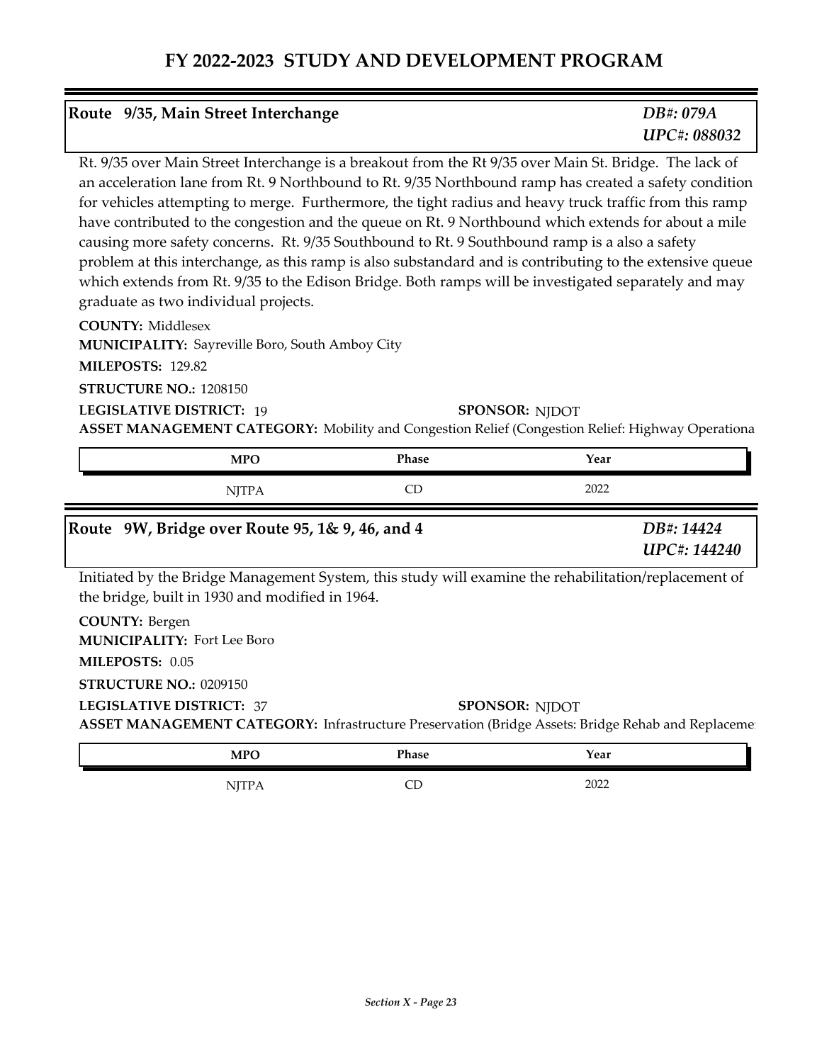# FY 2022-2023 STUDY AND DEVELOPMENT PROGRAM

## Route 9/35, Main Street Interchange

*DB#: 079A*
*UPC#: 088032*

Rt. 9/35 over Main Street Interchange is a breakout from the Rt 9/35 over Main St. Bridge. The lack of an acceleration lane from Rt. 9 Northbound to Rt. 9/35 Northbound ramp has created a safety condition for vehicles attempting to merge. Furthermore, the tight radius and heavy truck traffic from this ramp have contributed to the congestion and the queue on Rt. 9 Northbound which extends for about a mile causing more safety concerns. Rt. 9/35 Southbound to Rt. 9 Southbound ramp is a also a safety problem at this interchange, as this ramp is also substandard and is contributing to the extensive queue which extends from Rt. 9/35 to the Edison Bridge. Both ramps will be investigated separately and may graduate as two individual projects.

**COUNTY:** Middlesex
**MUNICIPALITY:** Sayreville Boro, South Amboy City
**MILEPOSTS:** 129.82
**STRUCTURE NO.:** 1208150
**LEGISLATIVE DISTRICT:** 19
**SPONSOR:** NJDOT
**ASSET MANAGEMENT CATEGORY:** Mobility and Congestion Relief (Congestion Relief: Highway Operationa

| MPO | Phase | Year |
|---|---|---|
| NJTPA | CD | 2022 |

## Route 9W, Bridge over Route 95, 1& 9, 46, and 4

*DB#: 14424*
*UPC#: 144240*

Initiated by the Bridge Management System, this study will examine the rehabilitation/replacement of the bridge, built in 1930 and modified in 1964.

**COUNTY:** Bergen
**MUNICIPALITY:** Fort Lee Boro
**MILEPOSTS:** 0.05
**STRUCTURE NO.:** 0209150
**LEGISLATIVE DISTRICT:** 37
**SPONSOR:** NJDOT
**ASSET MANAGEMENT CATEGORY:** Infrastructure Preservation (Bridge Assets: Bridge Rehab and Replaceme

| MPO | Phase | Year |
|---|---|---|
| NJTPA | CD | 2022 |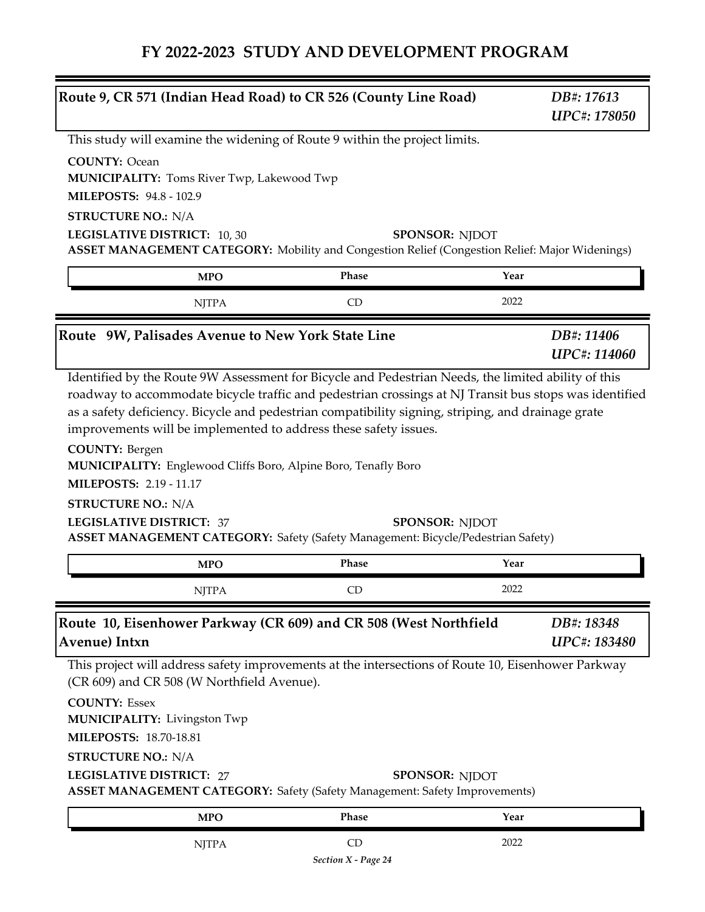# FY 2022-2023 STUDY AND DEVELOPMENT PROGRAM

## Route 9, CR 571 (Indian Head Road) to CR 526 (County Line Road)

*DB#: 17613*
*UPC#: 178050*

This study will examine the widening of Route 9 within the project limits.

**COUNTY:** Ocean
**MUNICIPALITY:** Toms River Twp, Lakewood Twp
**MILEPOSTS:** 94.8 - 102.9
**STRUCTURE NO.:** N/A
**LEGISLATIVE DISTRICT:** 10, 30
**SPONSOR:** NJDOT
**ASSET MANAGEMENT CATEGORY:** Mobility and Congestion Relief (Congestion Relief: Major Widenings)

| MPO | Phase | Year |
|---|---|---|
| NJTPA | CD | 2022 |

## Route 9W, Palisades Avenue to New York State Line

*DB#: 11406*
*UPC#: 114060*

Identified by the Route 9W Assessment for Bicycle and Pedestrian Needs, the limited ability of this roadway to accommodate bicycle traffic and pedestrian crossings at NJ Transit bus stops was identified as a safety deficiency. Bicycle and pedestrian compatibility signing, striping, and drainage grate improvements will be implemented to address these safety issues.

**COUNTY:** Bergen
**MUNICIPALITY:** Englewood Cliffs Boro, Alpine Boro, Tenafly Boro
**MILEPOSTS:** 2.19 - 11.17
**STRUCTURE NO.:** N/A
**LEGISLATIVE DISTRICT:** 37
**SPONSOR:** NJDOT
**ASSET MANAGEMENT CATEGORY:** Safety (Safety Management: Bicycle/Pedestrian Safety)

| MPO | Phase | Year |
|---|---|---|
| NJTPA | CD | 2022 |

## Route 10, Eisenhower Parkway (CR 609) and CR 508 (West Northfield Avenue) Intxn

*DB#: 18348*
*UPC#: 183480*

This project will address safety improvements at the intersections of Route 10, Eisenhower Parkway (CR 609) and CR 508 (W Northfield Avenue).

**COUNTY:** Essex
**MUNICIPALITY:** Livingston Twp
**MILEPOSTS:** 18.70-18.81
**STRUCTURE NO.:** N/A
**LEGISLATIVE DISTRICT:** 27
**SPONSOR:** NJDOT
**ASSET MANAGEMENT CATEGORY:** Safety (Safety Management: Safety Improvements)

| MPO | Phase | Year |
|---|---|---|
| NJTPA | CD | 2022 |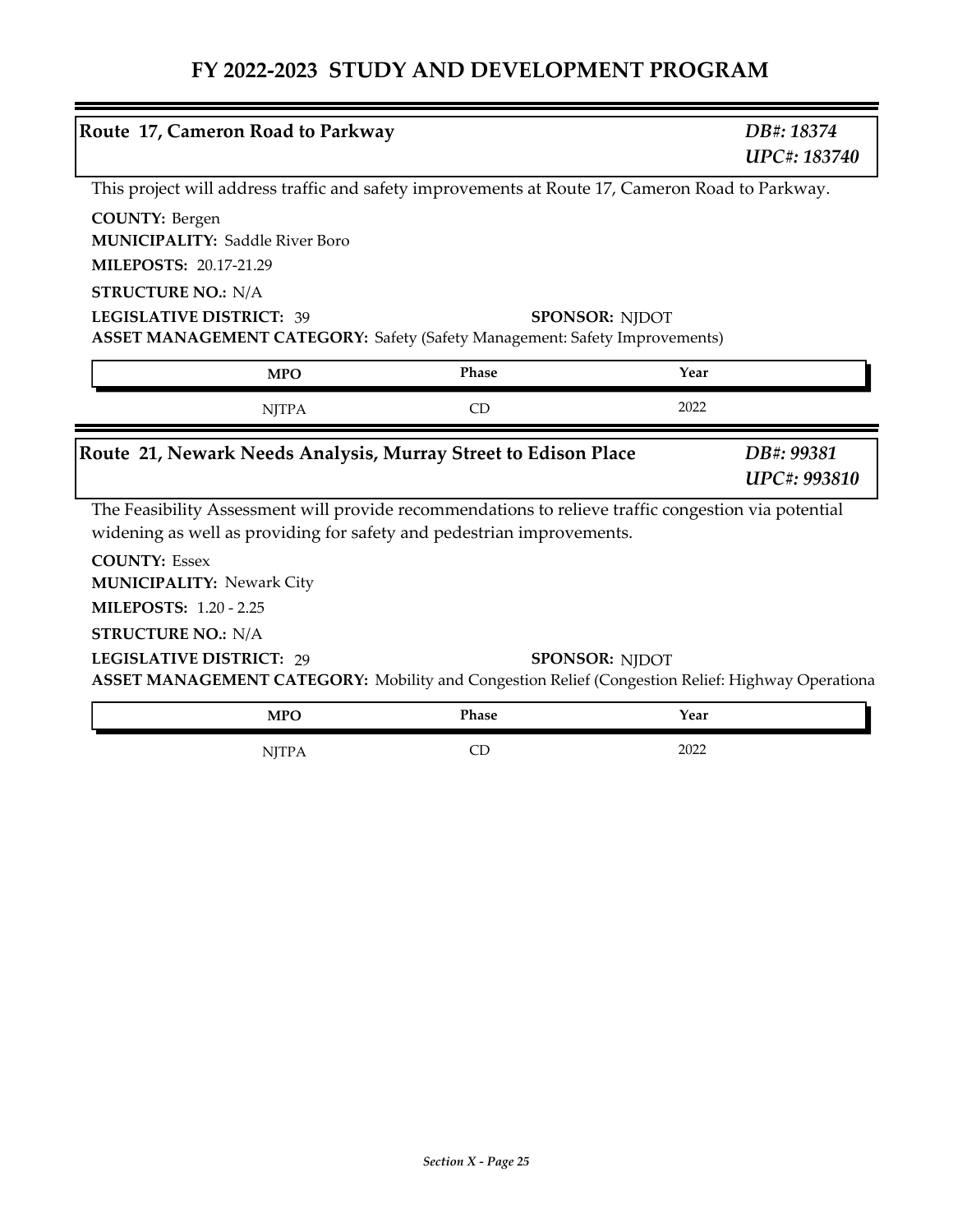# FY 2022-2023 STUDY AND DEVELOPMENT PROGRAM

## Route 17, Cameron Road to Parkway

*DB#: 18374*
*UPC#: 183740*

This project will address traffic and safety improvements at Route 17, Cameron Road to Parkway.

**COUNTY:** Bergen
**MUNICIPALITY:** Saddle River Boro
**MILEPOSTS:** 20.17-21.29
**STRUCTURE NO.:** N/A
**LEGISLATIVE DISTRICT:** 39
**SPONSOR:** NJDOT
**ASSET MANAGEMENT CATEGORY:** Safety (Safety Management: Safety Improvements)

| MPO | Phase | Year |
| --- | --- | --- |
| NJTPA | CD | 2022 |

## Route 21, Newark Needs Analysis, Murray Street to Edison Place

*DB#: 99381*
*UPC#: 993810*

The Feasibility Assessment will provide recommendations to relieve traffic congestion via potential widening as well as providing for safety and pedestrian improvements.

**COUNTY:** Essex
**MUNICIPALITY:** Newark City
**MILEPOSTS:** 1.20 - 2.25
**STRUCTURE NO.:** N/A
**LEGISLATIVE DISTRICT:** 29
**SPONSOR:** NJDOT
**ASSET MANAGEMENT CATEGORY:** Mobility and Congestion Relief (Congestion Relief: Highway Operationa

| MPO | Phase | Year |
| --- | --- | --- |
| NJTPA | CD | 2022 |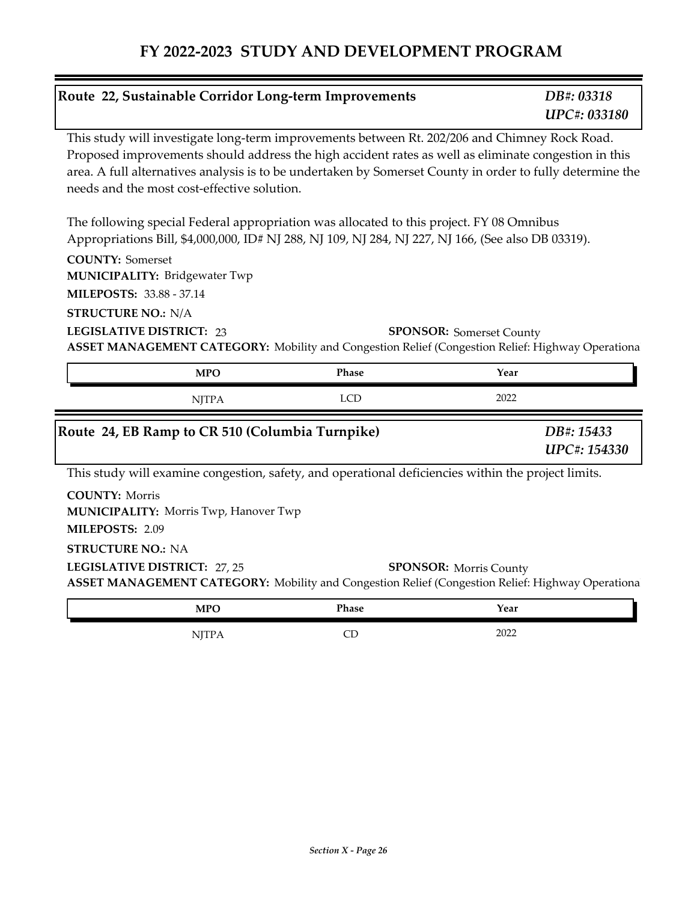# FY 2022-2023 STUDY AND DEVELOPMENT PROGRAM

## Route 22, Sustainable Corridor Long-term Improvements

*DB#: 03318*
*UPC#: 033180*

This study will investigate long-term improvements between Rt. 202/206 and Chimney Rock Road. Proposed improvements should address the high accident rates as well as eliminate congestion in this area. A full alternatives analysis is to be undertaken by Somerset County in order to fully determine the needs and the most cost-effective solution.

The following special Federal appropriation was allocated to this project. FY 08 Omnibus Appropriations Bill, $4,000,000, ID# NJ 288, NJ 109, NJ 284, NJ 227, NJ 166, (See also DB 03319).

**COUNTY:** Somerset
**MUNICIPALITY:** Bridgewater Twp
**MILEPOSTS:** 33.88 - 37.14
**STRUCTURE NO.:** N/A
**LEGISLATIVE DISTRICT:** 23
**SPONSOR:** Somerset County
**ASSET MANAGEMENT CATEGORY:** Mobility and Congestion Relief (Congestion Relief: Highway Operationa

| MPO | Phase | Year |
|---|---|---|
| NJTPA | LCD | 2022 |

## Route 24, EB Ramp to CR 510 (Columbia Turnpike)

*DB#: 15433*
*UPC#: 154330*

This study will examine congestion, safety, and operational deficiencies within the project limits.

**COUNTY:** Morris
**MUNICIPALITY:** Morris Twp, Hanover Twp
**MILEPOSTS:** 2.09
**STRUCTURE NO.:** NA
**LEGISLATIVE DISTRICT:** 27, 25
**SPONSOR:** Morris County
**ASSET MANAGEMENT CATEGORY:** Mobility and Congestion Relief (Congestion Relief: Highway Operationa

| MPO | Phase | Year |
|---|---|---|
| NJTPA | CD | 2022 |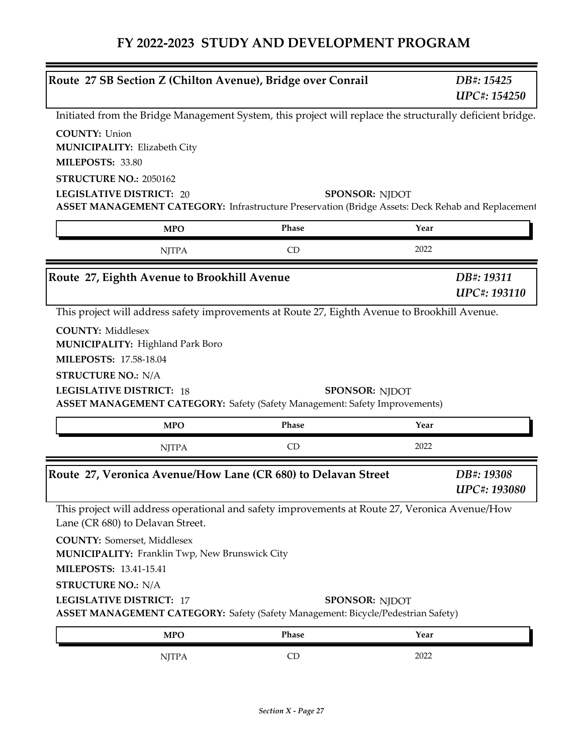# FY 2022-2023 STUDY AND DEVELOPMENT PROGRAM

## Route 27 SB Section Z (Chilton Avenue), Bridge over Conrail

*DB#: 15425*
*UPC#: 154250*

Initiated from the Bridge Management System, this project will replace the structurally deficient bridge.

**COUNTY:** Union
**MUNICIPALITY:** Elizabeth City
**MILEPOSTS:** 33.80
**STRUCTURE NO.:** 2050162
**LEGISLATIVE DISTRICT:** 20
**SPONSOR:** NJDOT
**ASSET MANAGEMENT CATEGORY:** Infrastructure Preservation (Bridge Assets: Deck Rehab and Replacement

| MPO | Phase | Year |
|---|---|---|
| NJTPA | CD | 2022 |

## Route 27, Eighth Avenue to Brookhill Avenue

*DB#: 19311*
*UPC#: 193110*

This project will address safety improvements at Route 27, Eighth Avenue to Brookhill Avenue.

**COUNTY:** Middlesex
**MUNICIPALITY:** Highland Park Boro
**MILEPOSTS:** 17.58-18.04
**STRUCTURE NO.:** N/A
**LEGISLATIVE DISTRICT:** 18
**SPONSOR:** NJDOT
**ASSET MANAGEMENT CATEGORY:** Safety (Safety Management: Safety Improvements)

| MPO | Phase | Year |
|---|---|---|
| NJTPA | CD | 2022 |

## Route 27, Veronica Avenue/How Lane (CR 680) to Delavan Street

*DB#: 19308*
*UPC#: 193080*

This project will address operational and safety improvements at Route 27, Veronica Avenue/How Lane (CR 680) to Delavan Street.

**COUNTY:** Somerset, Middlesex
**MUNICIPALITY:** Franklin Twp, New Brunswick City
**MILEPOSTS:** 13.41-15.41
**STRUCTURE NO.:** N/A
**LEGISLATIVE DISTRICT:** 17
**SPONSOR:** NJDOT
**ASSET MANAGEMENT CATEGORY:** Safety (Safety Management: Bicycle/Pedestrian Safety)

| MPO | Phase | Year |
|---|---|---|
| NJTPA | CD | 2022 |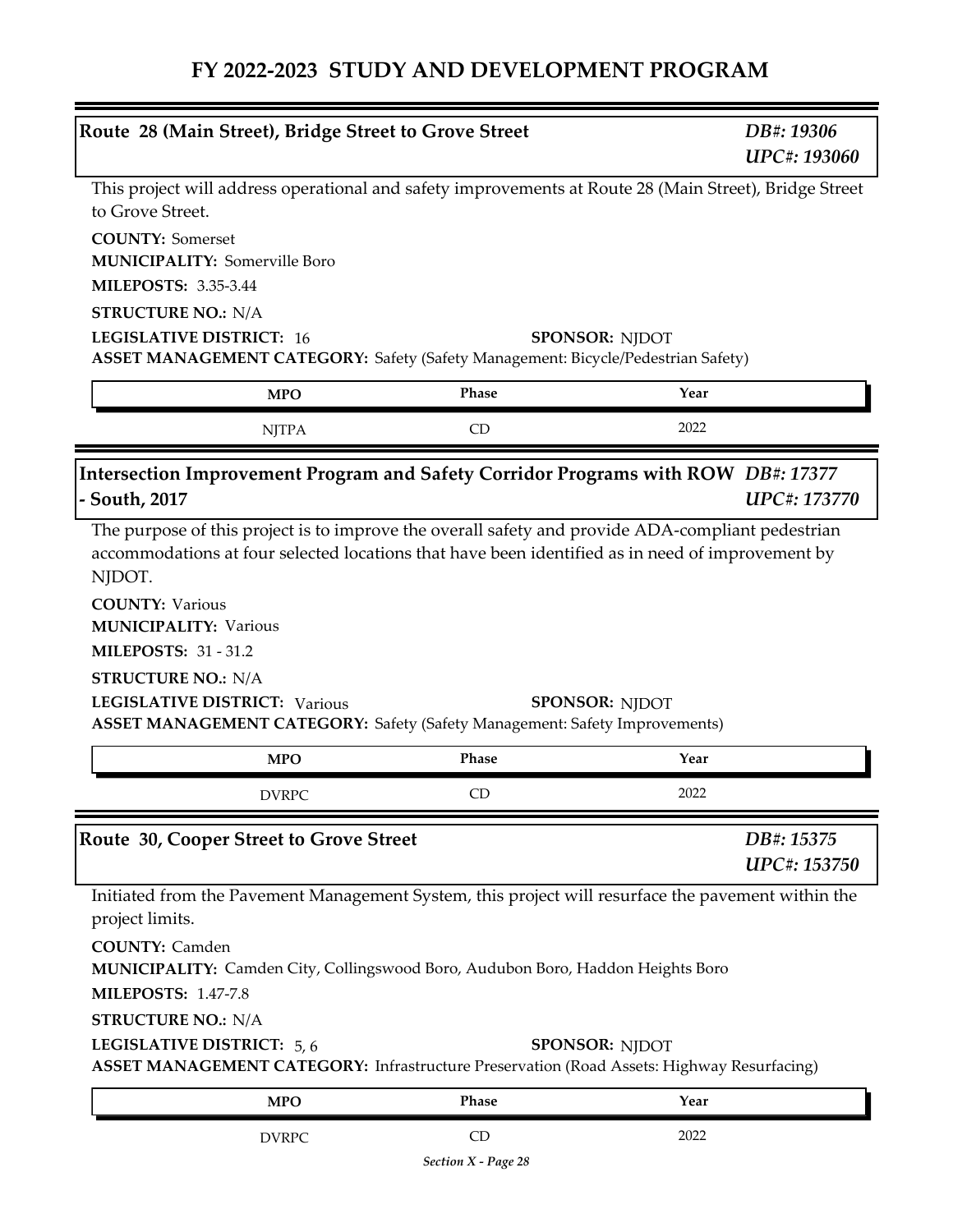# FY 2022-2023 STUDY AND DEVELOPMENT PROGRAM

## Route 28 (Main Street), Bridge Street to Grove Street

*DB#: 19306*
*UPC#: 193060*

This project will address operational and safety improvements at Route 28 (Main Street), Bridge Street to Grove Street.

**COUNTY:** Somerset
**MUNICIPALITY:** Somerville Boro
**MILEPOSTS:** 3.35-3.44
**STRUCTURE NO.:** N/A
**LEGISLATIVE DISTRICT:** 16
**SPONSOR:** NJDOT
**ASSET MANAGEMENT CATEGORY:** Safety (Safety Management: Bicycle/Pedestrian Safety)

| MPO | Phase | Year |
|---|---|---|
| NJTPA | CD | 2022 |

## Intersection Improvement Program and Safety Corridor Programs with ROW - South, 2017

*DB#: 17377*
*UPC#: 173770*

The purpose of this project is to improve the overall safety and provide ADA-compliant pedestrian accommodations at four selected locations that have been identified as in need of improvement by NJDOT.

**COUNTY:** Various
**MUNICIPALITY:** Various
**MILEPOSTS:** 31 - 31.2
**STRUCTURE NO.:** N/A
**LEGISLATIVE DISTRICT:** Various
**SPONSOR:** NJDOT
**ASSET MANAGEMENT CATEGORY:** Safety (Safety Management: Safety Improvements)

| MPO | Phase | Year |
|---|---|---|
| DVRPC | CD | 2022 |

## Route 30, Cooper Street to Grove Street

*DB#: 15375*
*UPC#: 153750*

Initiated from the Pavement Management System, this project will resurface the pavement within the project limits.

**COUNTY:** Camden
**MUNICIPALITY:** Camden City, Collingswood Boro, Audubon Boro, Haddon Heights Boro
**MILEPOSTS:** 1.47-7.8
**STRUCTURE NO.:** N/A
**LEGISLATIVE DISTRICT:** 5, 6
**SPONSOR:** NJDOT
**ASSET MANAGEMENT CATEGORY:** Infrastructure Preservation (Road Assets: Highway Resurfacing)

| MPO | Phase | Year |
|---|---|---|
| DVRPC | CD | 2022 |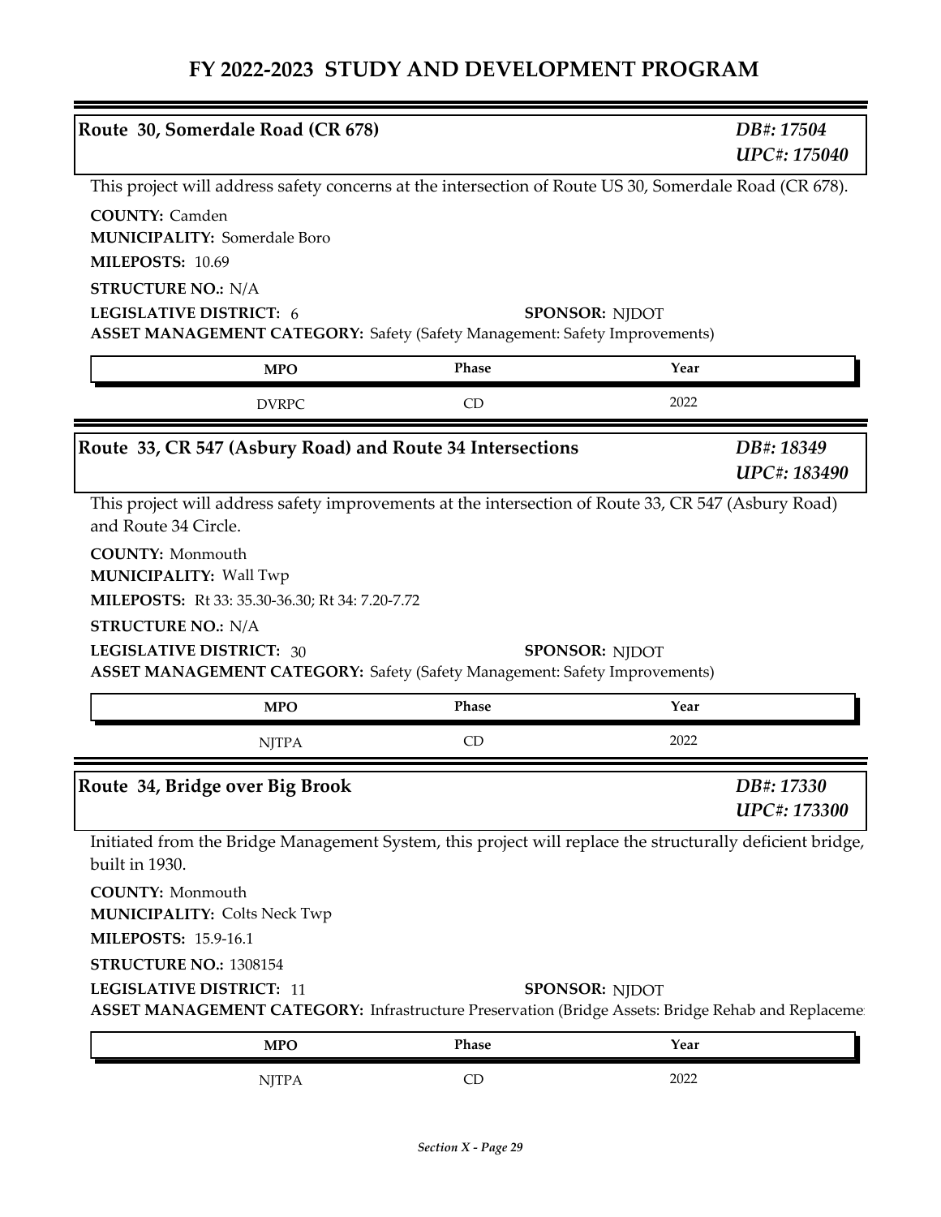# FY 2022-2023 STUDY AND DEVELOPMENT PROGRAM

## Route 30, Somerdale Road (CR 678)

*DB#: 17504*
*UPC#: 175040*

This project will address safety concerns at the intersection of Route US 30, Somerdale Road (CR 678).

**COUNTY:** Camden
**MUNICIPALITY:** Somerdale Boro
**MILEPOSTS:** 10.69
**STRUCTURE NO.:** N/A
**LEGISLATIVE DISTRICT:** 6
**SPONSOR:** NJDOT
**ASSET MANAGEMENT CATEGORY:** Safety (Safety Management: Safety Improvements)

| MPO | Phase | Year |
|---|---|---|
| DVRPC | CD | 2022 |

## Route 33, CR 547 (Asbury Road) and Route 34 Intersections

*DB#: 18349*
*UPC#: 183490*

This project will address safety improvements at the intersection of Route 33, CR 547 (Asbury Road) and Route 34 Circle.

**COUNTY:** Monmouth
**MUNICIPALITY:** Wall Twp
**MILEPOSTS:** Rt 33: 35.30-36.30; Rt 34: 7.20-7.72
**STRUCTURE NO.:** N/A
**LEGISLATIVE DISTRICT:** 30
**SPONSOR:** NJDOT
**ASSET MANAGEMENT CATEGORY:** Safety (Safety Management: Safety Improvements)

| MPO | Phase | Year |
|---|---|---|
| NJTPA | CD | 2022 |

## Route 34, Bridge over Big Brook

*DB#: 17330*
*UPC#: 173300*

Initiated from the Bridge Management System, this project will replace the structurally deficient bridge, built in 1930.

**COUNTY:** Monmouth
**MUNICIPALITY:** Colts Neck Twp
**MILEPOSTS:** 15.9-16.1
**STRUCTURE NO.:** 1308154
**LEGISLATIVE DISTRICT:** 11
**SPONSOR:** NJDOT
**ASSET MANAGEMENT CATEGORY:** Infrastructure Preservation (Bridge Assets: Bridge Rehab and Replaceme

| MPO | Phase | Year |
|---|---|---|
| NJTPA | CD | 2022 |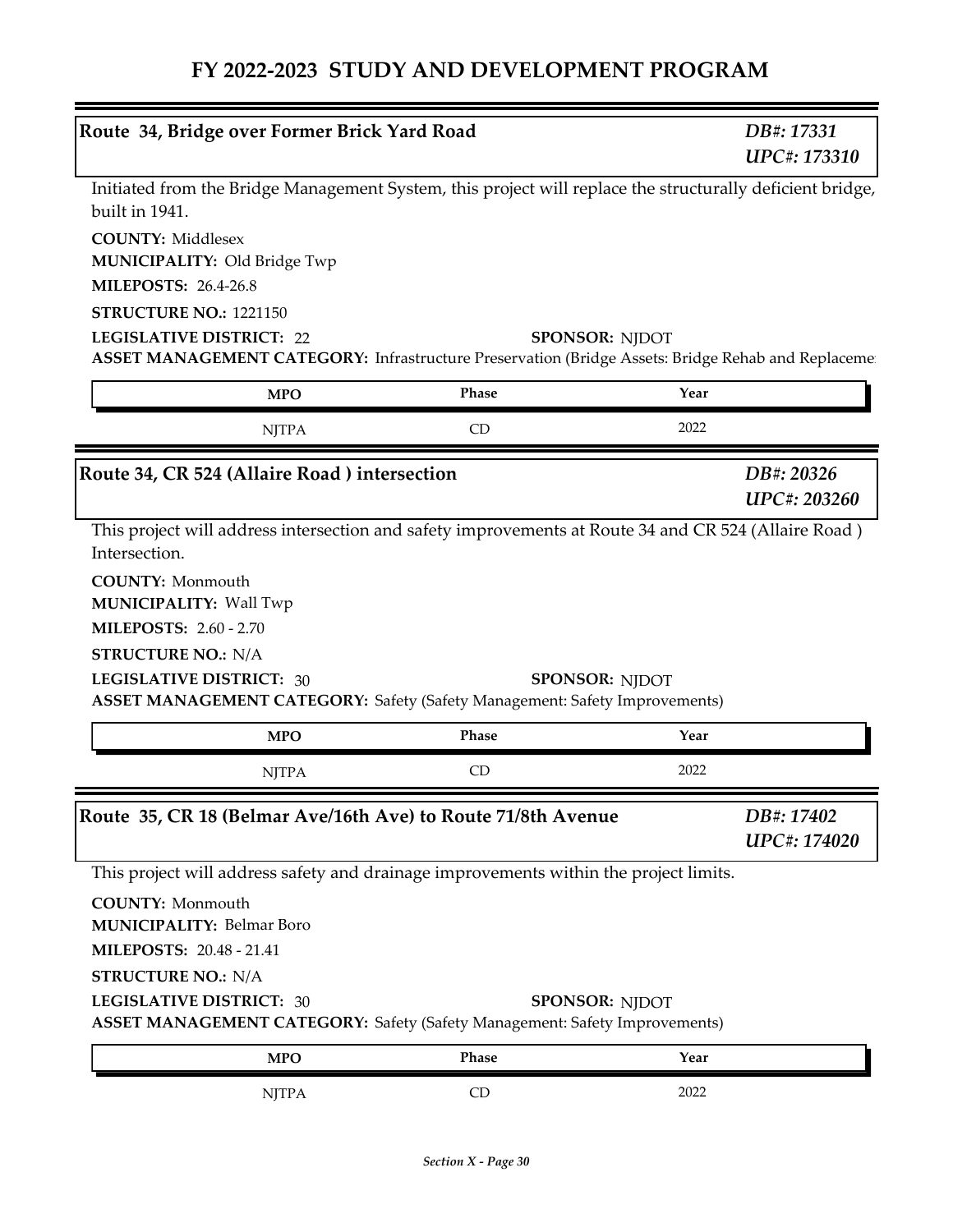# FY 2022-2023 STUDY AND DEVELOPMENT PROGRAM

## Route 34, Bridge over Former Brick Yard Road

*DB#: 17331*
*UPC#: 173310*

Initiated from the Bridge Management System, this project will replace the structurally deficient bridge, built in 1941.

**COUNTY:** Middlesex
**MUNICIPALITY:** Old Bridge Twp
**MILEPOSTS:** 26.4-26.8
**STRUCTURE NO.:** 1221150
**LEGISLATIVE DISTRICT:** 22
**SPONSOR:** NJDOT
**ASSET MANAGEMENT CATEGORY:** Infrastructure Preservation (Bridge Assets: Bridge Rehab and Replaceme

| MPO | Phase | Year |
|---|---|---|
| NJTPA | CD | 2022 |

## Route 34, CR 524 (Allaire Road ) intersection

*DB#: 20326*
*UPC#: 203260*

This project will address intersection and safety improvements at Route 34 and CR 524 (Allaire Road ) Intersection.

**COUNTY:** Monmouth
**MUNICIPALITY:** Wall Twp
**MILEPOSTS:** 2.60 - 2.70
**STRUCTURE NO.:** N/A
**LEGISLATIVE DISTRICT:** 30
**SPONSOR:** NJDOT
**ASSET MANAGEMENT CATEGORY:** Safety (Safety Management: Safety Improvements)

| MPO | Phase | Year |
|---|---|---|
| NJTPA | CD | 2022 |

## Route 35, CR 18 (Belmar Ave/16th Ave) to Route 71/8th Avenue

*DB#: 17402*
*UPC#: 174020*

This project will address safety and drainage improvements within the project limits.

**COUNTY:** Monmouth
**MUNICIPALITY:** Belmar Boro
**MILEPOSTS:** 20.48 - 21.41
**STRUCTURE NO.:** N/A
**LEGISLATIVE DISTRICT:** 30
**SPONSOR:** NJDOT
**ASSET MANAGEMENT CATEGORY:** Safety (Safety Management: Safety Improvements)

| MPO | Phase | Year |
|---|---|---|
| NJTPA | CD | 2022 |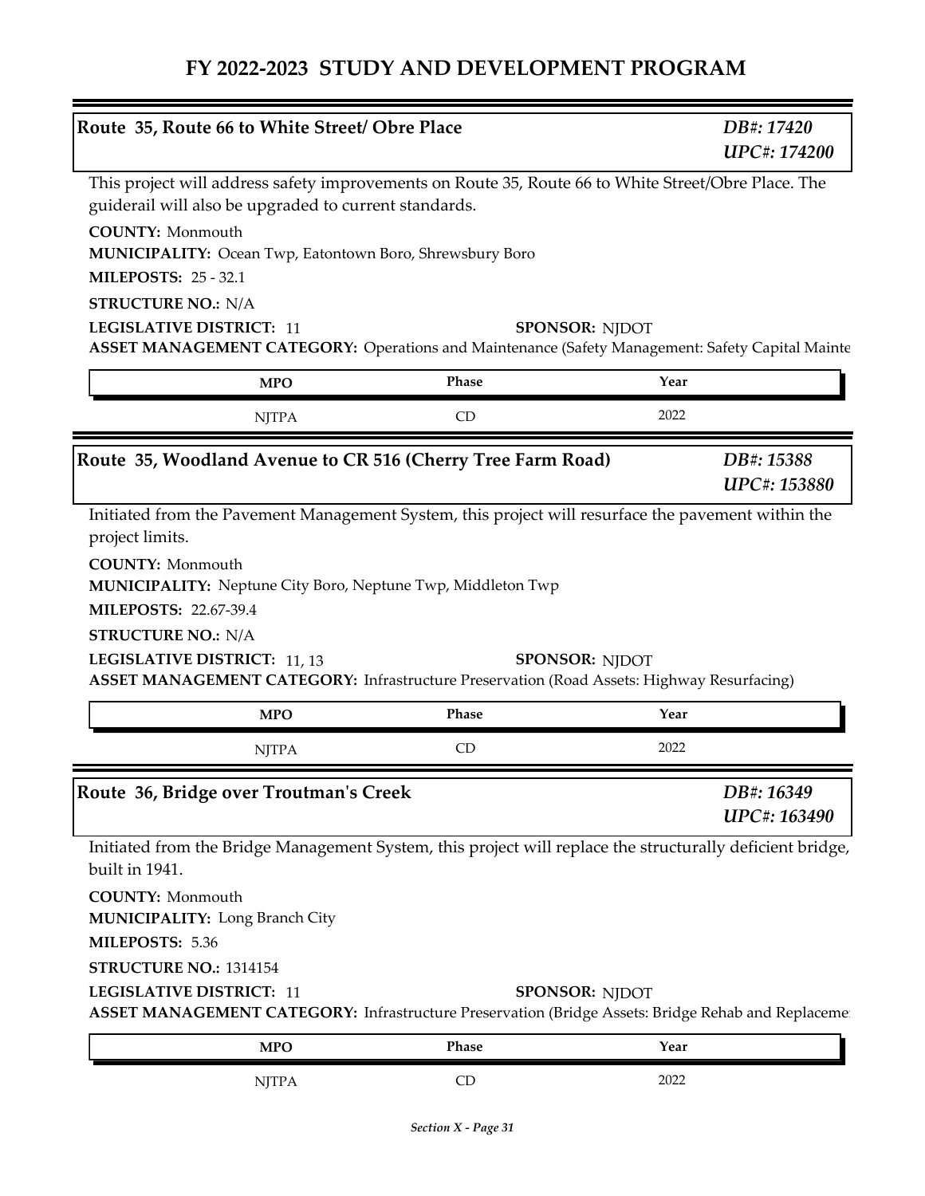# FY 2022-2023 STUDY AND DEVELOPMENT PROGRAM

## Route 35, Route 66 to White Street/ Obre Place

*DB#: 17420*
*UPC#: 174200*

This project will address safety improvements on Route 35, Route 66 to White Street/Obre Place. The guiderail will also be upgraded to current standards.

**COUNTY:** Monmouth
**MUNICIPALITY:** Ocean Twp, Eatontown Boro, Shrewsbury Boro
**MILEPOSTS:** 25 - 32.1
**STRUCTURE NO.:** N/A
**LEGISLATIVE DISTRICT:** 11
**SPONSOR:** NJDOT
**ASSET MANAGEMENT CATEGORY:** Operations and Maintenance (Safety Management: Safety Capital Mainte

| MPO | Phase | Year |
|---|---|---|
| NJTPA | CD | 2022 |

## Route 35, Woodland Avenue to CR 516 (Cherry Tree Farm Road)

*DB#: 15388*
*UPC#: 153880*

Initiated from the Pavement Management System, this project will resurface the pavement within the project limits.

**COUNTY:** Monmouth
**MUNICIPALITY:** Neptune City Boro, Neptune Twp, Middleton Twp
**MILEPOSTS:** 22.67-39.4
**STRUCTURE NO.:** N/A
**LEGISLATIVE DISTRICT:** 11, 13
**SPONSOR:** NJDOT
**ASSET MANAGEMENT CATEGORY:** Infrastructure Preservation (Road Assets: Highway Resurfacing)

| MPO | Phase | Year |
|---|---|---|
| NJTPA | CD | 2022 |

## Route 36, Bridge over Troutman's Creek

*DB#: 16349*
*UPC#: 163490*

Initiated from the Bridge Management System, this project will replace the structurally deficient bridge, built in 1941.

**COUNTY:** Monmouth
**MUNICIPALITY:** Long Branch City
**MILEPOSTS:** 5.36
**STRUCTURE NO.:** 1314154
**LEGISLATIVE DISTRICT:** 11
**SPONSOR:** NJDOT
**ASSET MANAGEMENT CATEGORY:** Infrastructure Preservation (Bridge Assets: Bridge Rehab and Replaceme

| MPO | Phase | Year |
|---|---|---|
| NJTPA | CD | 2022 |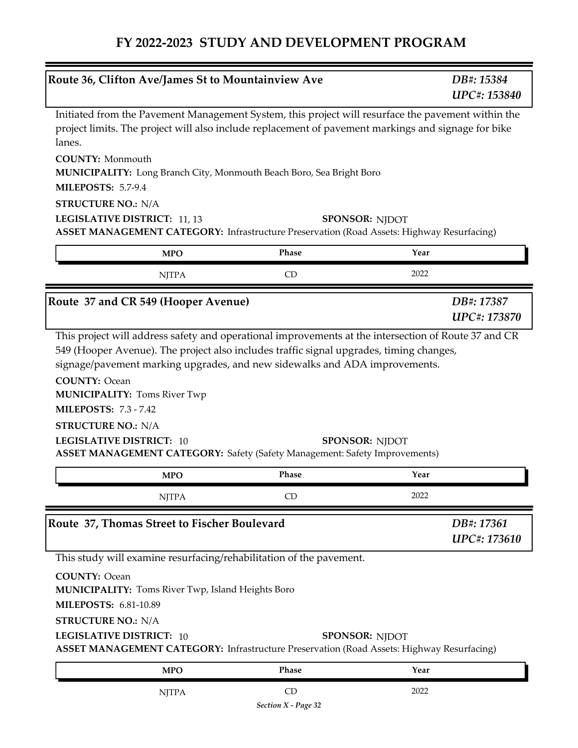## Route 36, Clifton Ave/James St to Mountainview Ave

*DB#: 15384*
*UPC#: 153840*

Initiated from the Pavement Management System, this project will resurface the pavement within the project limits. The project will also include replacement of pavement markings and signage for bike lanes.

**COUNTY:** Monmouth
**MUNICIPALITY:** Long Branch City, Monmouth Beach Boro, Sea Bright Boro
**MILEPOSTS:** 5.7-9.4
**STRUCTURE NO.:** N/A
**LEGISLATIVE DISTRICT:** 11, 13
**SPONSOR:** NJDOT
**ASSET MANAGEMENT CATEGORY:** Infrastructure Preservation (Road Assets: Highway Resurfacing)

| MPO | Phase | Year |
|---|---|---|
| NJTPA | CD | 2022 |

## Route 37 and CR 549 (Hooper Avenue)

*DB#: 17387*
*UPC#: 173870*

This project will address safety and operational improvements at the intersection of Route 37 and CR 549 (Hooper Avenue). The project also includes traffic signal upgrades, timing changes, signage/pavement marking upgrades, and new sidewalks and ADA improvements.

**COUNTY:** Ocean
**MUNICIPALITY:** Toms River Twp
**MILEPOSTS:** 7.3 - 7.42
**STRUCTURE NO.:** N/A
**LEGISLATIVE DISTRICT:** 10
**SPONSOR:** NJDOT
**ASSET MANAGEMENT CATEGORY:** Safety (Safety Management: Safety Improvements)

| MPO | Phase | Year |
|---|---|---|
| NJTPA | CD | 2022 |

## Route 37, Thomas Street to Fischer Boulevard

*DB#: 17361*
*UPC#: 173610*

This study will examine resurfacing/rehabilitation of the pavement.

**COUNTY:** Ocean
**MUNICIPALITY:** Toms River Twp, Island Heights Boro
**MILEPOSTS:** 6.81-10.89
**STRUCTURE NO.:** N/A
**LEGISLATIVE DISTRICT:** 10
**SPONSOR:** NJDOT
**ASSET MANAGEMENT CATEGORY:** Infrastructure Preservation (Road Assets: Highway Resurfacing)

| MPO | Phase | Year |
|---|---|---|
| NJTPA | CD | 2022 |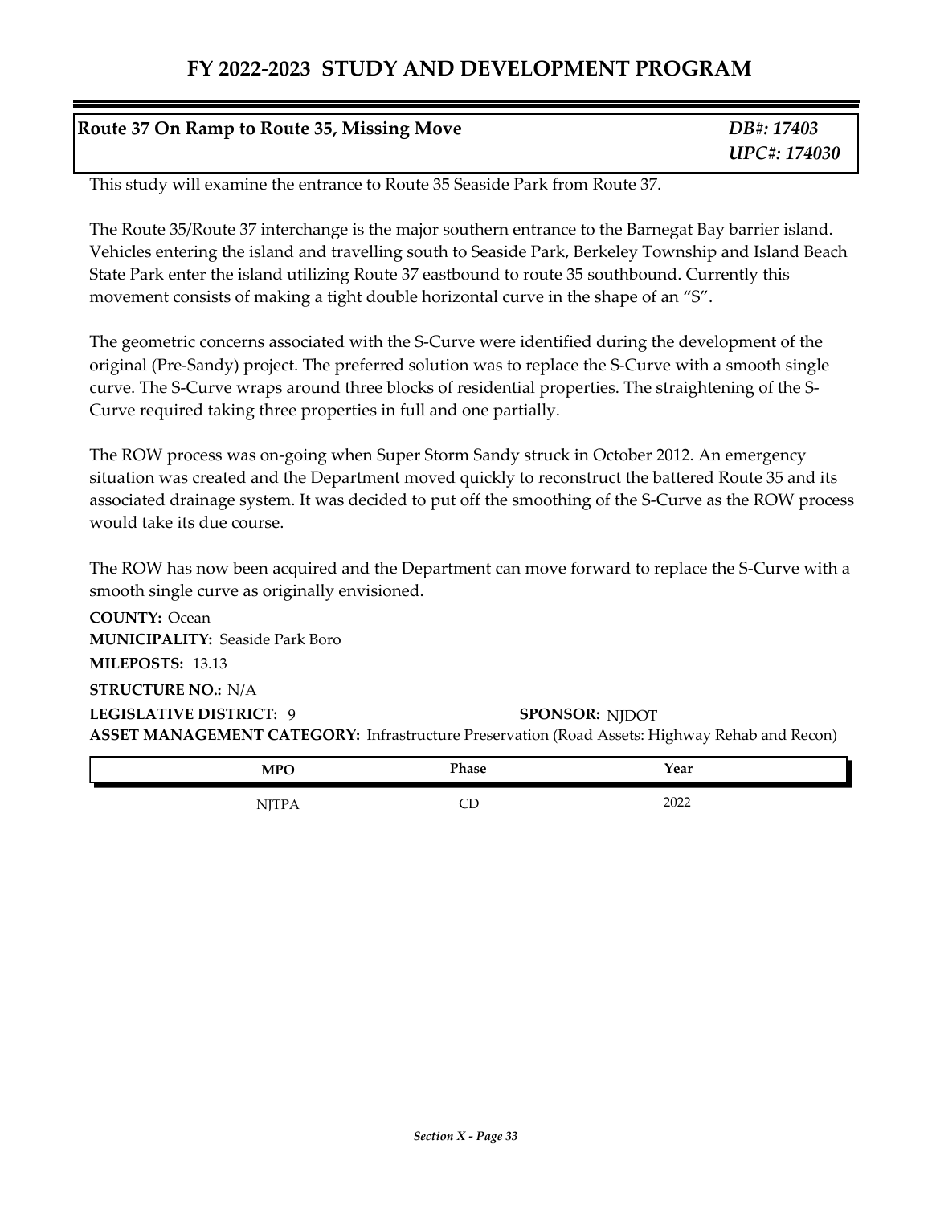## Route 37 On Ramp to Route 35, Missing Move

*DB#: 17403*
*UPC#: 174030*

This study will examine the entrance to Route 35 Seaside Park from Route 37.

The Route 35/Route 37 interchange is the major southern entrance to the Barnegat Bay barrier island. Vehicles entering the island and travelling south to Seaside Park, Berkeley Township and Island Beach State Park enter the island utilizing Route 37 eastbound to route 35 southbound. Currently this movement consists of making a tight double horizontal curve in the shape of an "S".

The geometric concerns associated with the S-Curve were identified during the development of the original (Pre-Sandy) project. The preferred solution was to replace the S-Curve with a smooth single curve. The S-Curve wraps around three blocks of residential properties. The straightening of the S-Curve required taking three properties in full and one partially.

The ROW process was on-going when Super Storm Sandy struck in October 2012. An emergency situation was created and the Department moved quickly to reconstruct the battered Route 35 and its associated drainage system. It was decided to put off the smoothing of the S-Curve as the ROW process would take its due course.

The ROW has now been acquired and the Department can move forward to replace the S-Curve with a smooth single curve as originally envisioned.

**COUNTY:** Ocean
**MUNICIPALITY:** Seaside Park Boro
**MILEPOSTS:** 13.13
**STRUCTURE NO.:** N/A
**LEGISLATIVE DISTRICT:** 9
**SPONSOR:** NJDOT
**ASSET MANAGEMENT CATEGORY:** Infrastructure Preservation (Road Assets: Highway Rehab and Recon)

| MPO | Phase | Year |
| --- | --- | --- |
| NJTPA | CD | 2022 |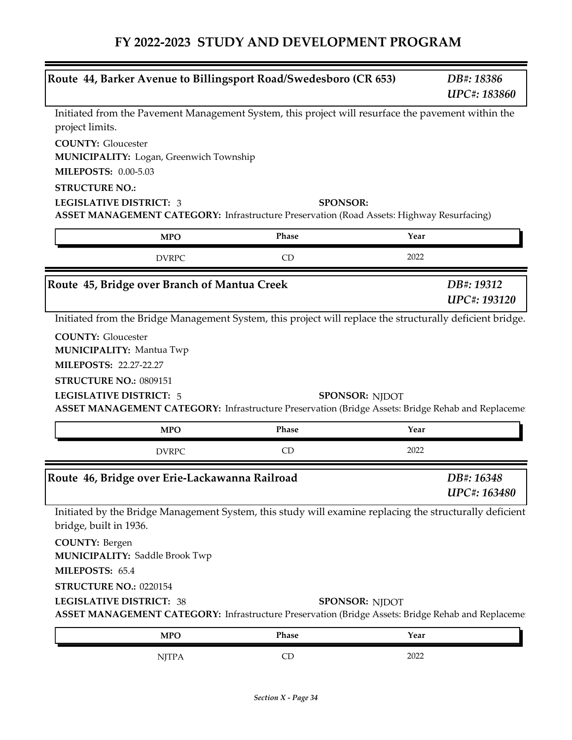# FY 2022-2023 STUDY AND DEVELOPMENT PROGRAM

## Route 44, Barker Avenue to Billingsport Road/Swedesboro (CR 653)

*DB#: 18386*
*UPC#: 183860*

Initiated from the Pavement Management System, this project will resurface the pavement within the project limits.

**COUNTY:** Gloucester
**MUNICIPALITY:** Logan, Greenwich Township
**MILEPOSTS:** 0.00-5.03
**STRUCTURE NO.:**
**LEGISLATIVE DISTRICT:** 3
**SPONSOR:**
**ASSET MANAGEMENT CATEGORY:** Infrastructure Preservation (Road Assets: Highway Resurfacing)

| MPO | Phase | Year |
|---|---|---|
| DVRPC | CD | 2022 |

## Route 45, Bridge over Branch of Mantua Creek

*DB#: 19312*
*UPC#: 193120*

Initiated from the Bridge Management System, this project will replace the structurally deficient bridge.

**COUNTY:** Gloucester
**MUNICIPALITY:** Mantua Twp
**MILEPOSTS:** 22.27-22.27
**STRUCTURE NO.:** 0809151
**LEGISLATIVE DISTRICT:** 5
**SPONSOR:** NJDOT
**ASSET MANAGEMENT CATEGORY:** Infrastructure Preservation (Bridge Assets: Bridge Rehab and Replaceme

| MPO | Phase | Year |
|---|---|---|
| DVRPC | CD | 2022 |

## Route 46, Bridge over Erie-Lackawanna Railroad

*DB#: 16348*
*UPC#: 163480*

Initiated by the Bridge Management System, this study will examine replacing the structurally deficient bridge, built in 1936.

**COUNTY:** Bergen
**MUNICIPALITY:** Saddle Brook Twp
**MILEPOSTS:** 65.4
**STRUCTURE NO.:** 0220154
**LEGISLATIVE DISTRICT:** 38
**SPONSOR:** NJDOT
**ASSET MANAGEMENT CATEGORY:** Infrastructure Preservation (Bridge Assets: Bridge Rehab and Replaceme

| MPO | Phase | Year |
|---|---|---|
| NJTPA | CD | 2022 |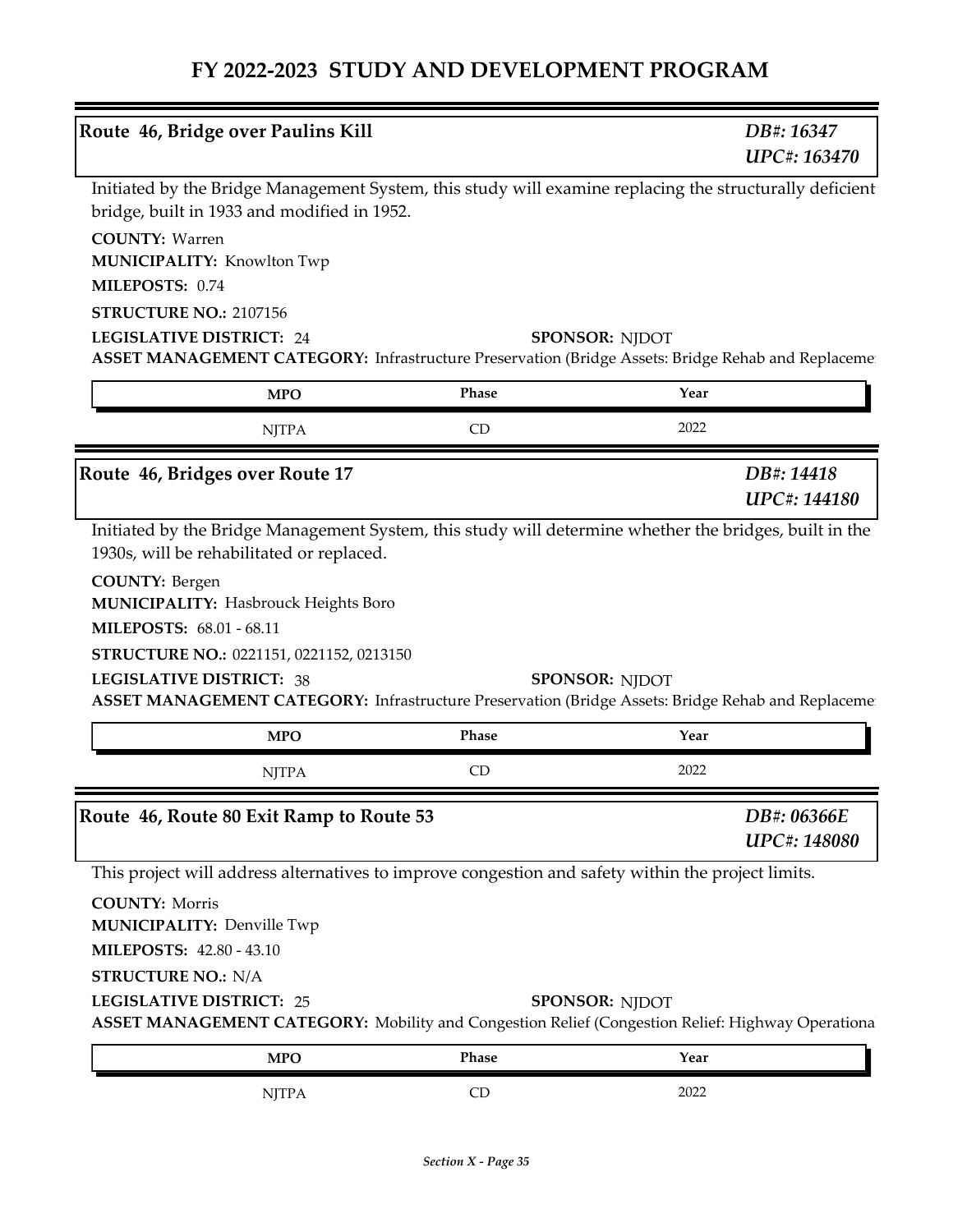# FY 2022-2023 STUDY AND DEVELOPMENT PROGRAM

## Route 46, Bridge over Paulins Kill

*DB#: 16347*
*UPC#: 163470*

Initiated by the Bridge Management System, this study will examine replacing the structurally deficient bridge, built in 1933 and modified in 1952.

**COUNTY:** Warren
**MUNICIPALITY:** Knowlton Twp
**MILEPOSTS:** 0.74
**STRUCTURE NO.:** 2107156
**LEGISLATIVE DISTRICT:** 24
**SPONSOR:** NJDOT
**ASSET MANAGEMENT CATEGORY:** Infrastructure Preservation (Bridge Assets: Bridge Rehab and Replaceme

| MPO | Phase | Year |
|---|---|---|
| NJTPA | CD | 2022 |

## Route 46, Bridges over Route 17

*DB#: 14418*
*UPC#: 144180*

Initiated by the Bridge Management System, this study will determine whether the bridges, built in the 1930s, will be rehabilitated or replaced.

**COUNTY:** Bergen
**MUNICIPALITY:** Hasbrouck Heights Boro
**MILEPOSTS:** 68.01 - 68.11
**STRUCTURE NO.:** 0221151, 0221152, 0213150
**LEGISLATIVE DISTRICT:** 38
**SPONSOR:** NJDOT
**ASSET MANAGEMENT CATEGORY:** Infrastructure Preservation (Bridge Assets: Bridge Rehab and Replaceme

| MPO | Phase | Year |
|---|---|---|
| NJTPA | CD | 2022 |

## Route 46, Route 80 Exit Ramp to Route 53

*DB#: 06366E*
*UPC#: 148080*

This project will address alternatives to improve congestion and safety within the project limits.

**COUNTY:** Morris
**MUNICIPALITY:** Denville Twp
**MILEPOSTS:** 42.80 - 43.10
**STRUCTURE NO.:** N/A
**LEGISLATIVE DISTRICT:** 25
**SPONSOR:** NJDOT
**ASSET MANAGEMENT CATEGORY:** Mobility and Congestion Relief (Congestion Relief: Highway Operationa

| MPO | Phase | Year |
|---|---|---|
| NJTPA | CD | 2022 |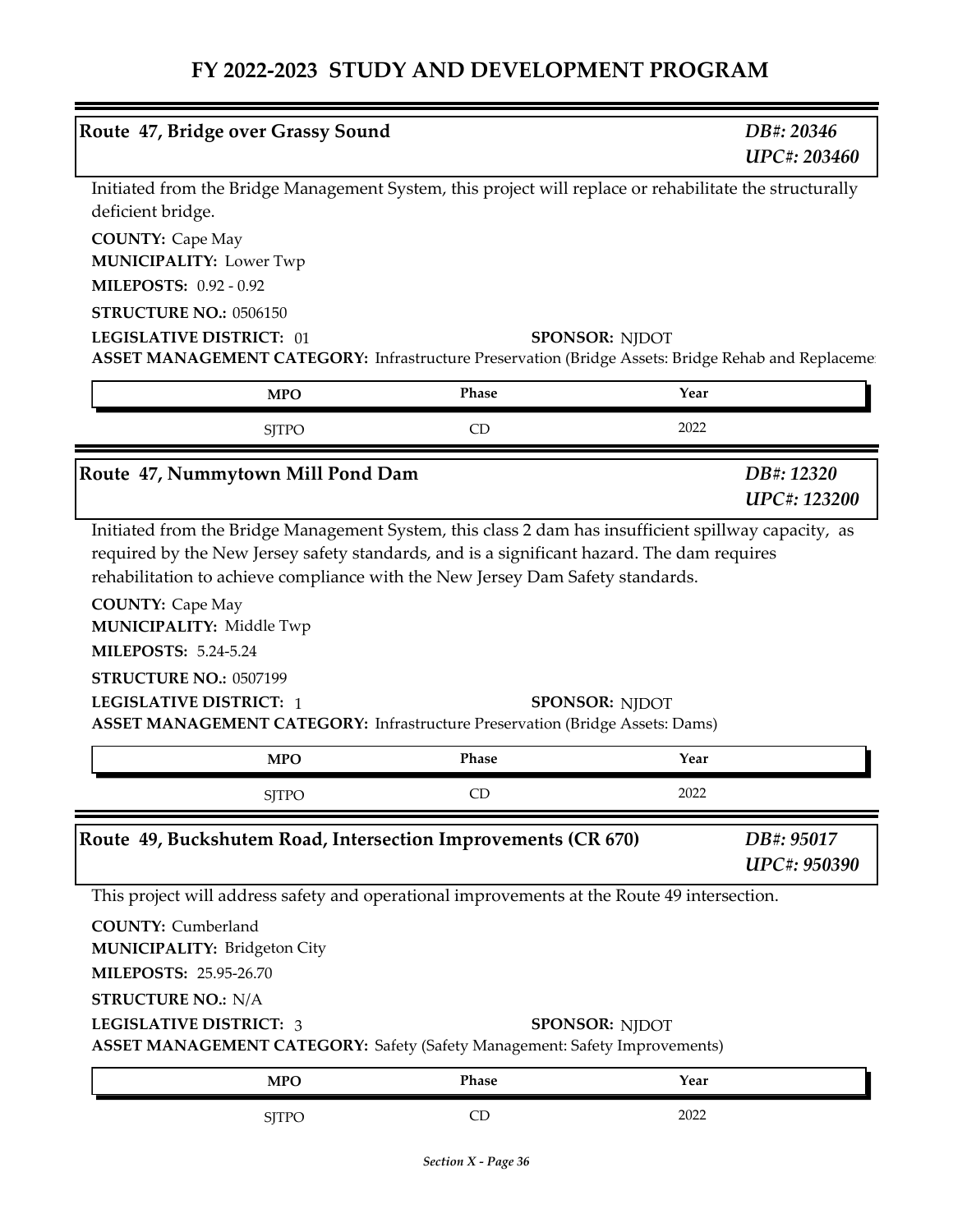# FY 2022-2023 STUDY AND DEVELOPMENT PROGRAM

## Route 47, Bridge over Grassy Sound

*DB#: 20346*
*UPC#: 203460*

Initiated from the Bridge Management System, this project will replace or rehabilitate the structurally deficient bridge.

**COUNTY:** Cape May
**MUNICIPALITY:** Lower Twp
**MILEPOSTS:** 0.92 - 0.92
**STRUCTURE NO.:** 0506150
**LEGISLATIVE DISTRICT:** 01
**SPONSOR:** NJDOT
**ASSET MANAGEMENT CATEGORY:** Infrastructure Preservation (Bridge Assets: Bridge Rehab and Replaceme

| MPO | Phase | Year |
|---|---|---|
| SJTPO | CD | 2022 |

## Route 47, Nummytown Mill Pond Dam

*DB#: 12320*
*UPC#: 123200*

Initiated from the Bridge Management System, this class 2 dam has insufficient spillway capacity, as required by the New Jersey safety standards, and is a significant hazard. The dam requires rehabilitation to achieve compliance with the New Jersey Dam Safety standards.

**COUNTY:** Cape May
**MUNICIPALITY:** Middle Twp
**MILEPOSTS:** 5.24-5.24
**STRUCTURE NO.:** 0507199
**LEGISLATIVE DISTRICT:** 1
**SPONSOR:** NJDOT
**ASSET MANAGEMENT CATEGORY:** Infrastructure Preservation (Bridge Assets: Dams)

| MPO | Phase | Year |
|---|---|---|
| SJTPO | CD | 2022 |

## Route 49, Buckshutem Road, Intersection Improvements (CR 670)

*DB#: 95017*
*UPC#: 950390*

This project will address safety and operational improvements at the Route 49 intersection.

**COUNTY:** Cumberland
**MUNICIPALITY:** Bridgeton City
**MILEPOSTS:** 25.95-26.70
**STRUCTURE NO.:** N/A
**LEGISLATIVE DISTRICT:** 3
**SPONSOR:** NJDOT
**ASSET MANAGEMENT CATEGORY:** Safety (Safety Management: Safety Improvements)

| MPO | Phase | Year |
|---|---|---|
| SJTPO | CD | 2022 |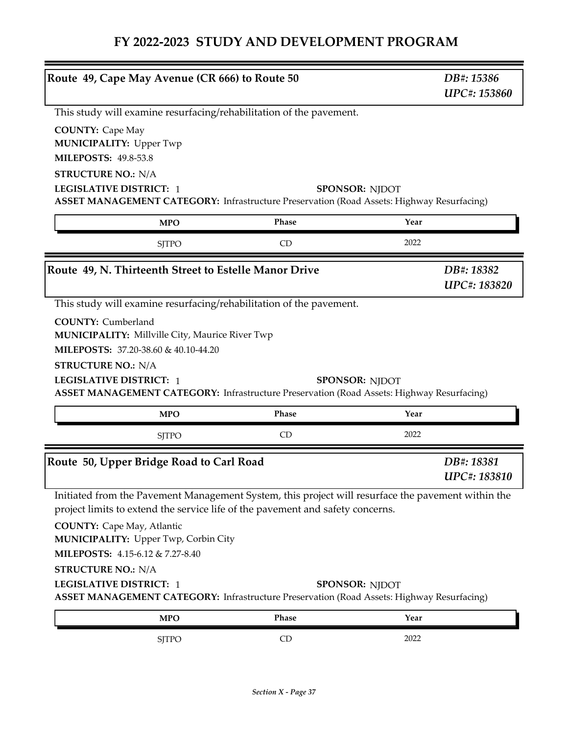# FY 2022-2023 STUDY AND DEVELOPMENT PROGRAM

## Route 49, Cape May Avenue (CR 666) to Route 50

*DB#: 15386*
*UPC#: 153860*

This study will examine resurfacing/rehabilitation of the pavement.

**COUNTY:** Cape May
**MUNICIPALITY:** Upper Twp
**MILEPOSTS:** 49.8-53.8
**STRUCTURE NO.:** N/A
**LEGISLATIVE DISTRICT:** 1
**SPONSOR:** NJDOT
**ASSET MANAGEMENT CATEGORY:** Infrastructure Preservation (Road Assets: Highway Resurfacing)

| MPO | Phase | Year |
|---|---|---|
| SJTPO | CD | 2022 |

## Route 49, N. Thirteenth Street to Estelle Manor Drive

*DB#: 18382*
*UPC#: 183820*

This study will examine resurfacing/rehabilitation of the pavement.

**COUNTY:** Cumberland
**MUNICIPALITY:** Millville City, Maurice River Twp
**MILEPOSTS:** 37.20-38.60 & 40.10-44.20
**STRUCTURE NO.:** N/A
**LEGISLATIVE DISTRICT:** 1
**SPONSOR:** NJDOT
**ASSET MANAGEMENT CATEGORY:** Infrastructure Preservation (Road Assets: Highway Resurfacing)

| MPO | Phase | Year |
|---|---|---|
| SJTPO | CD | 2022 |

## Route 50, Upper Bridge Road to Carl Road

*DB#: 18381*
*UPC#: 183810*

Initiated from the Pavement Management System, this project will resurface the pavement within the project limits to extend the service life of the pavement and safety concerns.

**COUNTY:** Cape May, Atlantic
**MUNICIPALITY:** Upper Twp, Corbin City
**MILEPOSTS:** 4.15-6.12 & 7.27-8.40
**STRUCTURE NO.:** N/A
**LEGISLATIVE DISTRICT:** 1
**SPONSOR:** NJDOT
**ASSET MANAGEMENT CATEGORY:** Infrastructure Preservation (Road Assets: Highway Resurfacing)

| MPO | Phase | Year |
|---|---|---|
| SJTPO | CD | 2022 |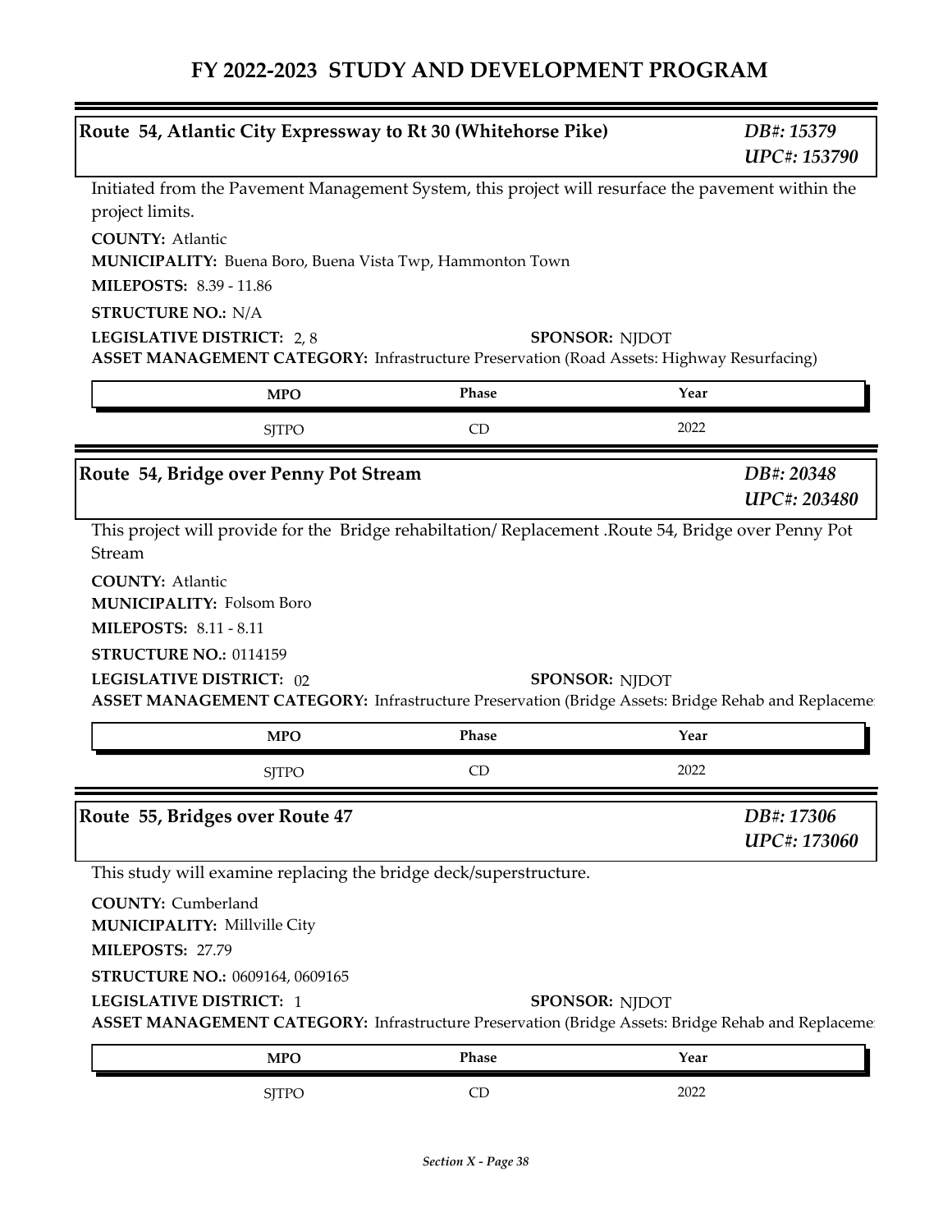# FY 2022-2023 STUDY AND DEVELOPMENT PROGRAM

## Route 54, Atlantic City Expressway to Rt 30 (Whitehorse Pike)

*DB#: 15379*
*UPC#: 153790*

Initiated from the Pavement Management System, this project will resurface the pavement within the project limits.

**COUNTY:** Atlantic
**MUNICIPALITY:** Buena Boro, Buena Vista Twp, Hammonton Town
**MILEPOSTS:** 8.39 - 11.86
**STRUCTURE NO.:** N/A
**LEGISLATIVE DISTRICT:** 2, 8
**SPONSOR:** NJDOT
**ASSET MANAGEMENT CATEGORY:** Infrastructure Preservation (Road Assets: Highway Resurfacing)

| MPO | Phase | Year |
|---|---|---|
| SJTPO | CD | 2022 |

## Route 54, Bridge over Penny Pot Stream

*DB#: 20348*
*UPC#: 203480*

This project will provide for the Bridge rehabiltation/ Replacement .Route 54, Bridge over Penny Pot Stream

**COUNTY:** Atlantic
**MUNICIPALITY:** Folsom Boro
**MILEPOSTS:** 8.11 - 8.11
**STRUCTURE NO.:** 0114159
**LEGISLATIVE DISTRICT:** 02
**SPONSOR:** NJDOT
**ASSET MANAGEMENT CATEGORY:** Infrastructure Preservation (Bridge Assets: Bridge Rehab and Replaceme

| MPO | Phase | Year |
|---|---|---|
| SJTPO | CD | 2022 |

## Route 55, Bridges over Route 47

*DB#: 17306*
*UPC#: 173060*

This study will examine replacing the bridge deck/superstructure.

**COUNTY:** Cumberland
**MUNICIPALITY:** Millville City
**MILEPOSTS:** 27.79
**STRUCTURE NO.:** 0609164, 0609165
**LEGISLATIVE DISTRICT:** 1
**SPONSOR:** NJDOT
**ASSET MANAGEMENT CATEGORY:** Infrastructure Preservation (Bridge Assets: Bridge Rehab and Replaceme

| MPO | Phase | Year |
|---|---|---|
| SJTPO | CD | 2022 |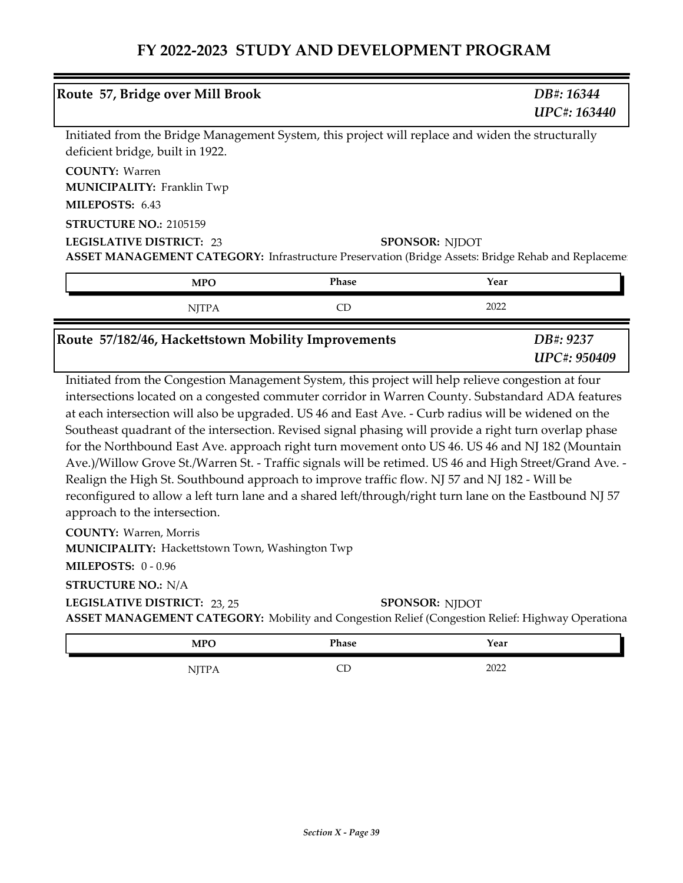# FY 2022-2023 STUDY AND DEVELOPMENT PROGRAM

## Route 57, Bridge over Mill Brook

*DB#: 16344*
*UPC#: 163440*

Initiated from the Bridge Management System, this project will replace and widen the structurally deficient bridge, built in 1922.

**COUNTY:** Warren
**MUNICIPALITY:** Franklin Twp
**MILEPOSTS:** 6.43
**STRUCTURE NO.:** 2105159
**LEGISLATIVE DISTRICT:** 23
**SPONSOR:** NJDOT
**ASSET MANAGEMENT CATEGORY:** Infrastructure Preservation (Bridge Assets: Bridge Rehab and Replaceme

| MPO | Phase | Year |
|---|---|---|
| NJTPA | CD | 2022 |

## Route 57/182/46, Hackettstown Mobility Improvements

*DB#: 9237*
*UPC#: 950409*

Initiated from the Congestion Management System, this project will help relieve congestion at four intersections located on a congested commuter corridor in Warren County. Substandard ADA features at each intersection will also be upgraded. US 46 and East Ave. - Curb radius will be widened on the Southeast quadrant of the intersection. Revised signal phasing will provide a right turn overlap phase for the Northbound East Ave. approach right turn movement onto US 46. US 46 and NJ 182 (Mountain Ave.)/Willow Grove St./Warren St. - Traffic signals will be retimed. US 46 and High Street/Grand Ave. - Realign the High St. Southbound approach to improve traffic flow. NJ 57 and NJ 182 - Will be reconfigured to allow a left turn lane and a shared left/through/right turn lane on the Eastbound NJ 57 approach to the intersection.

**COUNTY:** Warren, Morris
**MUNICIPALITY:** Hackettstown Town, Washington Twp
**MILEPOSTS:** 0 - 0.96
**STRUCTURE NO.:** N/A
**LEGISLATIVE DISTRICT:** 23, 25
**SPONSOR:** NJDOT
**ASSET MANAGEMENT CATEGORY:** Mobility and Congestion Relief (Congestion Relief: Highway Operationa

| MPO | Phase | Year |
|---|---|---|
| NJTPA | CD | 2022 |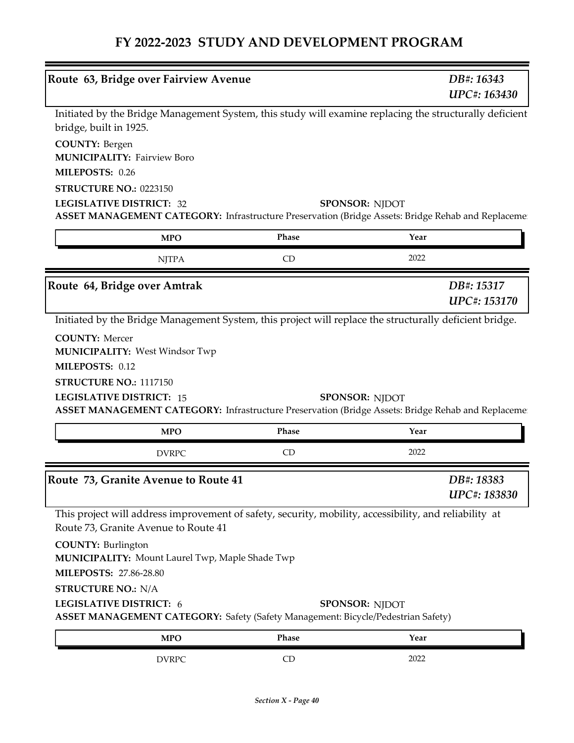# FY 2022-2023 STUDY AND DEVELOPMENT PROGRAM

## Route 63, Bridge over Fairview Avenue

*DB#: 16343*
*UPC#: 163430*

Initiated by the Bridge Management System, this study will examine replacing the structurally deficient bridge, built in 1925.

**COUNTY:** Bergen
**MUNICIPALITY:** Fairview Boro
**MILEPOSTS:** 0.26
**STRUCTURE NO.:** 0223150
**LEGISLATIVE DISTRICT:** 32
**SPONSOR:** NJDOT
**ASSET MANAGEMENT CATEGORY:** Infrastructure Preservation (Bridge Assets: Bridge Rehab and Replaceme

| MPO | Phase | Year |
|---|---|---|
| NJTPA | CD | 2022 |

## Route 64, Bridge over Amtrak

*DB#: 15317*
*UPC#: 153170*

Initiated by the Bridge Management System, this project will replace the structurally deficient bridge.

**COUNTY:** Mercer
**MUNICIPALITY:** West Windsor Twp
**MILEPOSTS:** 0.12
**STRUCTURE NO.:** 1117150
**LEGISLATIVE DISTRICT:** 15
**SPONSOR:** NJDOT
**ASSET MANAGEMENT CATEGORY:** Infrastructure Preservation (Bridge Assets: Bridge Rehab and Replaceme

| MPO | Phase | Year |
|---|---|---|
| DVRPC | CD | 2022 |

## Route 73, Granite Avenue to Route 41

*DB#: 18383*
*UPC#: 183830*

This project will address improvement of safety, security, mobility, accessibility, and reliability at Route 73, Granite Avenue to Route 41

**COUNTY:** Burlington
**MUNICIPALITY:** Mount Laurel Twp, Maple Shade Twp
**MILEPOSTS:** 27.86-28.80
**STRUCTURE NO.:** N/A
**LEGISLATIVE DISTRICT:** 6
**SPONSOR:** NJDOT
**ASSET MANAGEMENT CATEGORY:** Safety (Safety Management: Bicycle/Pedestrian Safety)

| MPO | Phase | Year |
|---|---|---|
| DVRPC | CD | 2022 |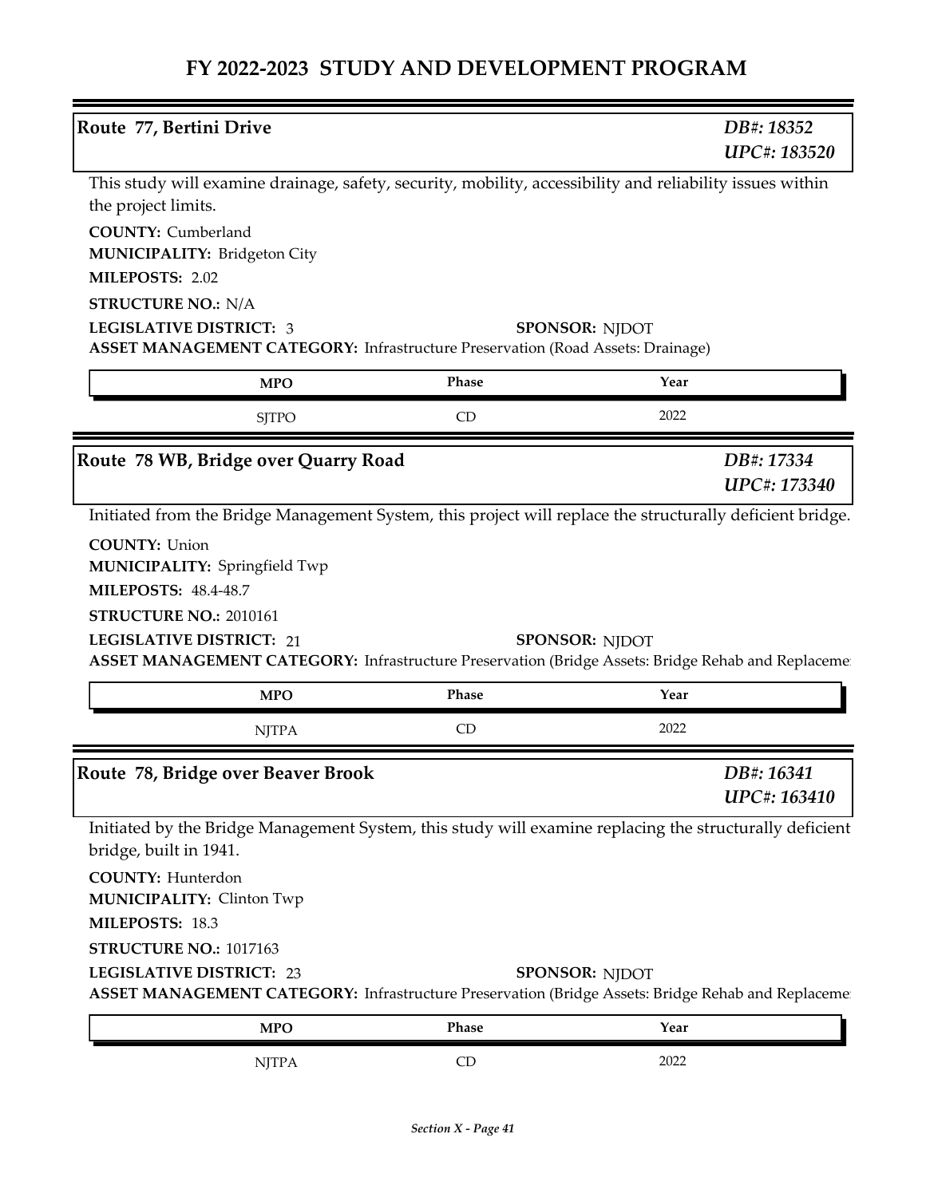# FY 2022-2023 STUDY AND DEVELOPMENT PROGRAM

## Route 77, Bertini Drive

*DB#: 18352*
*UPC#: 183520*

This study will examine drainage, safety, security, mobility, accessibility and reliability issues within the project limits.

**COUNTY:** Cumberland
**MUNICIPALITY:** Bridgeton City
**MILEPOSTS:** 2.02
**STRUCTURE NO.:** N/A
**LEGISLATIVE DISTRICT:** 3
**SPONSOR:** NJDOT
**ASSET MANAGEMENT CATEGORY:** Infrastructure Preservation (Road Assets: Drainage)

| MPO | Phase | Year |
|---|---|---|
| SJTPO | CD | 2022 |

## Route 78 WB, Bridge over Quarry Road

*DB#: 17334*
*UPC#: 173340*

Initiated from the Bridge Management System, this project will replace the structurally deficient bridge.

**COUNTY:** Union
**MUNICIPALITY:** Springfield Twp
**MILEPOSTS:** 48.4-48.7
**STRUCTURE NO.:** 2010161
**LEGISLATIVE DISTRICT:** 21
**SPONSOR:** NJDOT
**ASSET MANAGEMENT CATEGORY:** Infrastructure Preservation (Bridge Assets: Bridge Rehab and Replaceme

| MPO | Phase | Year |
|---|---|---|
| NJTPA | CD | 2022 |

## Route 78, Bridge over Beaver Brook

*DB#: 16341*
*UPC#: 163410*

Initiated by the Bridge Management System, this study will examine replacing the structurally deficient bridge, built in 1941.

**COUNTY:** Hunterdon
**MUNICIPALITY:** Clinton Twp
**MILEPOSTS:** 18.3
**STRUCTURE NO.:** 1017163
**LEGISLATIVE DISTRICT:** 23
**SPONSOR:** NJDOT
**ASSET MANAGEMENT CATEGORY:** Infrastructure Preservation (Bridge Assets: Bridge Rehab and Replaceme

| MPO | Phase | Year |
|---|---|---|
| NJTPA | CD | 2022 |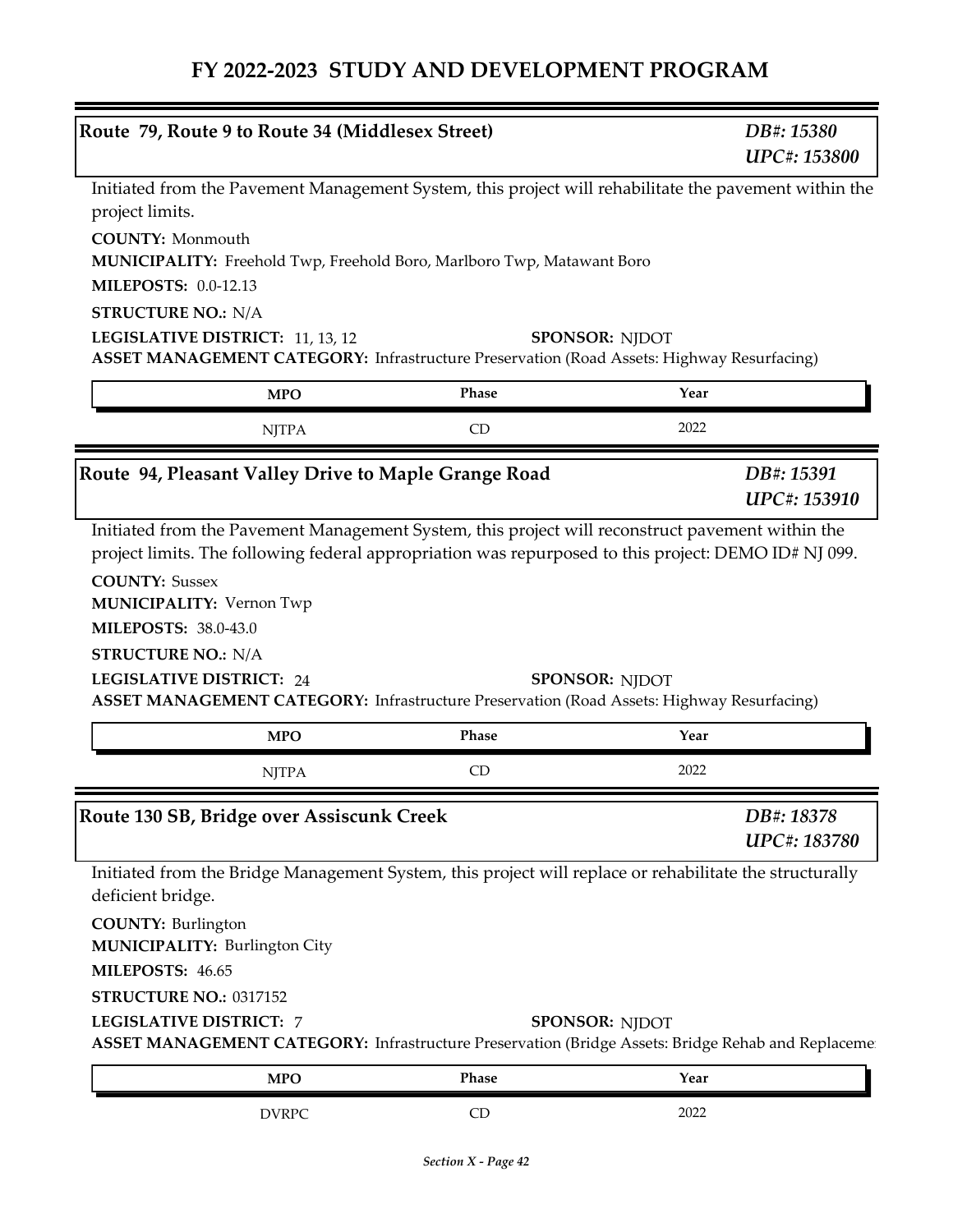# FY 2022-2023 STUDY AND DEVELOPMENT PROGRAM

## Route 79, Route 9 to Route 34 (Middlesex Street)

*DB#: 15380*
*UPC#: 153800*

Initiated from the Pavement Management System, this project will rehabilitate the pavement within the project limits.

**COUNTY:** Monmouth
**MUNICIPALITY:** Freehold Twp, Freehold Boro, Marlboro Twp, Matawant Boro
**MILEPOSTS:** 0.0-12.13
**STRUCTURE NO.:** N/A
**LEGISLATIVE DISTRICT:** 11, 13, 12
**SPONSOR:** NJDOT
**ASSET MANAGEMENT CATEGORY:** Infrastructure Preservation (Road Assets: Highway Resurfacing)

| MPO | Phase | Year |
|---|---|---|
| NJTPA | CD | 2022 |

## Route 94, Pleasant Valley Drive to Maple Grange Road

*DB#: 15391*
*UPC#: 153910*

Initiated from the Pavement Management System, this project will reconstruct pavement within the project limits. The following federal appropriation was repurposed to this project: DEMO ID# NJ 099.

**COUNTY:** Sussex
**MUNICIPALITY:** Vernon Twp
**MILEPOSTS:** 38.0-43.0
**STRUCTURE NO.:** N/A
**LEGISLATIVE DISTRICT:** 24
**SPONSOR:** NJDOT
**ASSET MANAGEMENT CATEGORY:** Infrastructure Preservation (Road Assets: Highway Resurfacing)

| MPO | Phase | Year |
|---|---|---|
| NJTPA | CD | 2022 |

## Route 130 SB, Bridge over Assiscunk Creek

*DB#: 18378*
*UPC#: 183780*

Initiated from the Bridge Management System, this project will replace or rehabilitate the structurally deficient bridge.

**COUNTY:** Burlington
**MUNICIPALITY:** Burlington City
**MILEPOSTS:** 46.65
**STRUCTURE NO.:** 0317152
**LEGISLATIVE DISTRICT:** 7
**SPONSOR:** NJDOT
**ASSET MANAGEMENT CATEGORY:** Infrastructure Preservation (Bridge Assets: Bridge Rehab and Replaceme

| MPO | Phase | Year |
|---|---|---|
| DVRPC | CD | 2022 |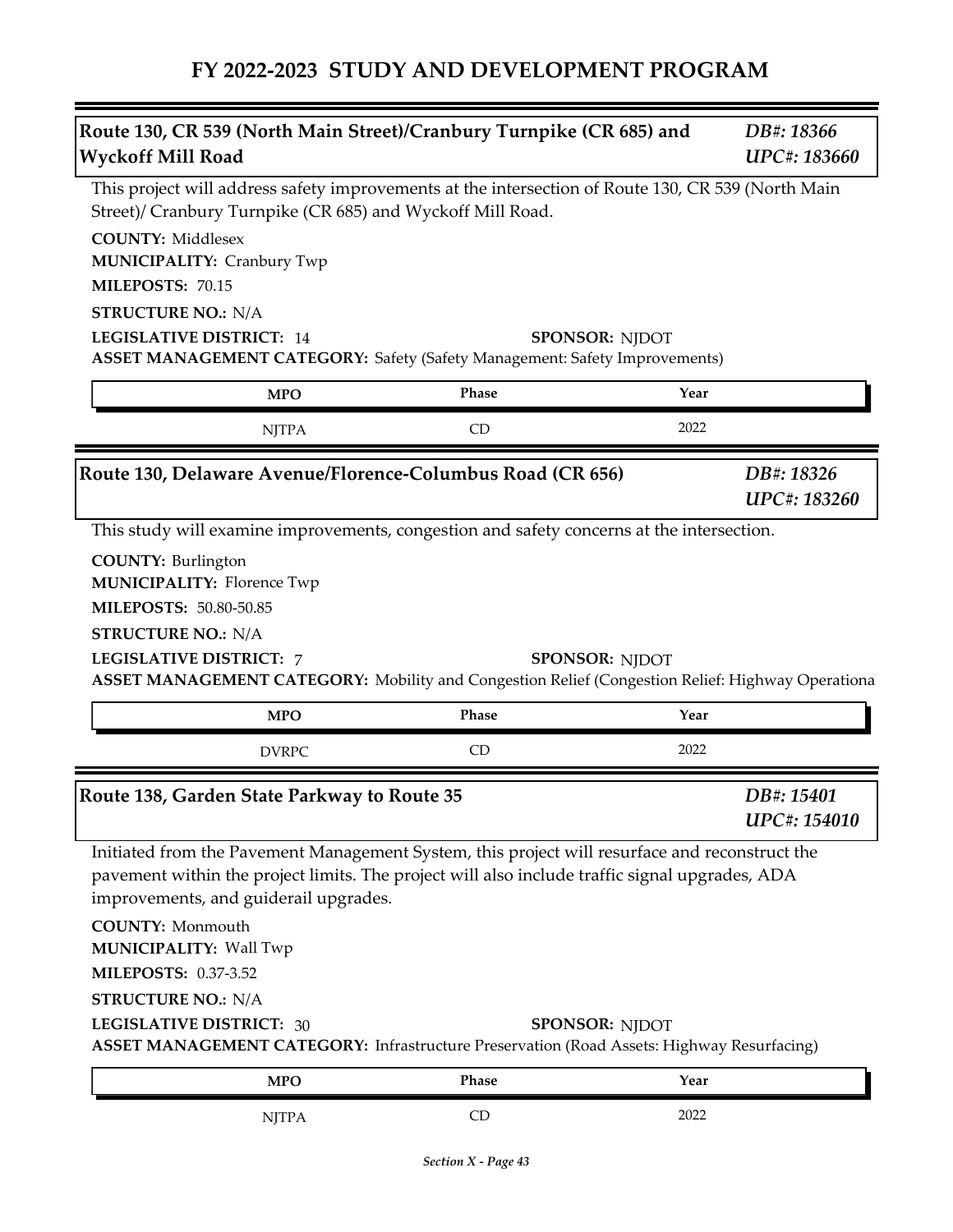# FY 2022-2023 STUDY AND DEVELOPMENT PROGRAM

## Route 130, CR 539 (North Main Street)/Cranbury Turnpike (CR 685) and Wyckoff Mill Road

*DB#: 18366*
*UPC#: 183660*

This project will address safety improvements at the intersection of Route 130, CR 539 (North Main Street)/ Cranbury Turnpike (CR 685) and Wyckoff Mill Road.

**COUNTY:** Middlesex
**MUNICIPALITY:** Cranbury Twp
**MILEPOSTS:** 70.15
**STRUCTURE NO.:** N/A
**LEGISLATIVE DISTRICT:** 14
**SPONSOR:** NJDOT
**ASSET MANAGEMENT CATEGORY:** Safety (Safety Management: Safety Improvements)

| MPO | Phase | Year |
| --- | --- | --- |
| NJTPA | CD | 2022 |

## Route 130, Delaware Avenue/Florence-Columbus Road (CR 656)

*DB#: 18326*
*UPC#: 183260*

This study will examine improvements, congestion and safety concerns at the intersection.

**COUNTY:** Burlington
**MUNICIPALITY:** Florence Twp
**MILEPOSTS:** 50.80-50.85
**STRUCTURE NO.:** N/A
**LEGISLATIVE DISTRICT:** 7
**SPONSOR:** NJDOT
**ASSET MANAGEMENT CATEGORY:** Mobility and Congestion Relief (Congestion Relief: Highway Operationa

| MPO | Phase | Year |
| --- | --- | --- |
| DVRPC | CD | 2022 |

## Route 138, Garden State Parkway to Route 35

*DB#: 15401*
*UPC#: 154010*

Initiated from the Pavement Management System, this project will resurface and reconstruct the pavement within the project limits. The project will also include traffic signal upgrades, ADA improvements, and guiderail upgrades.

**COUNTY:** Monmouth
**MUNICIPALITY:** Wall Twp
**MILEPOSTS:** 0.37-3.52
**STRUCTURE NO.:** N/A
**LEGISLATIVE DISTRICT:** 30
**SPONSOR:** NJDOT
**ASSET MANAGEMENT CATEGORY:** Infrastructure Preservation (Road Assets: Highway Resurfacing)

| MPO | Phase | Year |
| --- | --- | --- |
| NJTPA | CD | 2022 |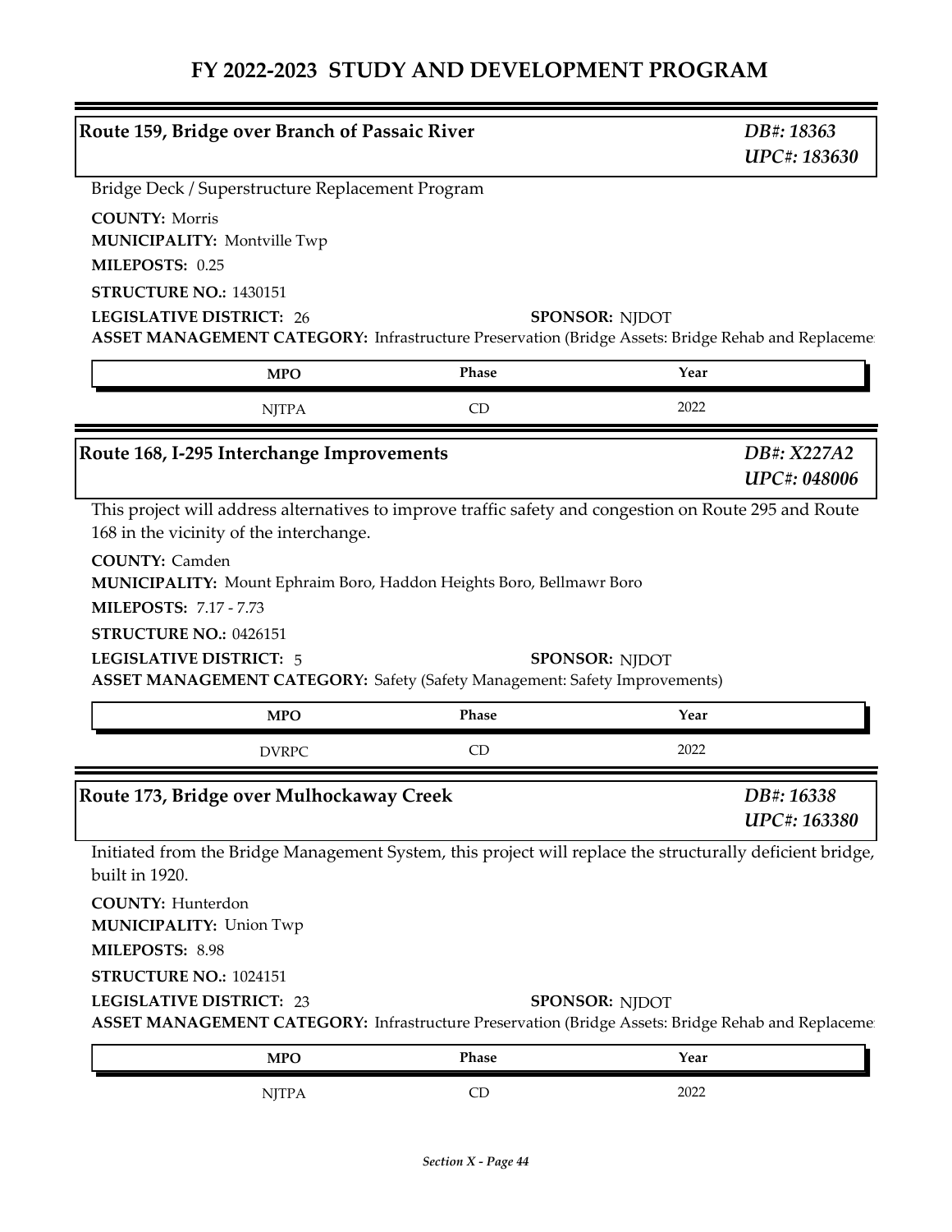# FY 2022-2023 STUDY AND DEVELOPMENT PROGRAM

## Route 159, Bridge over Branch of Passaic River

*DB#: 18363*
*UPC#: 183630*

Bridge Deck / Superstructure Replacement Program

**COUNTY:** Morris
**MUNICIPALITY:** Montville Twp
**MILEPOSTS:** 0.25
**STRUCTURE NO.:** 1430151
**LEGISLATIVE DISTRICT:** 26
**SPONSOR:** NJDOT
**ASSET MANAGEMENT CATEGORY:** Infrastructure Preservation (Bridge Assets: Bridge Rehab and Replaceme

| MPO | Phase | Year |
|---|---|---|
| NJTPA | CD | 2022 |

## Route 168, I-295 Interchange Improvements

*DB#: X227A2*
*UPC#: 048006*

This project will address alternatives to improve traffic safety and congestion on Route 295 and Route 168 in the vicinity of the interchange.

**COUNTY:** Camden
**MUNICIPALITY:** Mount Ephraim Boro, Haddon Heights Boro, Bellmawr Boro
**MILEPOSTS:** 7.17 - 7.73
**STRUCTURE NO.:** 0426151
**LEGISLATIVE DISTRICT:** 5
**SPONSOR:** NJDOT
**ASSET MANAGEMENT CATEGORY:** Safety (Safety Management: Safety Improvements)

| MPO | Phase | Year |
|---|---|---|
| DVRPC | CD | 2022 |

## Route 173, Bridge over Mulhockaway Creek

*DB#: 16338*
*UPC#: 163380*

Initiated from the Bridge Management System, this project will replace the structurally deficient bridge, built in 1920.

**COUNTY:** Hunterdon
**MUNICIPALITY:** Union Twp
**MILEPOSTS:** 8.98
**STRUCTURE NO.:** 1024151
**LEGISLATIVE DISTRICT:** 23
**SPONSOR:** NJDOT
**ASSET MANAGEMENT CATEGORY:** Infrastructure Preservation (Bridge Assets: Bridge Rehab and Replaceme

| MPO | Phase | Year |
|---|---|---|
| NJTPA | CD | 2022 |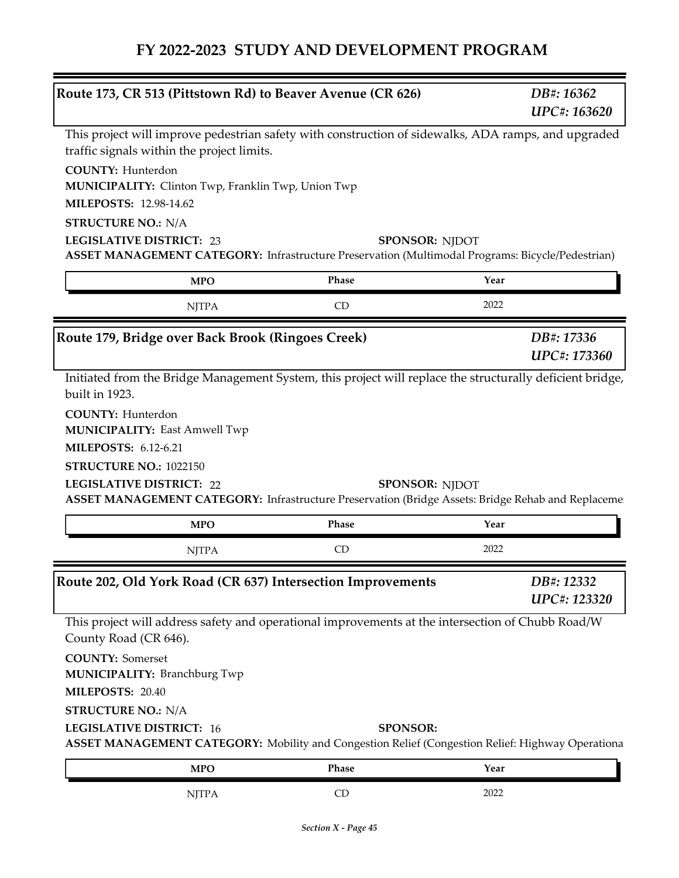# FY 2022-2023 STUDY AND DEVELOPMENT PROGRAM

## Route 173, CR 513 (Pittstown Rd) to Beaver Avenue (CR 626)

*DB#: 16362*
*UPC#: 163620*

This project will improve pedestrian safety with construction of sidewalks, ADA ramps, and upgraded traffic signals within the project limits.

**COUNTY:** Hunterdon
**MUNICIPALITY:** Clinton Twp, Franklin Twp, Union Twp
**MILEPOSTS:** 12.98-14.62
**STRUCTURE NO.:** N/A
**LEGISLATIVE DISTRICT:** 23
**SPONSOR:** NJDOT
**ASSET MANAGEMENT CATEGORY:** Infrastructure Preservation (Multimodal Programs: Bicycle/Pedestrian)

| MPO | Phase | Year |
|---|---|---|
| NJTPA | CD | 2022 |

## Route 179, Bridge over Back Brook (Ringoes Creek)

*DB#: 17336*
*UPC#: 173360*

Initiated from the Bridge Management System, this project will replace the structurally deficient bridge, built in 1923.

**COUNTY:** Hunterdon
**MUNICIPALITY:** East Amwell Twp
**MILEPOSTS:** 6.12-6.21
**STRUCTURE NO.:** 1022150
**LEGISLATIVE DISTRICT:** 22
**SPONSOR:** NJDOT
**ASSET MANAGEMENT CATEGORY:** Infrastructure Preservation (Bridge Assets: Bridge Rehab and Replaceme

| MPO | Phase | Year |
|---|---|---|
| NJTPA | CD | 2022 |

## Route 202, Old York Road (CR 637) Intersection Improvements

*DB#: 12332*
*UPC#: 123320*

This project will address safety and operational improvements at the intersection of Chubb Road/W County Road (CR 646).

**COUNTY:** Somerset
**MUNICIPALITY:** Branchburg Twp
**MILEPOSTS:** 20.40
**STRUCTURE NO.:** N/A
**LEGISLATIVE DISTRICT:** 16
**SPONSOR:**
**ASSET MANAGEMENT CATEGORY:** Mobility and Congestion Relief (Congestion Relief: Highway Operationa

| MPO | Phase | Year |
|---|---|---|
| NJTPA | CD | 2022 |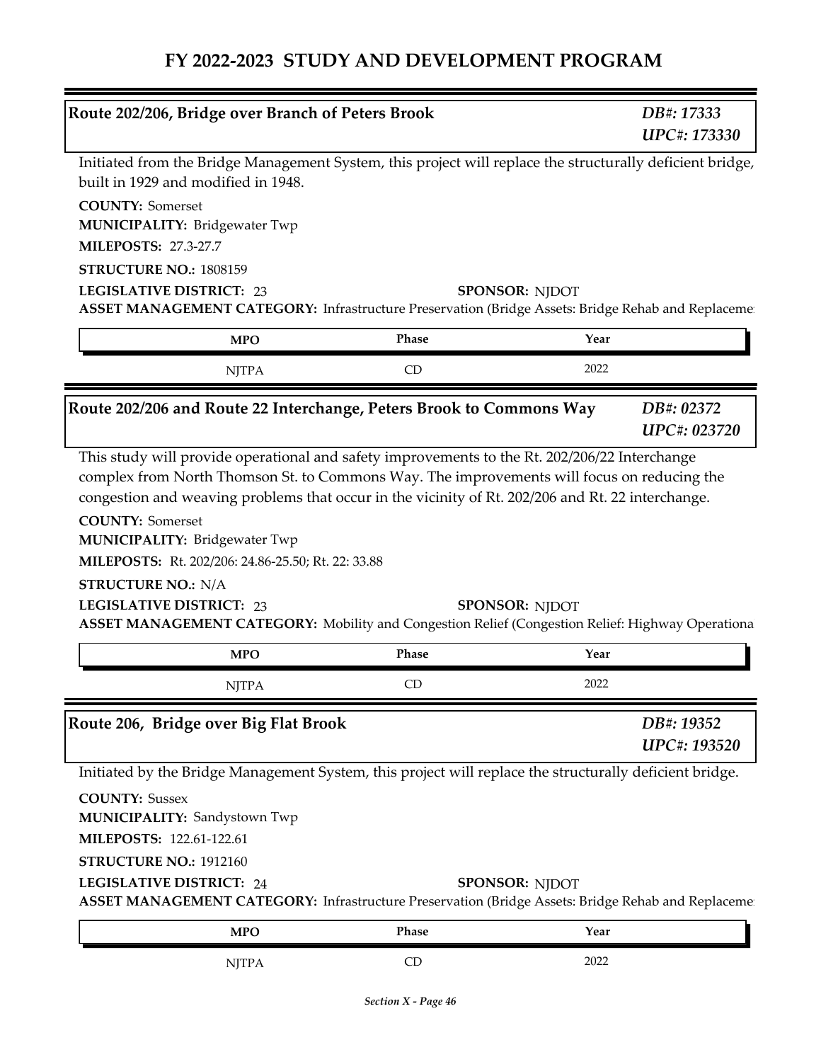# FY 2022-2023 STUDY AND DEVELOPMENT PROGRAM

## Route 202/206, Bridge over Branch of Peters Brook

*DB#: 17333*
*UPC#: 173330*

Initiated from the Bridge Management System, this project will replace the structurally deficient bridge, built in 1929 and modified in 1948.

**COUNTY:** Somerset
**MUNICIPALITY:** Bridgewater Twp
**MILEPOSTS:** 27.3-27.7
**STRUCTURE NO.:** 1808159
**LEGISLATIVE DISTRICT:** 23
**SPONSOR:** NJDOT
**ASSET MANAGEMENT CATEGORY:** Infrastructure Preservation (Bridge Assets: Bridge Rehab and Replaceme

| MPO | Phase | Year |
|---|---|---|
| NJTPA | CD | 2022 |

## Route 202/206 and Route 22 Interchange, Peters Brook to Commons Way

*DB#: 02372*
*UPC#: 023720*

This study will provide operational and safety improvements to the Rt. 202/206/22 Interchange complex from North Thomson St. to Commons Way. The improvements will focus on reducing the congestion and weaving problems that occur in the vicinity of Rt. 202/206 and Rt. 22 interchange.

**COUNTY:** Somerset
**MUNICIPALITY:** Bridgewater Twp
**MILEPOSTS:** Rt. 202/206: 24.86-25.50; Rt. 22: 33.88
**STRUCTURE NO.:** N/A
**LEGISLATIVE DISTRICT:** 23
**SPONSOR:** NJDOT
**ASSET MANAGEMENT CATEGORY:** Mobility and Congestion Relief (Congestion Relief: Highway Operationa

| MPO | Phase | Year |
|---|---|---|
| NJTPA | CD | 2022 |

## Route 206, Bridge over Big Flat Brook

*DB#: 19352*
*UPC#: 193520*

Initiated by the Bridge Management System, this project will replace the structurally deficient bridge.

**COUNTY:** Sussex
**MUNICIPALITY:** Sandystown Twp
**MILEPOSTS:** 122.61-122.61
**STRUCTURE NO.:** 1912160
**LEGISLATIVE DISTRICT:** 24
**SPONSOR:** NJDOT
**ASSET MANAGEMENT CATEGORY:** Infrastructure Preservation (Bridge Assets: Bridge Rehab and Replaceme

| MPO | Phase | Year |
|---|---|---|
| NJTPA | CD | 2022 |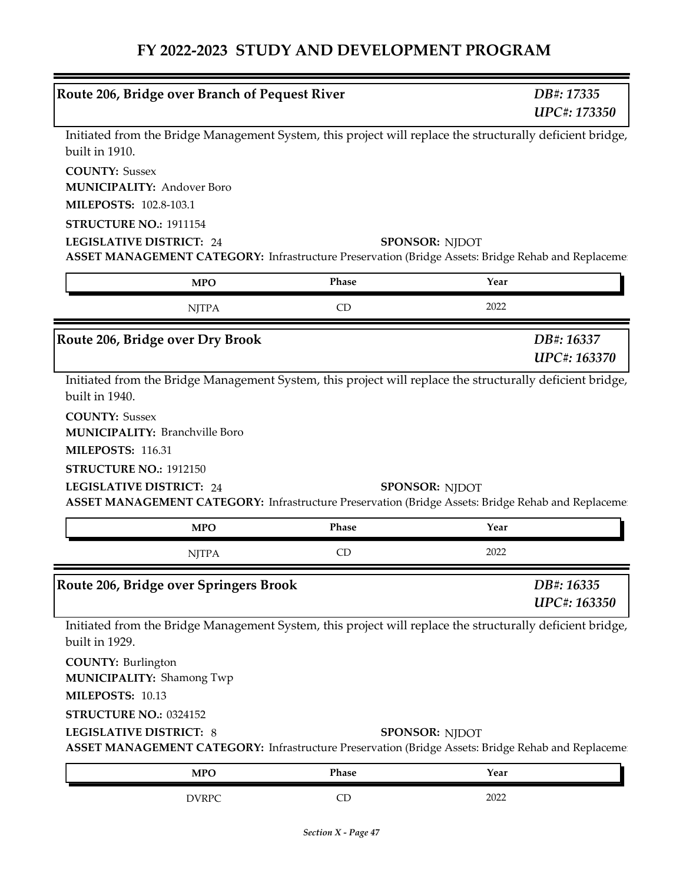# FY 2022-2023 STUDY AND DEVELOPMENT PROGRAM

## Route 206, Bridge over Branch of Pequest River

*DB#: 17335*
*UPC#: 173350*

Initiated from the Bridge Management System, this project will replace the structurally deficient bridge, built in 1910.

**COUNTY:** Sussex
**MUNICIPALITY:** Andover Boro
**MILEPOSTS:** 102.8-103.1
**STRUCTURE NO.:** 1911154
**LEGISLATIVE DISTRICT:** 24
**SPONSOR:** NJDOT
**ASSET MANAGEMENT CATEGORY:** Infrastructure Preservation (Bridge Assets: Bridge Rehab and Replaceme

| MPO | Phase | Year |
|---|---|---|
| NJTPA | CD | 2022 |

## Route 206, Bridge over Dry Brook

*DB#: 16337*
*UPC#: 163370*

Initiated from the Bridge Management System, this project will replace the structurally deficient bridge, built in 1940.

**COUNTY:** Sussex
**MUNICIPALITY:** Branchville Boro
**MILEPOSTS:** 116.31
**STRUCTURE NO.:** 1912150
**LEGISLATIVE DISTRICT:** 24
**SPONSOR:** NJDOT
**ASSET MANAGEMENT CATEGORY:** Infrastructure Preservation (Bridge Assets: Bridge Rehab and Replaceme

| MPO | Phase | Year |
|---|---|---|
| NJTPA | CD | 2022 |

## Route 206, Bridge over Springers Brook

*DB#: 16335*
*UPC#: 163350*

Initiated from the Bridge Management System, this project will replace the structurally deficient bridge, built in 1929.

**COUNTY:** Burlington
**MUNICIPALITY:** Shamong Twp
**MILEPOSTS:** 10.13
**STRUCTURE NO.:** 0324152
**LEGISLATIVE DISTRICT:** 8
**SPONSOR:** NJDOT
**ASSET MANAGEMENT CATEGORY:** Infrastructure Preservation (Bridge Assets: Bridge Rehab and Replaceme

| MPO | Phase | Year |
|---|---|---|
| DVRPC | CD | 2022 |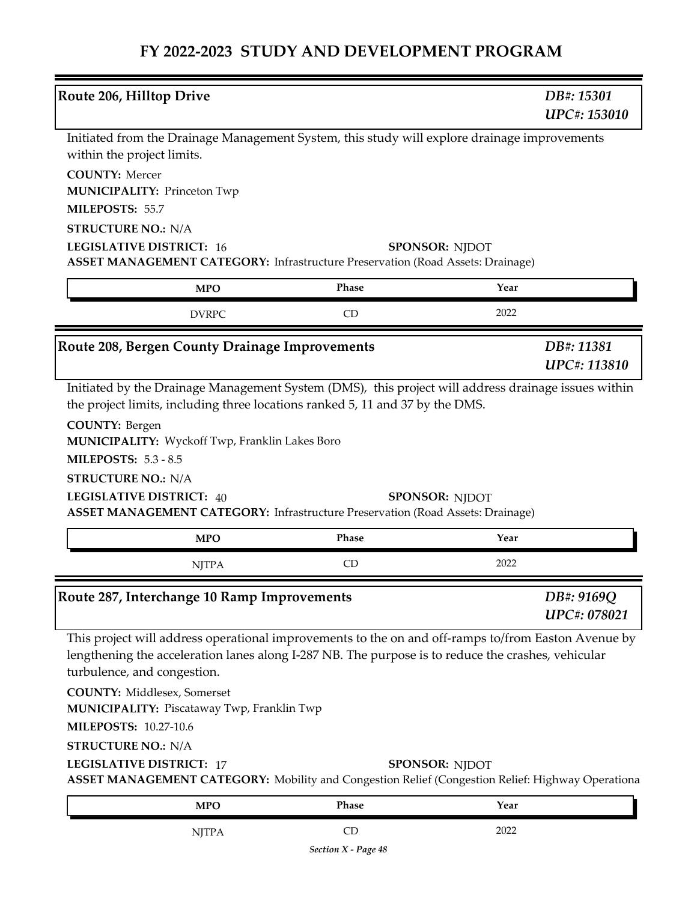## Route 206, Hilltop Drive

*DB#: 15301*
*UPC#: 153010*

Initiated from the Drainage Management System, this study will explore drainage improvements within the project limits.

**COUNTY:** Mercer
**MUNICIPALITY:** Princeton Twp
**MILEPOSTS:** 55.7
**STRUCTURE NO.:** N/A
**LEGISLATIVE DISTRICT:** 16
**SPONSOR:** NJDOT
**ASSET MANAGEMENT CATEGORY:** Infrastructure Preservation (Road Assets: Drainage)

| MPO | Phase | Year |
| --- | --- | --- |
| DVRPC | CD | 2022 |

## Route 208, Bergen County Drainage Improvements

*DB#: 11381*
*UPC#: 113810*

Initiated by the Drainage Management System (DMS), this project will address drainage issues within the project limits, including three locations ranked 5, 11 and 37 by the DMS.

**COUNTY:** Bergen
**MUNICIPALITY:** Wyckoff Twp, Franklin Lakes Boro
**MILEPOSTS:** 5.3 - 8.5
**STRUCTURE NO.:** N/A
**LEGISLATIVE DISTRICT:** 40
**SPONSOR:** NJDOT
**ASSET MANAGEMENT CATEGORY:** Infrastructure Preservation (Road Assets: Drainage)

| MPO | Phase | Year |
| --- | --- | --- |
| NJTPA | CD | 2022 |

## Route 287, Interchange 10 Ramp Improvements

*DB#: 9169Q*
*UPC#: 078021*

This project will address operational improvements to the on and off-ramps to/from Easton Avenue by lengthening the acceleration lanes along I-287 NB. The purpose is to reduce the crashes, vehicular turbulence, and congestion.

**COUNTY:** Middlesex, Somerset
**MUNICIPALITY:** Piscataway Twp, Franklin Twp
**MILEPOSTS:** 10.27-10.6
**STRUCTURE NO.:** N/A
**LEGISLATIVE DISTRICT:** 17
**SPONSOR:** NJDOT
**ASSET MANAGEMENT CATEGORY:** Mobility and Congestion Relief (Congestion Relief: Highway Operationa

| MPO | Phase | Year |
| --- | --- | --- |
| NJTPA | CD | 2022 |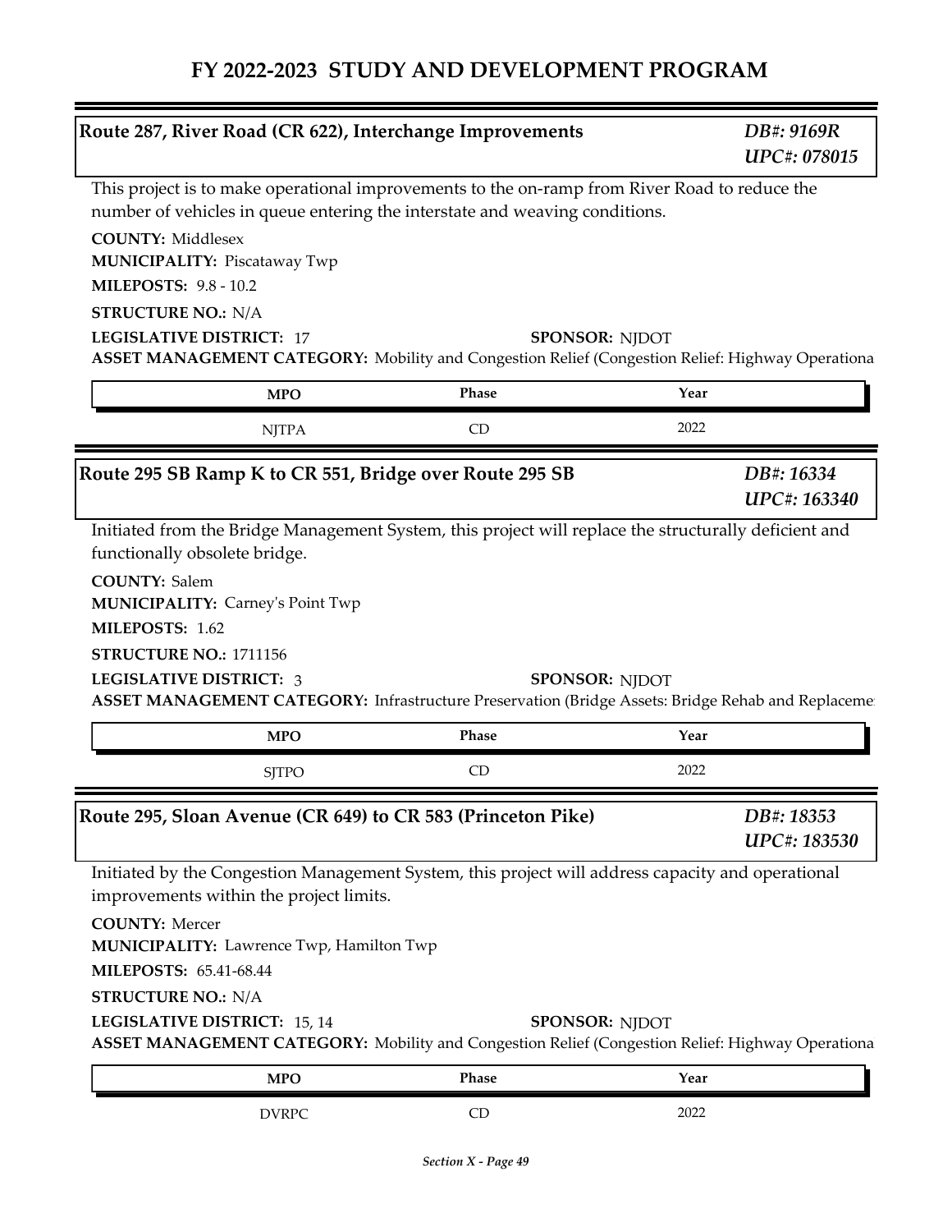# FY 2022-2023 STUDY AND DEVELOPMENT PROGRAM

## Route 287, River Road (CR 622), Interchange Improvements

*DB#: 9169R*
*UPC#: 078015*

This project is to make operational improvements to the on-ramp from River Road to reduce the number of vehicles in queue entering the interstate and weaving conditions.

**COUNTY:** Middlesex
**MUNICIPALITY:** Piscataway Twp
**MILEPOSTS:** 9.8 - 10.2
**STRUCTURE NO.:** N/A
**LEGISLATIVE DISTRICT:** 17
**SPONSOR:** NJDOT
**ASSET MANAGEMENT CATEGORY:** Mobility and Congestion Relief (Congestion Relief: Highway Operationa

| MPO | Phase | Year |
|---|---|---|
| NJTPA | CD | 2022 |

## Route 295 SB Ramp K to CR 551, Bridge over Route 295 SB

*DB#: 16334*
*UPC#: 163340*

Initiated from the Bridge Management System, this project will replace the structurally deficient and functionally obsolete bridge.

**COUNTY:** Salem
**MUNICIPALITY:** Carney's Point Twp
**MILEPOSTS:** 1.62
**STRUCTURE NO.:** 1711156
**LEGISLATIVE DISTRICT:** 3
**SPONSOR:** NJDOT
**ASSET MANAGEMENT CATEGORY:** Infrastructure Preservation (Bridge Assets: Bridge Rehab and Replaceme

| MPO | Phase | Year |
|---|---|---|
| SJTPO | CD | 2022 |

## Route 295, Sloan Avenue (CR 649) to CR 583 (Princeton Pike)

*DB#: 18353*
*UPC#: 183530*

Initiated by the Congestion Management System, this project will address capacity and operational improvements within the project limits.

**COUNTY:** Mercer
**MUNICIPALITY:** Lawrence Twp, Hamilton Twp
**MILEPOSTS:** 65.41-68.44
**STRUCTURE NO.:** N/A
**LEGISLATIVE DISTRICT:** 15, 14
**SPONSOR:** NJDOT
**ASSET MANAGEMENT CATEGORY:** Mobility and Congestion Relief (Congestion Relief: Highway Operationa

| MPO | Phase | Year |
|---|---|---|
| DVRPC | CD | 2022 |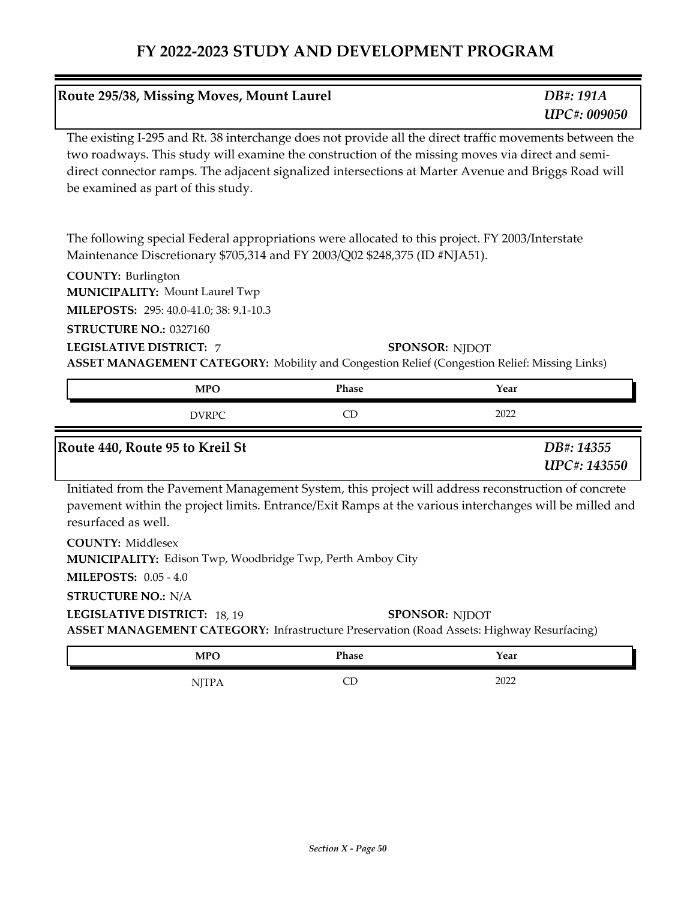# FY 2022-2023 STUDY AND DEVELOPMENT PROGRAM

## Route 295/38, Missing Moves, Mount Laurel

*DB#: 191A*
*UPC#: 009050*

The existing I-295 and Rt. 38 interchange does not provide all the direct traffic movements between the two roadways. This study will examine the construction of the missing moves via direct and semi-direct connector ramps. The adjacent signalized intersections at Marter Avenue and Briggs Road will be examined as part of this study.

The following special Federal appropriations were allocated to this project. FY 2003/Interstate Maintenance Discretionary $705,314 and FY 2003/Q02 $248,375 (ID #NJA51).

**COUNTY:** Burlington
**MUNICIPALITY:** Mount Laurel Twp
**MILEPOSTS:** 295: 40.0-41.0; 38: 9.1-10.3
**STRUCTURE NO.:** 0327160
**LEGISLATIVE DISTRICT:** 7
**SPONSOR:** NJDOT
**ASSET MANAGEMENT CATEGORY:** Mobility and Congestion Relief (Congestion Relief: Missing Links)

| MPO | Phase | Year |
|---|---|---|
| DVRPC | CD | 2022 |

## Route 440, Route 95 to Kreil St

*DB#: 14355*
*UPC#: 143550*

Initiated from the Pavement Management System, this project will address reconstruction of concrete pavement within the project limits. Entrance/Exit Ramps at the various interchanges will be milled and resurfaced as well.

**COUNTY:** Middlesex
**MUNICIPALITY:** Edison Twp, Woodbridge Twp, Perth Amboy City
**MILEPOSTS:** 0.05 - 4.0
**STRUCTURE NO.:** N/A
**LEGISLATIVE DISTRICT:** 18, 19
**SPONSOR:** NJDOT
**ASSET MANAGEMENT CATEGORY:** Infrastructure Preservation (Road Assets: Highway Resurfacing)

| MPO | Phase | Year |
|---|---|---|
| NJTPA | CD | 2022 |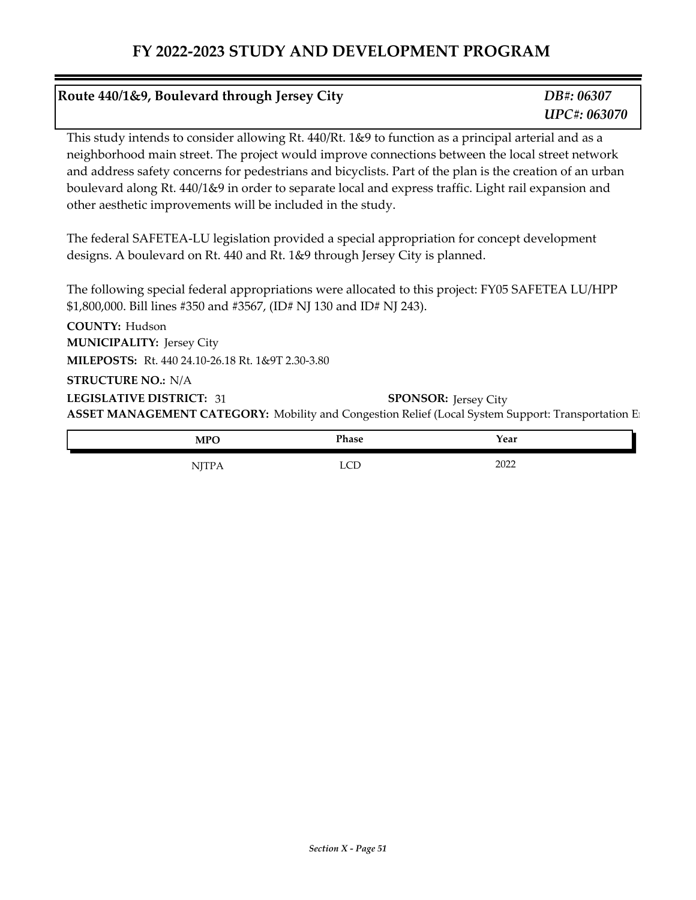# FY 2022-2023 STUDY AND DEVELOPMENT PROGRAM

## Route 440/1&9, Boulevard through Jersey City

*DB#: 06307*
*UPC#: 063070*

This study intends to consider allowing Rt. 440/Rt. 1&9 to function as a principal arterial and as a neighborhood main street. The project would improve connections between the local street network and address safety concerns for pedestrians and bicyclists. Part of the plan is the creation of an urban boulevard along Rt. 440/1&9 in order to separate local and express traffic. Light rail expansion and other aesthetic improvements will be included in the study.

The federal SAFETEA-LU legislation provided a special appropriation for concept development designs. A boulevard on Rt. 440 and Rt. 1&9 through Jersey City is planned.

The following special federal appropriations were allocated to this project: FY05 SAFETEA LU/HPP $1,800,000. Bill lines #350 and #3567, (ID# NJ 130 and ID# NJ 243).

**COUNTY:** Hudson
**MUNICIPALITY:** Jersey City
**MILEPOSTS:** Rt. 440 24.10-26.18 Rt. 1&9T 2.30-3.80
**STRUCTURE NO.:** N/A
**LEGISLATIVE DISTRICT:** 31
**SPONSOR:** Jersey City
**ASSET MANAGEMENT CATEGORY:** Mobility and Congestion Relief (Local System Support: Transportation E

| MPO | Phase | Year |
|---|---|---|
| NJTPA | LCD | 2022 |